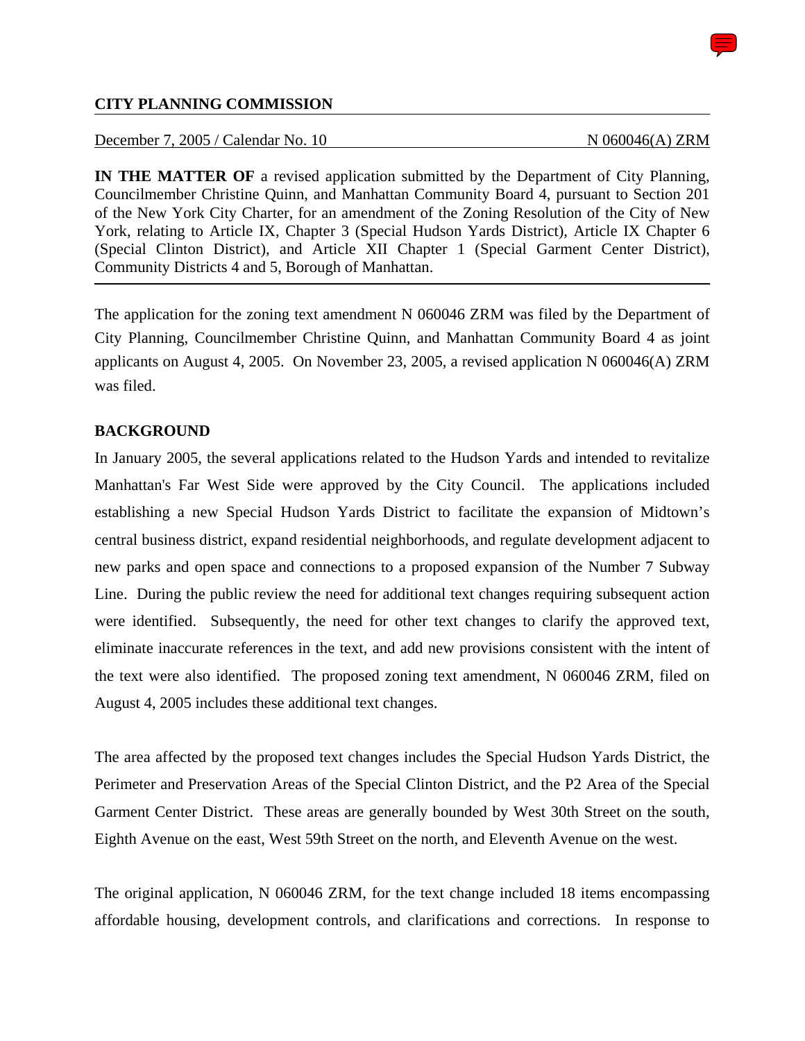**CITY PLANNING COMMISSION**

December 7, 2005 / Calendar No. 10 N 060046(A) ZRM

**IN THE MATTER OF** a revised application submitted by the Department of City Planning, Councilmember Christine Quinn, and Manhattan Community Board 4, pursuant to Section 201 of the New York City Charter, for an amendment of the Zoning Resolution of the City of New York, relating to Article IX, Chapter 3 (Special Hudson Yards District), Article IX Chapter 6 (Special Clinton District), and Article XII Chapter 1 (Special Garment Center District), Community Districts 4 and 5, Borough of Manhattan.

The application for the zoning text amendment N 060046 ZRM was filed by the Department of City Planning, Councilmember Christine Quinn, and Manhattan Community Board 4 as joint applicants on August 4, 2005. On November 23, 2005, a revised application N 060046(A) ZRM was filed.

## BACKGROUND

In January 2005, the several applications related to the Hudson Yards and intended to revitalize Manhattan's Far West Side were approved by the City Council. The applications included establishing a new Special Hudson Yards District to facilitate the expansion of Midtown's central business district, expand residential neighborhoods, and regulate development adjacent to new parks and open space and connections to a proposed expansion of the Number 7 Subway Line. During the public review the need for additional text changes requiring subsequent action were identified. Subsequently, the need for other text changes to clarify the approved text, eliminate inaccurate references in the text, and add new provisions consistent with the intent of the text were also identified. The proposed zoning text amendment, N 060046 ZRM, filed on August 4, 2005 includes these additional text changes.

The area affected by the proposed text changes includes the Special Hudson Yards District, the Perimeter and Preservation Areas of the Special Clinton District, and the P2 Area of the Special Garment Center District. These areas are generally bounded by West 30th Street on the south, Eighth Avenue on the east, West 59th Street on the north, and Eleventh Avenue on the west.

The original application, N 060046 ZRM, for the text change included 18 items encompassing affordable housing, development controls, and clarifications and corrections. In response to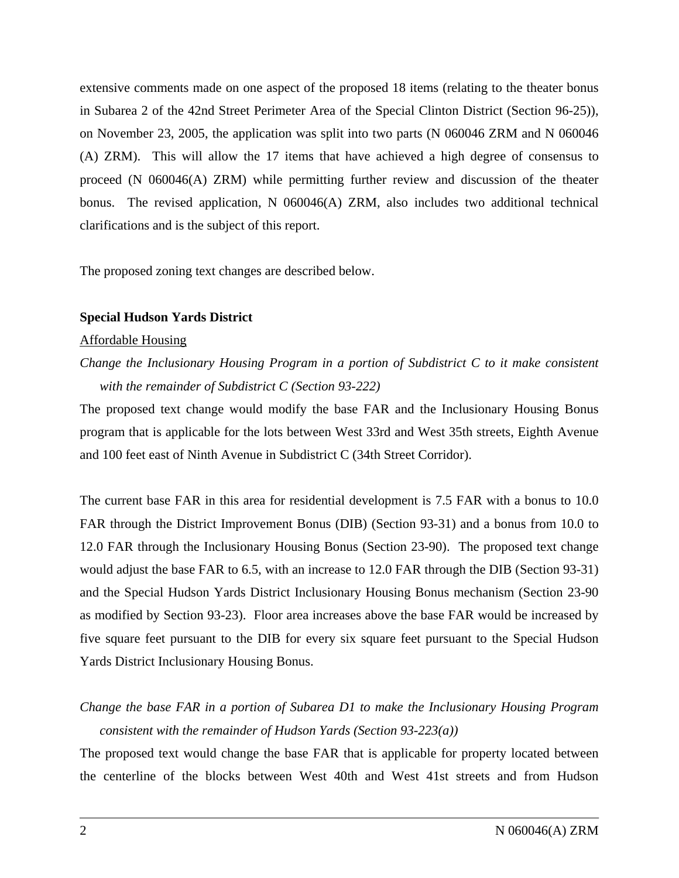extensive comments made on one aspect of the proposed 18 items (relating to the theater bonus in Subarea 2 of the 42nd Street Perimeter Area of the Special Clinton District (Section 96-25)), on November 23, 2005, the application was split into two parts (N 060046 ZRM and N 060046 (A) ZRM). This will allow the 17 items that have achieved a high degree of consensus to proceed (N 060046(A) ZRM) while permitting further review and discussion of the theater bonus. The revised application, N 060046(A) ZRM, also includes two additional technical clarifications and is the subject of this report.

The proposed zoning text changes are described below.

**Special Hudson Yards District**

Affordable Housing

*Change the Inclusionary Housing Program in a portion of Subdistrict C to it make consistent with the remainder of Subdistrict C (Section 93-222)*

The proposed text change would modify the base FAR and the Inclusionary Housing Bonus program that is applicable for the lots between West 33rd and West 35th streets, Eighth Avenue and 100 feet east of Ninth Avenue in Subdistrict C (34th Street Corridor).

The current base FAR in this area for residential development is 7.5 FAR with a bonus to 10.0 FAR through the District Improvement Bonus (DIB) (Section 93-31) and a bonus from 10.0 to 12.0 FAR through the Inclusionary Housing Bonus (Section 23-90). The proposed text change would adjust the base FAR to 6.5, with an increase to 12.0 FAR through the DIB (Section 93-31) and the Special Hudson Yards District Inclusionary Housing Bonus mechanism (Section 23-90 as modified by Section 93-23). Floor area increases above the base FAR would be increased by five square feet pursuant to the DIB for every six square feet pursuant to the Special Hudson Yards District Inclusionary Housing Bonus.

*Change the base FAR in a portion of Subarea D1 to make the Inclusionary Housing Program consistent with the remainder of Hudson Yards (Section 93-223(a))*

The proposed text would change the base FAR that is applicable for property located between the centerline of the blocks between West 40th and West 41st streets and from Hudson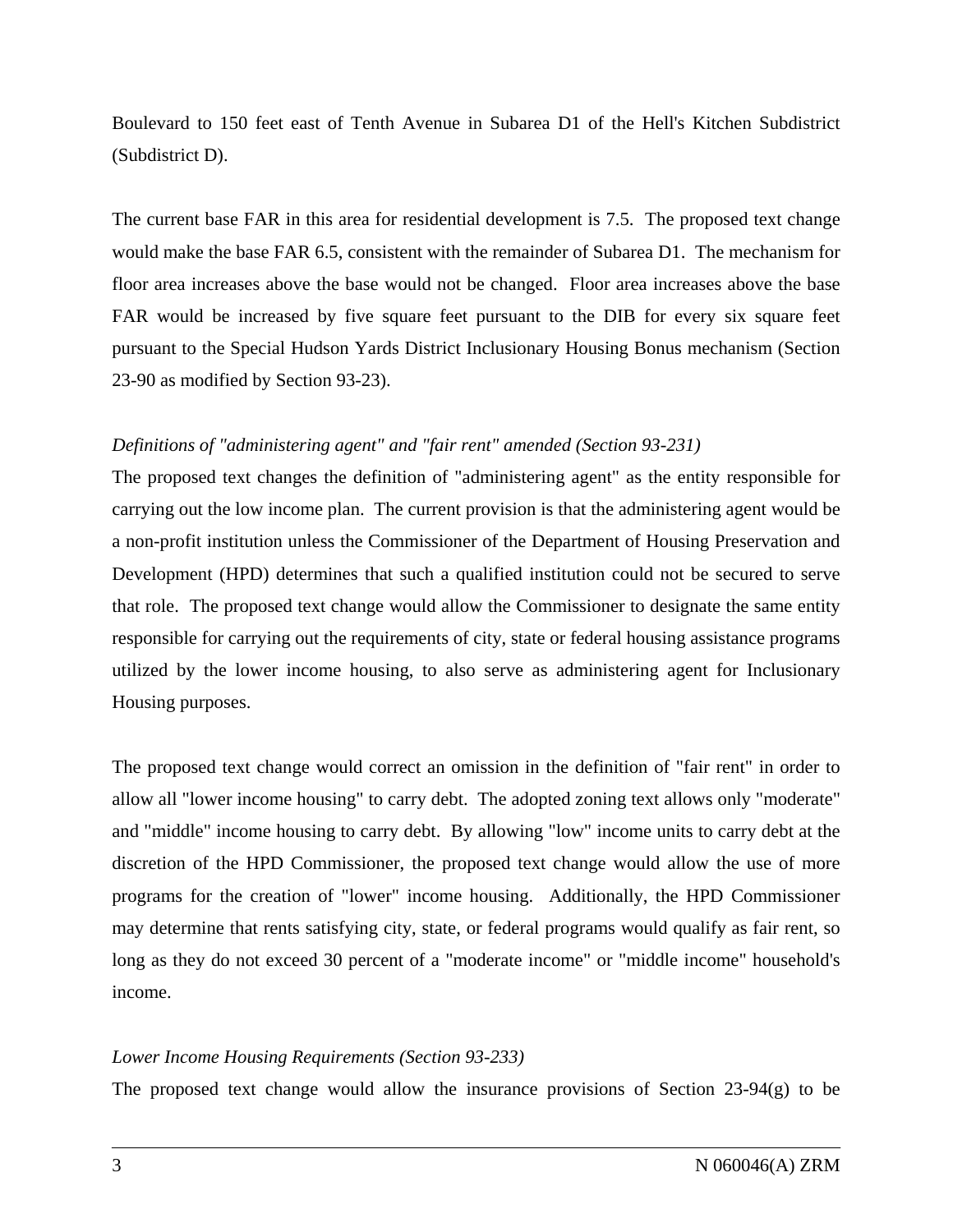Boulevard to 150 feet east of Tenth Avenue in Subarea D1 of the Hell's Kitchen Subdistrict (Subdistrict D).

The current base FAR in this area for residential development is 7.5. The proposed text change would make the base FAR 6.5, consistent with the remainder of Subarea D1. The mechanism for floor area increases above the base would not be changed. Floor area increases above the base FAR would be increased by five square feet pursuant to the DIB for every six square feet pursuant to the Special Hudson Yards District Inclusionary Housing Bonus mechanism (Section 23-90 as modified by Section 93-23).

*Definitions of "administering agent" and "fair rent" amended (Section 93-231)*

The proposed text changes the definition of "administering agent" as the entity responsible for carrying out the low income plan. The current provision is that the administering agent would be a non-profit institution unless the Commissioner of the Department of Housing Preservation and Development (HPD) determines that such a qualified institution could not be secured to serve that role. The proposed text change would allow the Commissioner to designate the same entity responsible for carrying out the requirements of city, state or federal housing assistance programs utilized by the lower income housing, to also serve as administering agent for Inclusionary Housing purposes.

The proposed text change would correct an omission in the definition of "fair rent" in order to allow all "lower income housing" to carry debt. The adopted zoning text allows only "moderate" and "middle" income housing to carry debt. By allowing "low" income units to carry debt at the discretion of the HPD Commissioner, the proposed text change would allow the use of more programs for the creation of "lower" income housing. Additionally, the HPD Commissioner may determine that rents satisfying city, state, or federal programs would qualify as fair rent, so long as they do not exceed 30 percent of a "moderate income" or "middle income" household's income.

*Lower Income Housing Requirements (Section 93-233)*

The proposed text change would allow the insurance provisions of Section 23-94(g) to be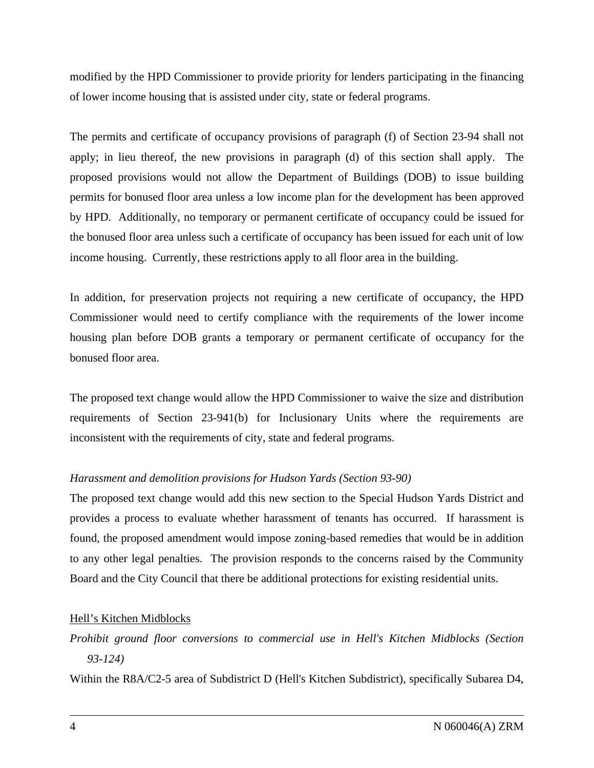modified by the HPD Commissioner to provide priority for lenders participating in the financing of lower income housing that is assisted under city, state or federal programs.

The permits and certificate of occupancy provisions of paragraph (f) of Section 23-94 shall not apply; in lieu thereof, the new provisions in paragraph (d) of this section shall apply. The proposed provisions would not allow the Department of Buildings (DOB) to issue building permits for bonused floor area unless a low income plan for the development has been approved by HPD. Additionally, no temporary or permanent certificate of occupancy could be issued for the bonused floor area unless such a certificate of occupancy has been issued for each unit of low income housing. Currently, these restrictions apply to all floor area in the building.

In addition, for preservation projects not requiring a new certificate of occupancy, the HPD Commissioner would need to certify compliance with the requirements of the lower income housing plan before DOB grants a temporary or permanent certificate of occupancy for the bonused floor area.

The proposed text change would allow the HPD Commissioner to waive the size and distribution requirements of Section 23-941(b) for Inclusionary Units where the requirements are inconsistent with the requirements of city, state and federal programs.

*Harassment and demolition provisions for Hudson Yards (Section 93-90)*

The proposed text change would add this new section to the Special Hudson Yards District and provides a process to evaluate whether harassment of tenants has occurred. If harassment is found, the proposed amendment would impose zoning-based remedies that would be in addition to any other legal penalties. The provision responds to the concerns raised by the Community Board and the City Council that there be additional protections for existing residential units.

<u>Hell's Kitchen Midblocks</u>

*Prohibit ground floor conversions to commercial use in Hell's Kitchen Midblocks (Section 93-124)*

Within the R8A/C2-5 area of Subdistrict D (Hell's Kitchen Subdistrict), specifically Subarea D4,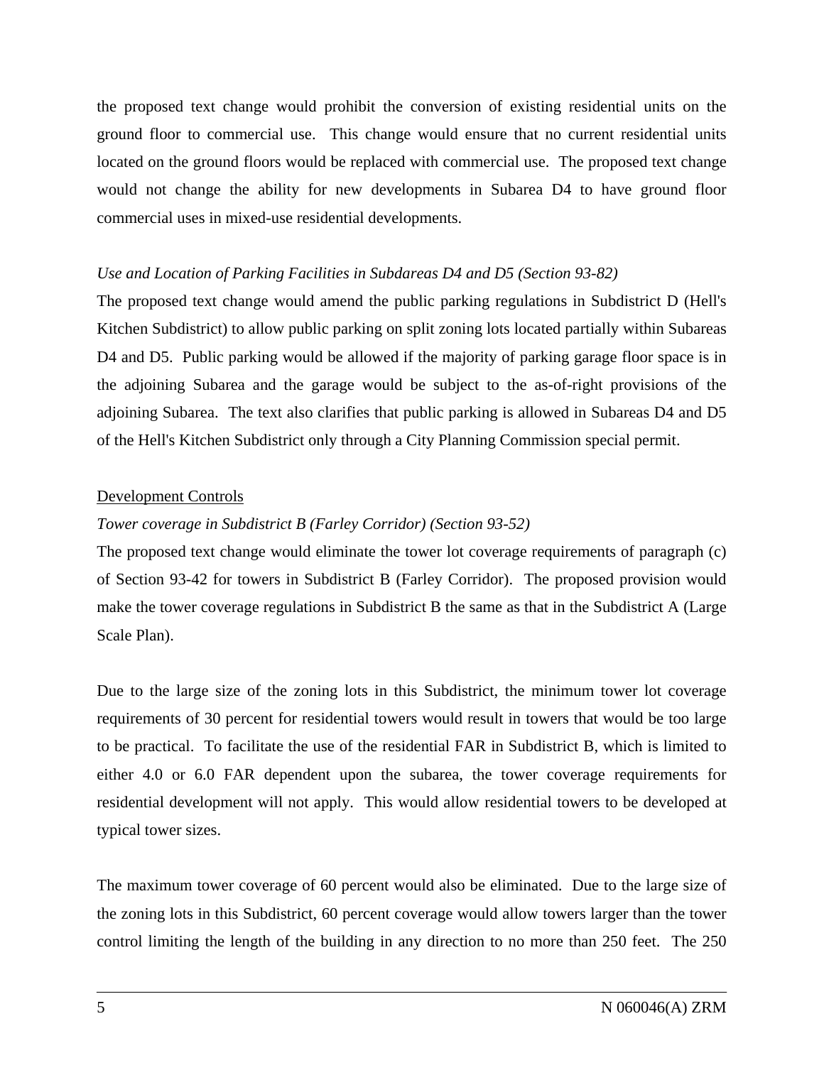the proposed text change would prohibit the conversion of existing residential units on the ground floor to commercial use. This change would ensure that no current residential units located on the ground floors would be replaced with commercial use. The proposed text change would not change the ability for new developments in Subarea D4 to have ground floor commercial uses in mixed-use residential developments.

*Use and Location of Parking Facilities in Subdareas D4 and D5 (Section 93-82)*

The proposed text change would amend the public parking regulations in Subdistrict D (Hell's Kitchen Subdistrict) to allow public parking on split zoning lots located partially within Subareas D4 and D5. Public parking would be allowed if the majority of parking garage floor space is in the adjoining Subarea and the garage would be subject to the as-of-right provisions of the adjoining Subarea. The text also clarifies that public parking is allowed in Subareas D4 and D5 of the Hell's Kitchen Subdistrict only through a City Planning Commission special permit.

<u>Development Controls</u>

*Tower coverage in Subdistrict B (Farley Corridor) (Section 93-52)*

The proposed text change would eliminate the tower lot coverage requirements of paragraph (c) of Section 93-42 for towers in Subdistrict B (Farley Corridor). The proposed provision would make the tower coverage regulations in Subdistrict B the same as that in the Subdistrict A (Large Scale Plan).

Due to the large size of the zoning lots in this Subdistrict, the minimum tower lot coverage requirements of 30 percent for residential towers would result in towers that would be too large to be practical. To facilitate the use of the residential FAR in Subdistrict B, which is limited to either 4.0 or 6.0 FAR dependent upon the subarea, the tower coverage requirements for residential development will not apply. This would allow residential towers to be developed at typical tower sizes.

The maximum tower coverage of 60 percent would also be eliminated. Due to the large size of the zoning lots in this Subdistrict, 60 percent coverage would allow towers larger than the tower control limiting the length of the building in any direction to no more than 250 feet. The 250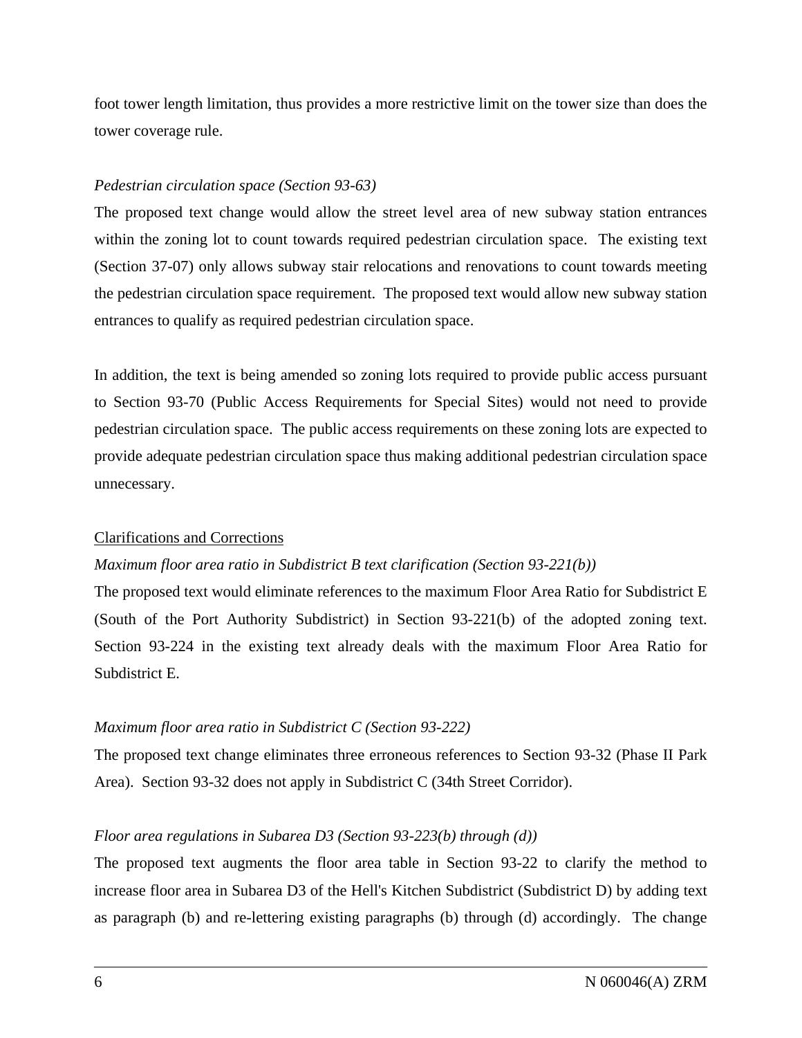foot tower length limitation, thus provides a more restrictive limit on the tower size than does the tower coverage rule.

*Pedestrian circulation space (Section 93-63)*

The proposed text change would allow the street level area of new subway station entrances within the zoning lot to count towards required pedestrian circulation space. The existing text (Section 37-07) only allows subway stair relocations and renovations to count towards meeting the pedestrian circulation space requirement. The proposed text would allow new subway station entrances to qualify as required pedestrian circulation space.

In addition, the text is being amended so zoning lots required to provide public access pursuant to Section 93-70 (Public Access Requirements for Special Sites) would not need to provide pedestrian circulation space. The public access requirements on these zoning lots are expected to provide adequate pedestrian circulation space thus making additional pedestrian circulation space unnecessary.

<u>Clarifications and Corrections</u>

*Maximum floor area ratio in Subdistrict B text clarification (Section 93-221(b))*

The proposed text would eliminate references to the maximum Floor Area Ratio for Subdistrict E (South of the Port Authority Subdistrict) in Section 93-221(b) of the adopted zoning text. Section 93-224 in the existing text already deals with the maximum Floor Area Ratio for Subdistrict E.

*Maximum floor area ratio in Subdistrict C (Section 93-222)*

The proposed text change eliminates three erroneous references to Section 93-32 (Phase II Park Area). Section 93-32 does not apply in Subdistrict C (34th Street Corridor).

*Floor area regulations in Subarea D3 (Section 93-223(b) through (d))*

The proposed text augments the floor area table in Section 93-22 to clarify the method to increase floor area in Subarea D3 of the Hell's Kitchen Subdistrict (Subdistrict D) by adding text as paragraph (b) and re-lettering existing paragraphs (b) through (d) accordingly. The change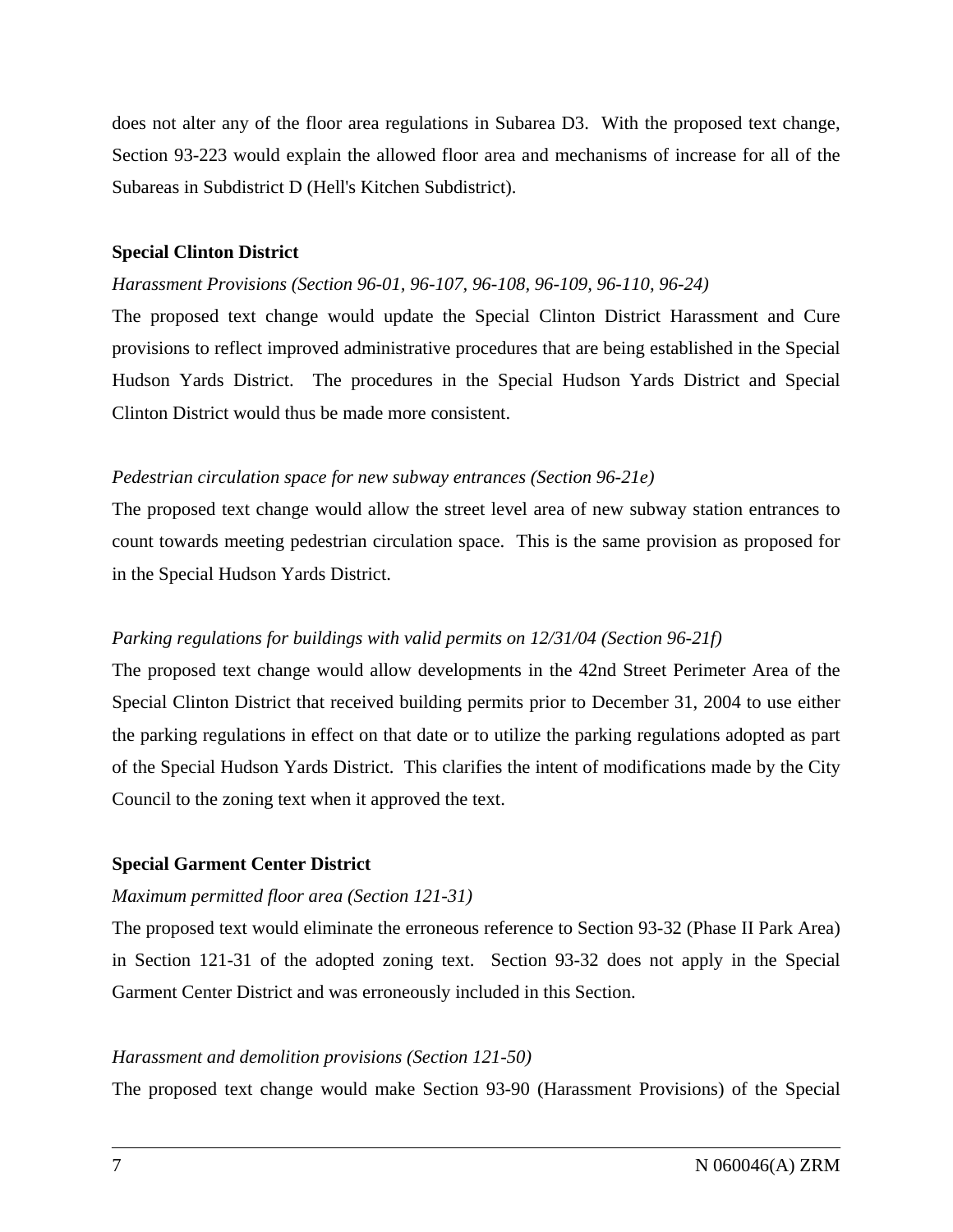does not alter any of the floor area regulations in Subarea D3. With the proposed text change, Section 93-223 would explain the allowed floor area and mechanisms of increase for all of the Subareas in Subdistrict D (Hell's Kitchen Subdistrict).

**Special Clinton District**

*Harassment Provisions (Section 96-01, 96-107, 96-108, 96-109, 96-110, 96-24)*

The proposed text change would update the Special Clinton District Harassment and Cure provisions to reflect improved administrative procedures that are being established in the Special Hudson Yards District. The procedures in the Special Hudson Yards District and Special Clinton District would thus be made more consistent.

*Pedestrian circulation space for new subway entrances (Section 96-21e)*

The proposed text change would allow the street level area of new subway station entrances to count towards meeting pedestrian circulation space. This is the same provision as proposed for in the Special Hudson Yards District.

*Parking regulations for buildings with valid permits on 12/31/04 (Section 96-21f)*

The proposed text change would allow developments in the 42nd Street Perimeter Area of the Special Clinton District that received building permits prior to December 31, 2004 to use either the parking regulations in effect on that date or to utilize the parking regulations adopted as part of the Special Hudson Yards District. This clarifies the intent of modifications made by the City Council to the zoning text when it approved the text.

**Special Garment Center District**

*Maximum permitted floor area (Section 121-31)*

The proposed text would eliminate the erroneous reference to Section 93-32 (Phase II Park Area) in Section 121-31 of the adopted zoning text. Section 93-32 does not apply in the Special Garment Center District and was erroneously included in this Section.

*Harassment and demolition provisions (Section 121-50)*

The proposed text change would make Section 93-90 (Harassment Provisions) of the Special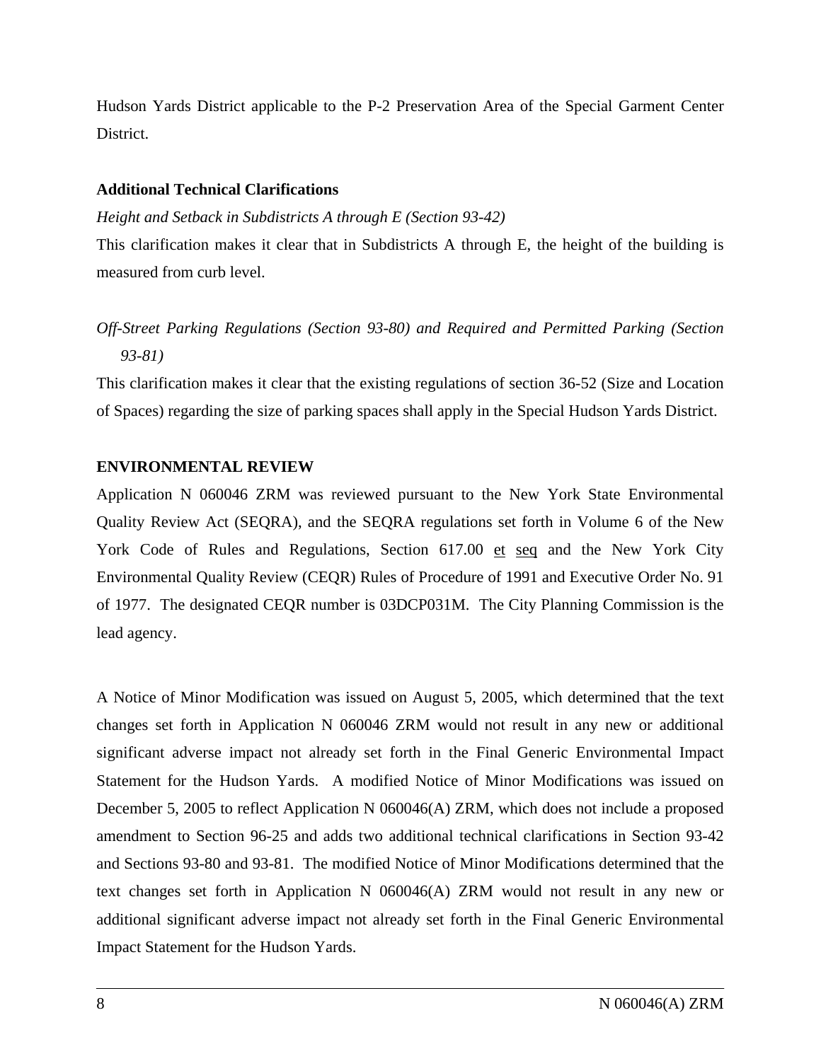Hudson Yards District applicable to the P-2 Preservation Area of the Special Garment Center District.

**Additional Technical Clarifications**

*Height and Setback in Subdistricts A through E (Section 93-42)*

This clarification makes it clear that in Subdistricts A through E, the height of the building is measured from curb level.

*Off-Street Parking Regulations (Section 93-80) and Required and Permitted Parking (Section 93-81)*

This clarification makes it clear that the existing regulations of section 36-52 (Size and Location of Spaces) regarding the size of parking spaces shall apply in the Special Hudson Yards District.

**ENVIRONMENTAL REVIEW**

Application N 060046 ZRM was reviewed pursuant to the New York State Environmental Quality Review Act (SEQRA), and the SEQRA regulations set forth in Volume 6 of the New York Code of Rules and Regulations, Section 617.00 et seq and the New York City Environmental Quality Review (CEQR) Rules of Procedure of 1991 and Executive Order No. 91 of 1977. The designated CEQR number is 03DCP031M. The City Planning Commission is the lead agency.

A Notice of Minor Modification was issued on August 5, 2005, which determined that the text changes set forth in Application N 060046 ZRM would not result in any new or additional significant adverse impact not already set forth in the Final Generic Environmental Impact Statement for the Hudson Yards. A modified Notice of Minor Modifications was issued on December 5, 2005 to reflect Application N 060046(A) ZRM, which does not include a proposed amendment to Section 96-25 and adds two additional technical clarifications in Section 93-42 and Sections 93-80 and 93-81. The modified Notice of Minor Modifications determined that the text changes set forth in Application N 060046(A) ZRM would not result in any new or additional significant adverse impact not already set forth in the Final Generic Environmental Impact Statement for the Hudson Yards.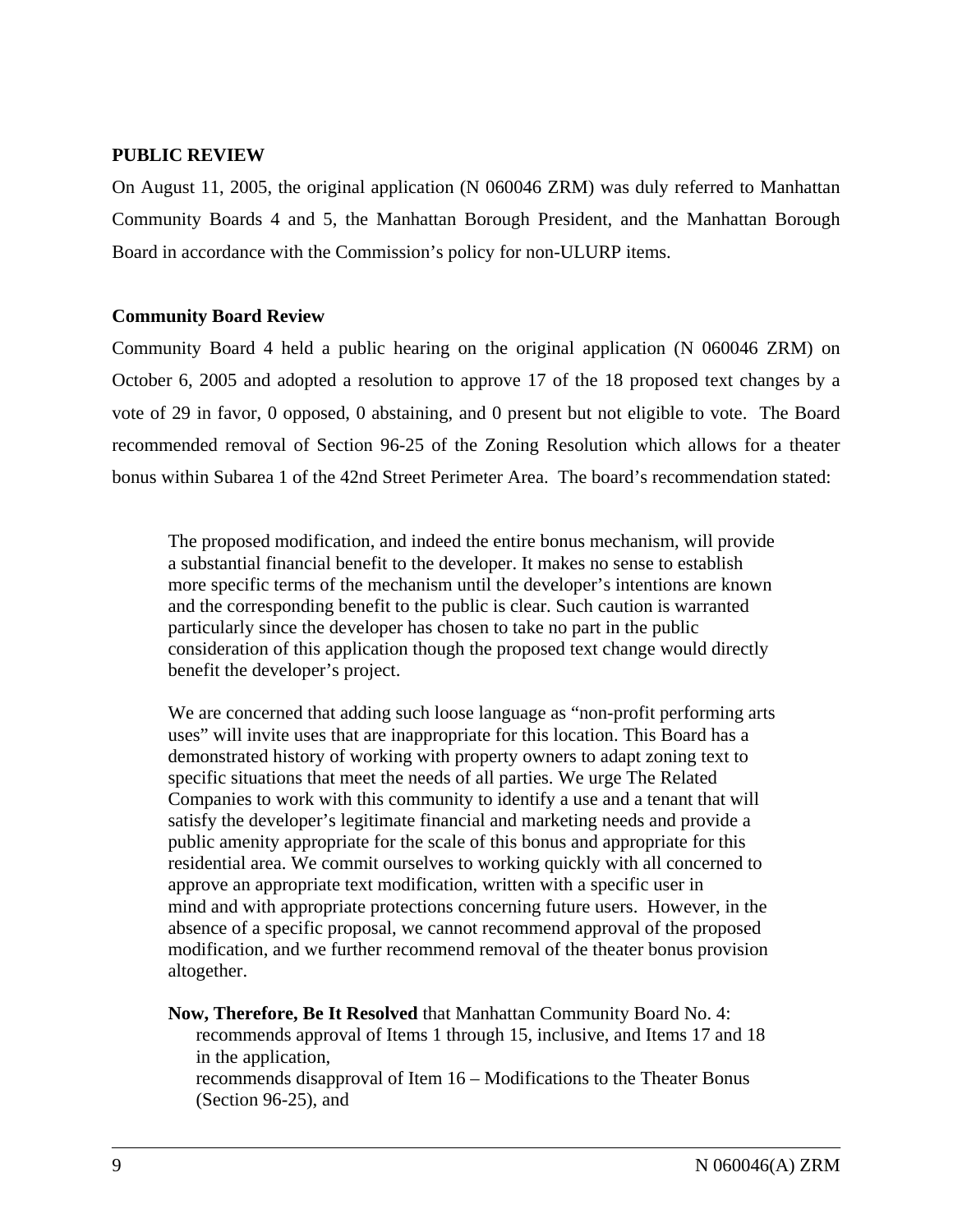**PUBLIC REVIEW**

On August 11, 2005, the original application (N 060046 ZRM) was duly referred to Manhattan Community Boards 4 and 5, the Manhattan Borough President, and the Manhattan Borough Board in accordance with the Commission's policy for non-ULURP items.

**Community Board Review**

Community Board 4 held a public hearing on the original application (N 060046 ZRM) on October 6, 2005 and adopted a resolution to approve 17 of the 18 proposed text changes by a vote of 29 in favor, 0 opposed, 0 abstaining, and 0 present but not eligible to vote. The Board recommended removal of Section 96-25 of the Zoning Resolution which allows for a theater bonus within Subarea 1 of the 42nd Street Perimeter Area. The board's recommendation stated:

> The proposed modification, and indeed the entire bonus mechanism, will provide a substantial financial benefit to the developer. It makes no sense to establish more specific terms of the mechanism until the developer's intentions are known and the corresponding benefit to the public is clear. Such caution is warranted particularly since the developer has chosen to take no part in the public consideration of this application though the proposed text change would directly benefit the developer's project.
>
> We are concerned that adding such loose language as "non-profit performing arts uses" will invite uses that are inappropriate for this location. This Board has a demonstrated history of working with property owners to adapt zoning text to specific situations that meet the needs of all parties. We urge The Related Companies to work with this community to identify a use and a tenant that will satisfy the developer's legitimate financial and marketing needs and provide a public amenity appropriate for the scale of this bonus and appropriate for this residential area. We commit ourselves to working quickly with all concerned to approve an appropriate text modification, written with a specific user in mind and with appropriate protections concerning future users. However, in the absence of a specific proposal, we cannot recommend approval of the proposed modification, and we further recommend removal of the theater bonus provision altogether.
>
> **Now, Therefore, Be It Resolved** that Manhattan Community Board No. 4:
> recommends approval of Items 1 through 15, inclusive, and Items 17 and 18 in the application,
> recommends disapproval of Item 16 – Modifications to the Theater Bonus (Section 96-25), and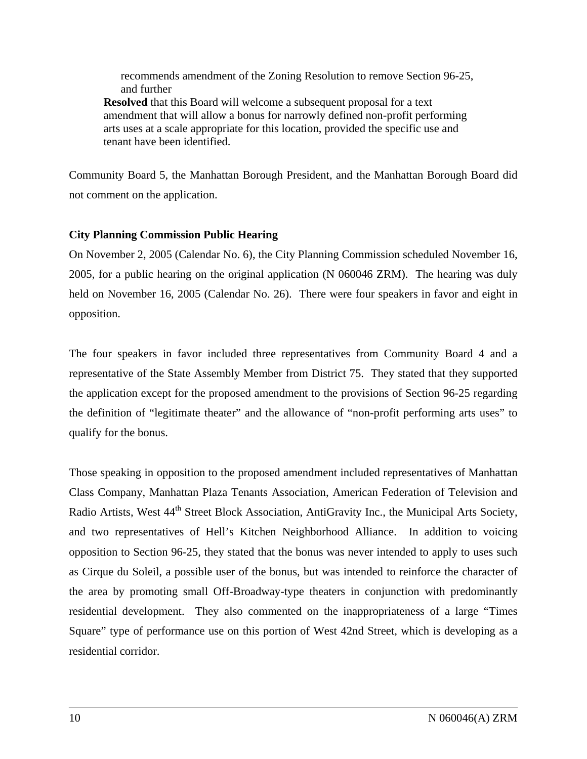recommends amendment of the Zoning Resolution to remove Section 96-25, and further

**Resolved** that this Board will welcome a subsequent proposal for a text amendment that will allow a bonus for narrowly defined non-profit performing arts uses at a scale appropriate for this location, provided the specific use and tenant have been identified.

Community Board 5, the Manhattan Borough President, and the Manhattan Borough Board did not comment on the application.

**City Planning Commission Public Hearing**

On November 2, 2005 (Calendar No. 6), the City Planning Commission scheduled November 16, 2005, for a public hearing on the original application (N 060046 ZRM). The hearing was duly held on November 16, 2005 (Calendar No. 26). There were four speakers in favor and eight in opposition.

The four speakers in favor included three representatives from Community Board 4 and a representative of the State Assembly Member from District 75. They stated that they supported the application except for the proposed amendment to the provisions of Section 96-25 regarding the definition of "legitimate theater" and the allowance of "non-profit performing arts uses" to qualify for the bonus.

Those speaking in opposition to the proposed amendment included representatives of Manhattan Class Company, Manhattan Plaza Tenants Association, American Federation of Television and Radio Artists, West 44th Street Block Association, AntiGravity Inc., the Municipal Arts Society, and two representatives of Hell's Kitchen Neighborhood Alliance. In addition to voicing opposition to Section 96-25, they stated that the bonus was never intended to apply to uses such as Cirque du Soleil, a possible user of the bonus, but was intended to reinforce the character of the area by promoting small Off-Broadway-type theaters in conjunction with predominantly residential development. They also commented on the inappropriateness of a large "Times Square" type of performance use on this portion of West 42nd Street, which is developing as a residential corridor.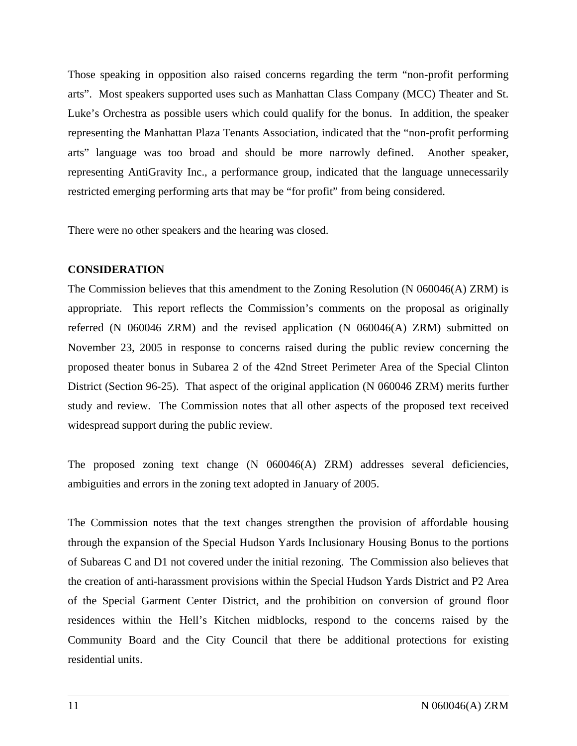Those speaking in opposition also raised concerns regarding the term "non-profit performing arts". Most speakers supported uses such as Manhattan Class Company (MCC) Theater and St. Luke's Orchestra as possible users which could qualify for the bonus. In addition, the speaker representing the Manhattan Plaza Tenants Association, indicated that the "non-profit performing arts" language was too broad and should be more narrowly defined. Another speaker, representing AntiGravity Inc., a performance group, indicated that the language unnecessarily restricted emerging performing arts that may be "for profit" from being considered.

There were no other speakers and the hearing was closed.

**CONSIDERATION**

The Commission believes that this amendment to the Zoning Resolution (N 060046(A) ZRM) is appropriate. This report reflects the Commission's comments on the proposal as originally referred (N 060046 ZRM) and the revised application (N 060046(A) ZRM) submitted on November 23, 2005 in response to concerns raised during the public review concerning the proposed theater bonus in Subarea 2 of the 42nd Street Perimeter Area of the Special Clinton District (Section 96-25). That aspect of the original application (N 060046 ZRM) merits further study and review. The Commission notes that all other aspects of the proposed text received widespread support during the public review.

The proposed zoning text change (N 060046(A) ZRM) addresses several deficiencies, ambiguities and errors in the zoning text adopted in January of 2005.

The Commission notes that the text changes strengthen the provision of affordable housing through the expansion of the Special Hudson Yards Inclusionary Housing Bonus to the portions of Subareas C and D1 not covered under the initial rezoning. The Commission also believes that the creation of anti-harassment provisions within the Special Hudson Yards District and P2 Area of the Special Garment Center District, and the prohibition on conversion of ground floor residences within the Hell's Kitchen midblocks, respond to the concerns raised by the Community Board and the City Council that there be additional protections for existing residential units.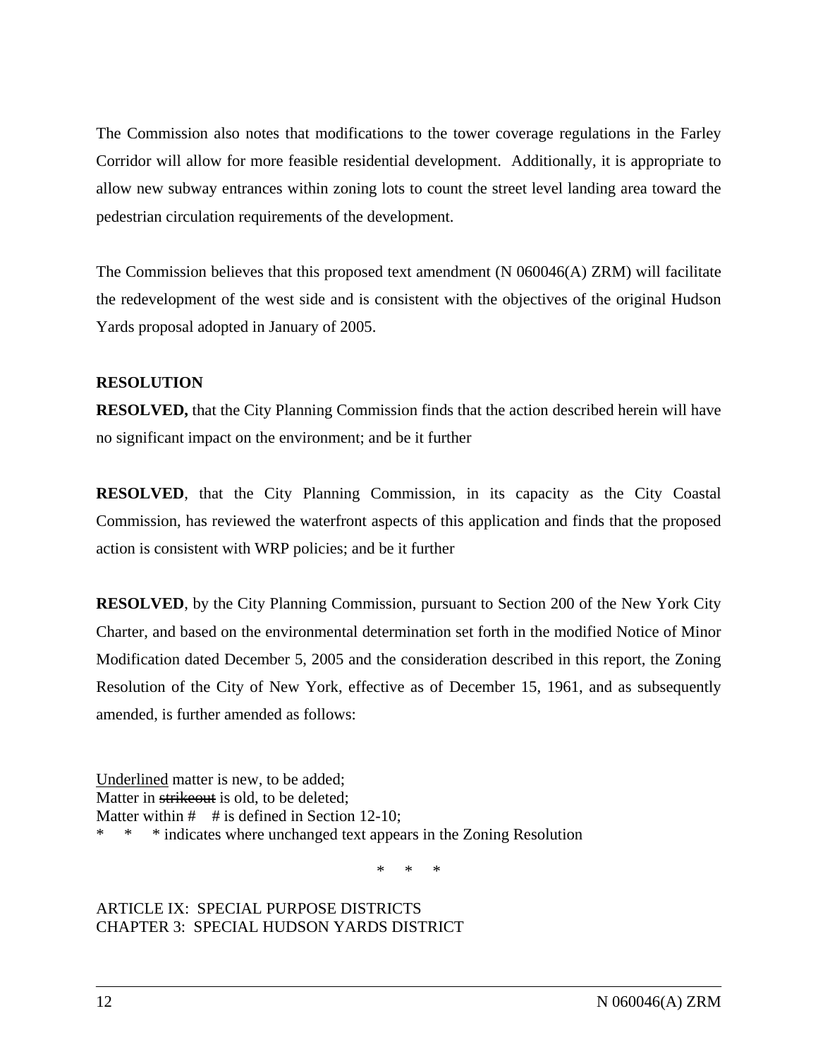The Commission also notes that modifications to the tower coverage regulations in the Farley Corridor will allow for more feasible residential development. Additionally, it is appropriate to allow new subway entrances within zoning lots to count the street level landing area toward the pedestrian circulation requirements of the development.

The Commission believes that this proposed text amendment (N 060046(A) ZRM) will facilitate the redevelopment of the west side and is consistent with the objectives of the original Hudson Yards proposal adopted in January of 2005.

**RESOLUTION**

**RESOLVED,** that the City Planning Commission finds that the action described herein will have no significant impact on the environment; and be it further

**RESOLVED**, that the City Planning Commission, in its capacity as the City Coastal Commission, has reviewed the waterfront aspects of this application and finds that the proposed action is consistent with WRP policies; and be it further

**RESOLVED**, by the City Planning Commission, pursuant to Section 200 of the New York City Charter, and based on the environmental determination set forth in the modified Notice of Minor Modification dated December 5, 2005 and the consideration described in this report, the Zoning Resolution of the City of New York, effective as of December 15, 1961, and as subsequently amended, is further amended as follows:

<u>Underlined</u> matter is new, to be added;
Matter in ~~strikeout~~ is old, to be deleted;
Matter within # # is defined in Section 12-10;
\* \* \* indicates where unchanged text appears in the Zoning Resolution

\* \* \*

ARTICLE IX: SPECIAL PURPOSE DISTRICTS
CHAPTER 3: SPECIAL HUDSON YARDS DISTRICT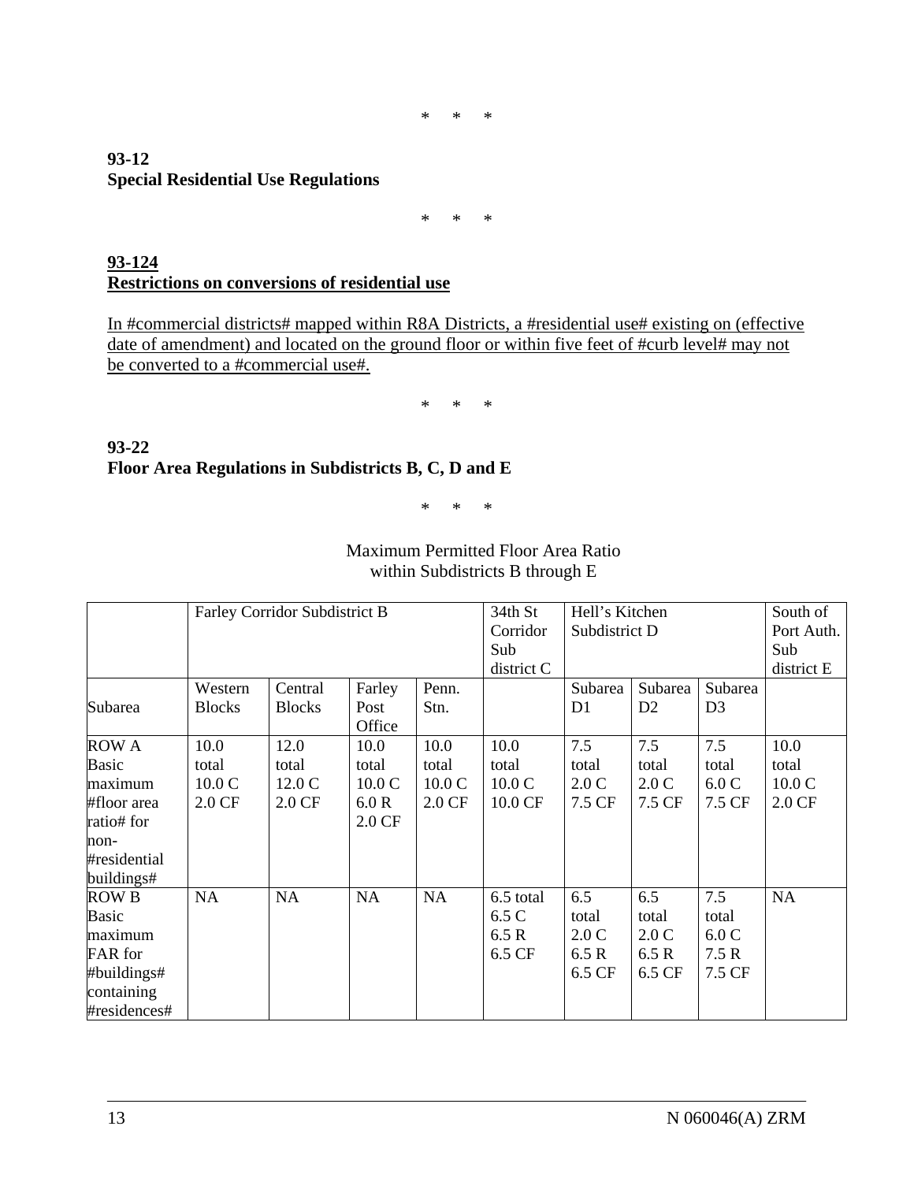\*     \*     \*

**93-12**
**Special Residential Use Regulations**

\*     \*     \*

<u>**93-124**</u>
<u>**Restrictions on conversions of residential use**</u>

<u>In #commercial districts# mapped within R8A Districts, a #residential use# existing on (effective date of amendment) and located on the ground floor or within five feet of #curb level# may not be converted to a #commercial use#.</u>

\*     \*     \*

**93-22**
**Floor Area Regulations in Subdistricts B, C, D and E**

\*     \*     \*

Maximum Permitted Floor Area Ratio
within Subdistricts B through E

| | Farley Corridor Subdistrict B | | | | 34th St Corridor Sub district C | Hell's Kitchen Subdistrict D | | | South of Port Auth. Sub district E |
|---|---|---|---|---|---|---|---|---|---|
| Subarea | Western Blocks | Central Blocks | Farley Post Office | Penn. Stn. | | Subarea D1 | Subarea D2 | Subarea D3 | |
| ROW A Basic maximum #floor area ratio# for non-#residential buildings# | 10.0 total 10.0 C 2.0 CF | 12.0 total 12.0 C 2.0 CF | 10.0 total 10.0 C 6.0 R 2.0 CF | 10.0 total 10.0 C 2.0 CF | 10.0 total 10.0 C 10.0 CF | 7.5 total 2.0 C 7.5 CF | 7.5 total 2.0 C 7.5 CF | 7.5 total 6.0 C 7.5 CF | 10.0 total 10.0 C 2.0 CF |
| ROW B Basic maximum FAR for #buildings# containing #residences# | NA | NA | NA | NA | 6.5 total 6.5 C 6.5 R 6.5 CF | 6.5 total 2.0 C 6.5 R 6.5 CF | 6.5 total 2.0 C 6.5 R 6.5 CF | 7.5 total 6.0 C 7.5 R 7.5 CF | NA |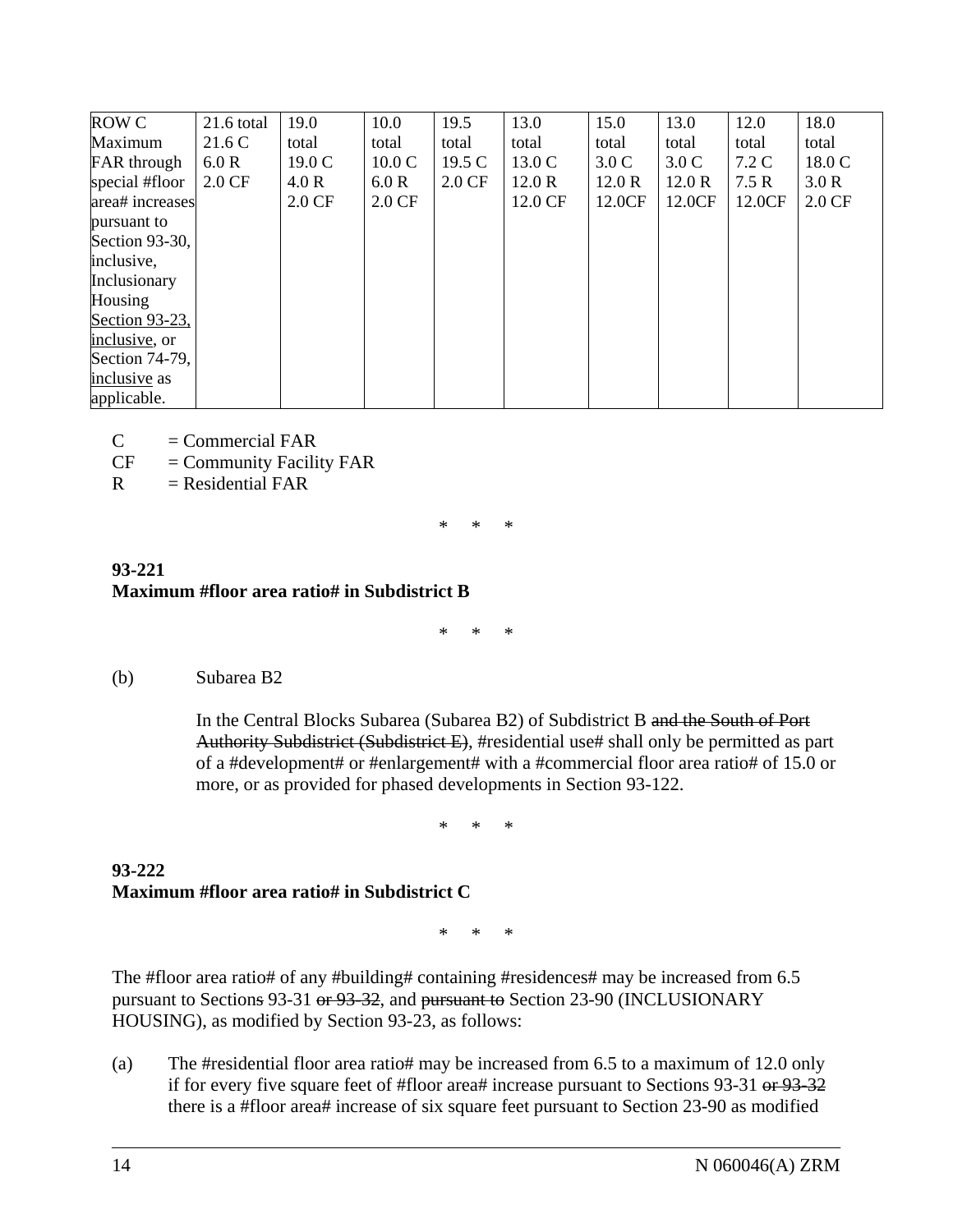| ROW C Maximum FAR through special #floor area# increases pursuant to Section 93-30, inclusive, Inclusionary Housing Section 93-23, inclusive, or Section 74-79, inclusive as applicable. | 21.6 total 21.6 C 6.0 R 2.0 CF | 19.0 total 19.0 C 4.0 R 2.0 CF | 10.0 total 10.0 C 6.0 R 2.0 CF | 19.5 total 19.5 C 2.0 CF | 13.0 total 13.0 C 12.0 R 12.0 CF | 15.0 total 3.0 C 12.0 R 12.0CF | 13.0 total 3.0 C 12.0 R 12.0CF | 12.0 total 7.2 C 7.5 R 12.0CF | 18.0 total 18.0 C 3.0 R 2.0 CF |
|---|---|---|---|---|---|---|---|---|---|

C = Commercial FAR
CF = Community Facility FAR
R = Residential FAR

\* \* \*

**93-221**
**Maximum #floor area ratio# in Subdistrict B**

\* \* \*

(b) Subarea B2

In the Central Blocks Subarea (Subarea B2) of Subdistrict B ~~and the South of Port Authority Subdistrict (Subdistrict E)~~, #residential use# shall only be permitted as part of a #development# or #enlargement# with a #commercial floor area ratio# of 15.0 or more, or as provided for phased developments in Section 93-122.

\* \* \*

**93-222**
**Maximum #floor area ratio# in Subdistrict C**

\* \* \*

The #floor area ratio# of any #building# containing #residences# may be increased from 6.5 pursuant to Section~~s~~ 93-31 ~~or 93-32~~, and ~~pursuant to~~ Section 23-90 (INCLUSIONARY HOUSING), as modified by Section 93-23, as follows:

(a) The #residential floor area ratio# may be increased from 6.5 to a maximum of 12.0 only if for every five square feet of #floor area# increase pursuant to Sections 93-31 ~~or 93-32~~ there is a #floor area# increase of six square feet pursuant to Section 23-90 as modified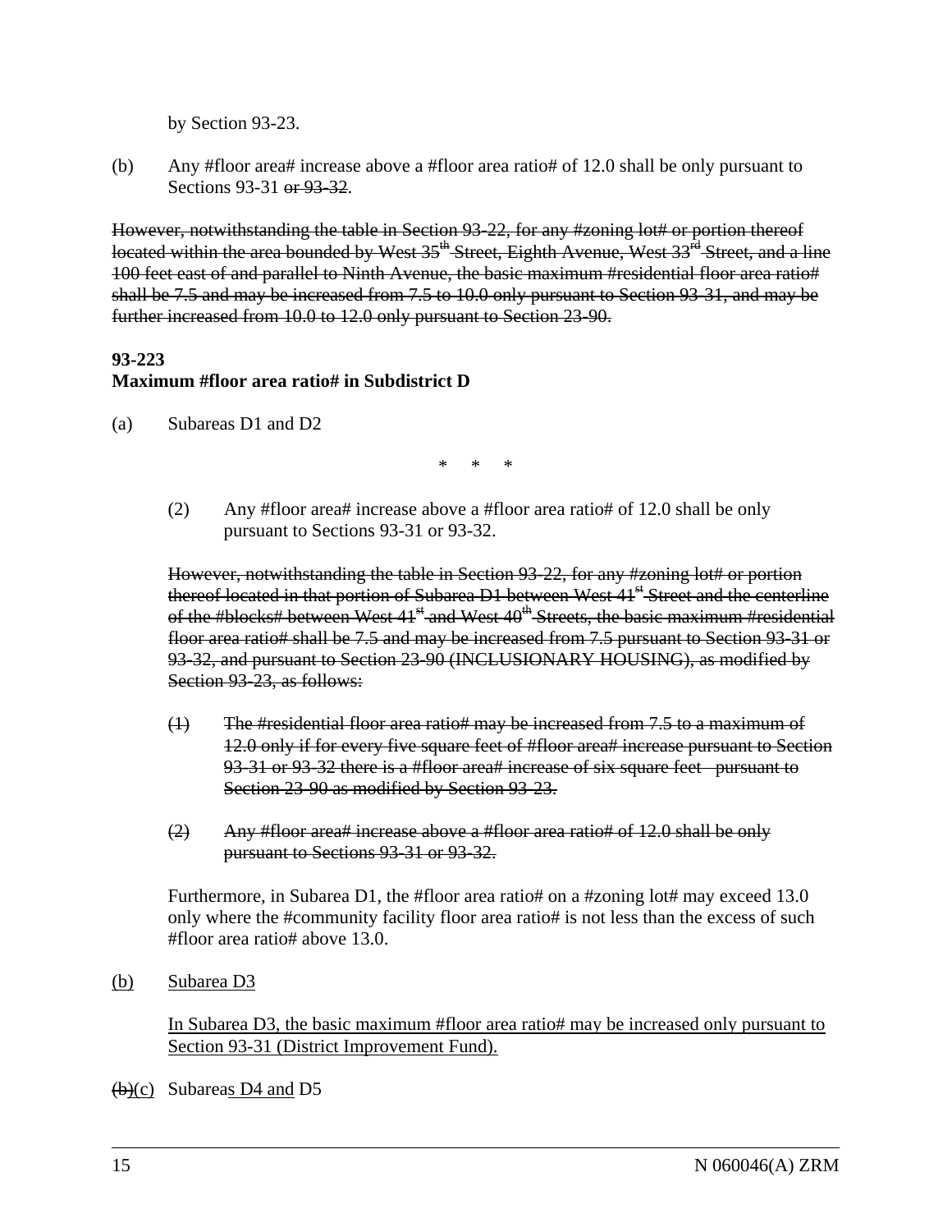by Section 93-23.

(b) Any #floor area# increase above a #floor area ratio# of 12.0 shall be only pursuant to Sections 93-31 ~~or 93-32~~.

~~However, notwithstanding the table in Section 93-22, for any #zoning lot# or portion thereof located within the area bounded by West 35th Street, Eighth Avenue, West 33rd Street, and a line 100 feet east of and parallel to Ninth Avenue, the basic maximum #residential floor area ratio# shall be 7.5 and may be increased from 7.5 to 10.0 only pursuant to Section 93-31, and may be further increased from 10.0 to 12.0 only pursuant to Section 23-90.~~

**93-223**
**Maximum #floor area ratio# in Subdistrict D**

(a) Subareas D1 and D2

\* \* \*

(2) Any #floor area# increase above a #floor area ratio# of 12.0 shall be only pursuant to Sections 93-31 or 93-32.

~~However, notwithstanding the table in Section 93-22, for any #zoning lot# or portion thereof located in that portion of Subarea D1 between West 41st Street and the centerline of the #blocks# between West 41st and West 40th Streets, the basic maximum #residential floor area ratio# shall be 7.5 and may be increased from 7.5 pursuant to Section 93-31 or 93-32, and pursuant to Section 23-90 (INCLUSIONARY HOUSING), as modified by Section 93-23, as follows:~~

~~(1) The #residential floor area ratio# may be increased from 7.5 to a maximum of 12.0 only if for every five square feet of #floor area# increase pursuant to Section 93-31 or 93-32 there is a #floor area# increase of six square feet pursuant to Section 23-90 as modified by Section 93-23.~~

~~(2) Any #floor area# increase above a #floor area ratio# of 12.0 shall be only pursuant to Sections 93-31 or 93-32.~~

Furthermore, in Subarea D1, the #floor area ratio# on a #zoning lot# may exceed 13.0 only where the #community facility floor area ratio# is not less than the excess of such #floor area ratio# above 13.0.

<u>(b) Subarea D3</u>

<u>In Subarea D3, the basic maximum #floor area ratio# may be increased only pursuant to Section 93-31 (District Improvement Fund).</u>

~~(b)~~<u>(c)</u> Subarea<u>s D4 and</u> D5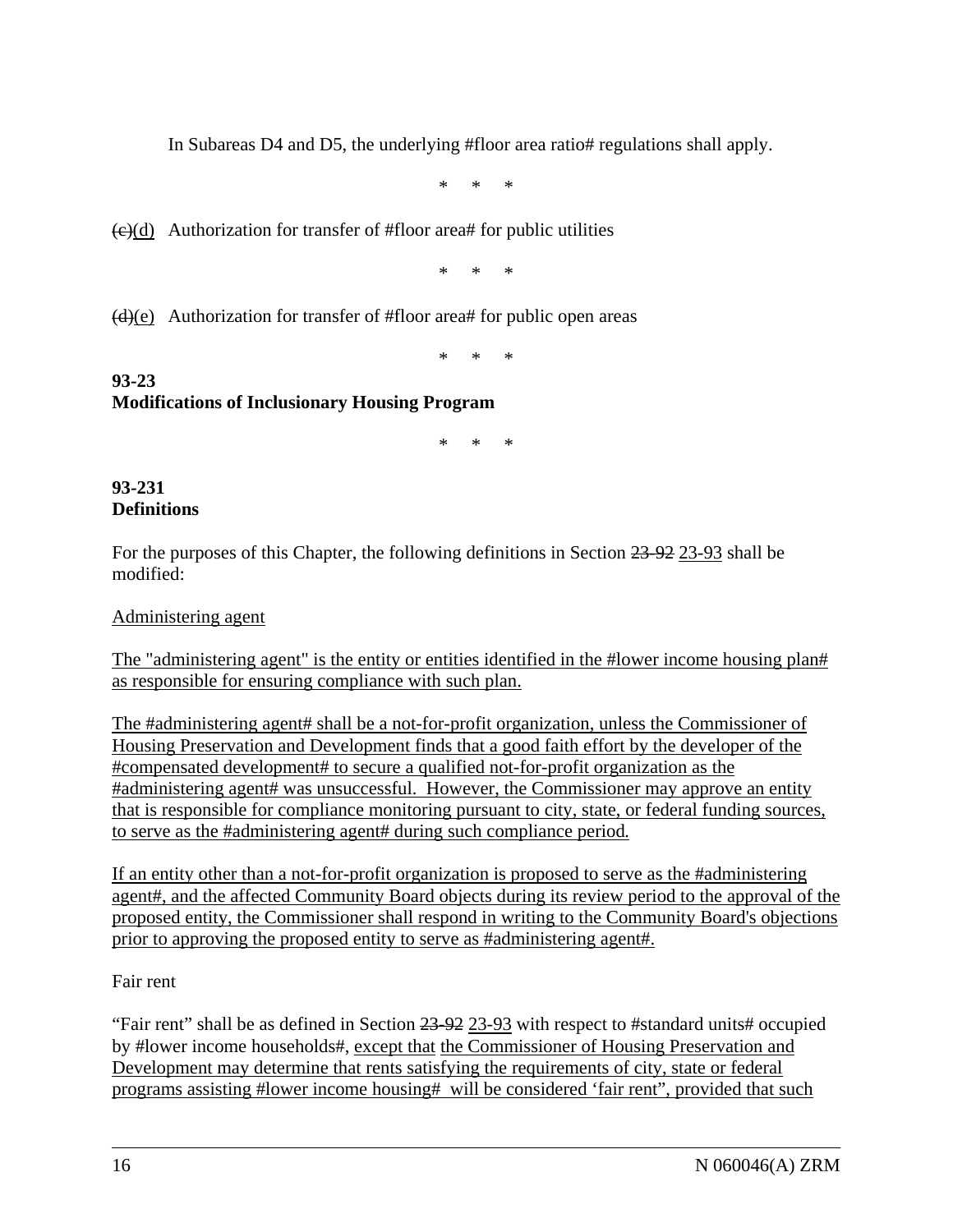In Subareas D4 and D5, the underlying #floor area ratio# regulations shall apply.

\*     \*     \*

~~(c)~~<u>(d)</u>   Authorization for transfer of #floor area# for public utilities

\*     \*     \*

~~(d)~~<u>(e)</u>   Authorization for transfer of #floor area# for public open areas

\*     \*     \*

**93-23**
**Modifications of Inclusionary Housing Program**

\*     \*     \*

**93-231**
**Definitions**

For the purposes of this Chapter, the following definitions in Section ~~23-92~~ <u>23-93</u> shall be modified:

<u>Administering agent</u>

<u>The "administering agent" is the entity or entities identified in the #lower income housing plan# as responsible for ensuring compliance with such plan.</u>

<u>The #administering agent# shall be a not-for-profit organization, unless the Commissioner of Housing Preservation and Development finds that a good faith effort by the developer of the #compensated development# to secure a qualified not-for-profit organization as the #administering agent# was unsuccessful. However, the Commissioner may approve an entity that is responsible for compliance monitoring pursuant to city, state, or federal funding sources, to serve as the #administering agent# during such compliance period.</u>

<u>If an entity other than a not-for-profit organization is proposed to serve as the #administering agent#, and the affected Community Board objects during its review period to the approval of the proposed entity, the Commissioner shall respond in writing to the Community Board's objections prior to approving the proposed entity to serve as #administering agent#.</u>

Fair rent

"Fair rent" shall be as defined in Section ~~23-92~~ <u>23-93</u> with respect to #standard units# occupied by #lower income households#, <u>except that</u> <u>the Commissioner of Housing Preservation and Development may determine that rents satisfying the requirements of city, state or federal programs assisting #lower income housing# will be considered 'fair rent", provided that such</u>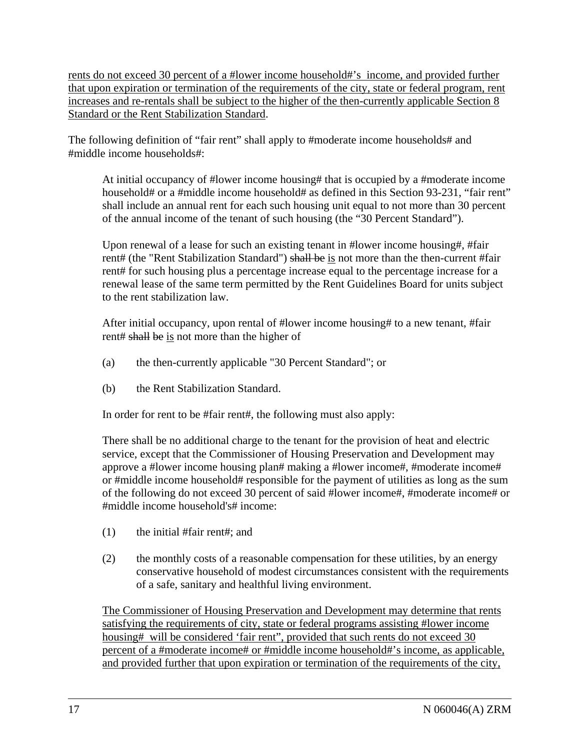<u>rents do not exceed 30 percent of a #lower income household#'s income, and provided further that upon expiration or termination of the requirements of the city, state or federal program, rent increases and re-rentals shall be subject to the higher of the then-currently applicable Section 8 Standard or the Rent Stabilization Standard</u>.

The following definition of "fair rent" shall apply to #moderate income households# and #middle income households#:

> At initial occupancy of #lower income housing# that is occupied by a #moderate income household# or a #middle income household# as defined in this Section 93-231, "fair rent" shall include an annual rent for each such housing unit equal to not more than 30 percent of the annual income of the tenant of such housing (the "30 Percent Standard").
>
> Upon renewal of a lease for such an existing tenant in #lower income housing#, #fair rent# (the "Rent Stabilization Standard") ~~shall be~~ <u>is</u> not more than the then-current #fair rent# for such housing plus a percentage increase equal to the percentage increase for a renewal lease of the same term permitted by the Rent Guidelines Board for units subject to the rent stabilization law.
>
> After initial occupancy, upon rental of #lower income housing# to a new tenant, #fair rent# ~~shall be~~ <u>is</u> not more than the higher of
>
> (a) the then-currently applicable "30 Percent Standard"; or
>
> (b) the Rent Stabilization Standard.
>
> In order for rent to be #fair rent#, the following must also apply:
>
> There shall be no additional charge to the tenant for the provision of heat and electric service, except that the Commissioner of Housing Preservation and Development may approve a #lower income housing plan# making a #lower income#, #moderate income# or #middle income household# responsible for the payment of utilities as long as the sum of the following do not exceed 30 percent of said #lower income#, #moderate income# or #middle income household's# income:
>
> (1) the initial #fair rent#; and
>
> (2) the monthly costs of a reasonable compensation for these utilities, by an energy conservative household of modest circumstances consistent with the requirements of a safe, sanitary and healthful living environment.
>
> <u>The Commissioner of Housing Preservation and Development may determine that rents satisfying the requirements of city, state or federal programs assisting #lower income housing# will be considered 'fair rent", provided that such rents do not exceed 30 percent of a #moderate income# or #middle income household#'s income, as applicable, and provided further that upon expiration or termination of the requirements of the city,</u>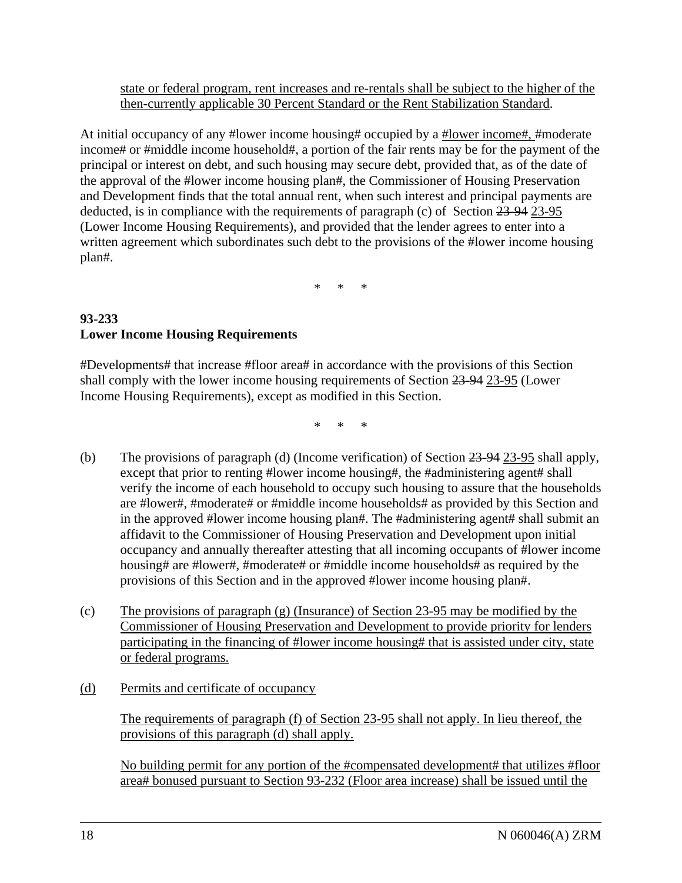state or federal program, rent increases and re-rentals shall be subject to the higher of the then-currently applicable 30 Percent Standard or the Rent Stabilization Standard.

At initial occupancy of any #lower income housing# occupied by a #lower income#, #moderate income# or #middle income household#, a portion of the fair rents may be for the payment of the principal or interest on debt, and such housing may secure debt, provided that, as of the date of the approval of the #lower income housing plan#, the Commissioner of Housing Preservation and Development finds that the total annual rent, when such interest and principal payments are deducted, is in compliance with the requirements of paragraph (c) of Section ~~23-94~~ 23-95 (Lower Income Housing Requirements), and provided that the lender agrees to enter into a written agreement which subordinates such debt to the provisions of the #lower income housing plan#.

\*     \*     \*

**93-233**
**Lower Income Housing Requirements**

#Developments# that increase #floor area# in accordance with the provisions of this Section shall comply with the lower income housing requirements of Section ~~23-94~~ 23-95 (Lower Income Housing Requirements), except as modified in this Section.

\*     \*     \*

(b) The provisions of paragraph (d) (Income verification) of Section ~~23-94~~ 23-95 shall apply, except that prior to renting #lower income housing#, the #administering agent# shall verify the income of each household to occupy such housing to assure that the households are #lower#, #moderate# or #middle income households# as provided by this Section and in the approved #lower income housing plan#. The #administering agent# shall submit an affidavit to the Commissioner of Housing Preservation and Development upon initial occupancy and annually thereafter attesting that all incoming occupants of #lower income housing# are #lower#, #moderate# or #middle income households# as required by the provisions of this Section and in the approved #lower income housing plan#.

(c) The provisions of paragraph (g) (Insurance) of Section 23-95 may be modified by the Commissioner of Housing Preservation and Development to provide priority for lenders participating in the financing of #lower income housing# that is assisted under city, state or federal programs.

(d) Permits and certificate of occupancy

The requirements of paragraph (f) of Section 23-95 shall not apply. In lieu thereof, the provisions of this paragraph (d) shall apply.

No building permit for any portion of the #compensated development# that utilizes #floor area# bonused pursuant to Section 93-232 (Floor area increase) shall be issued until the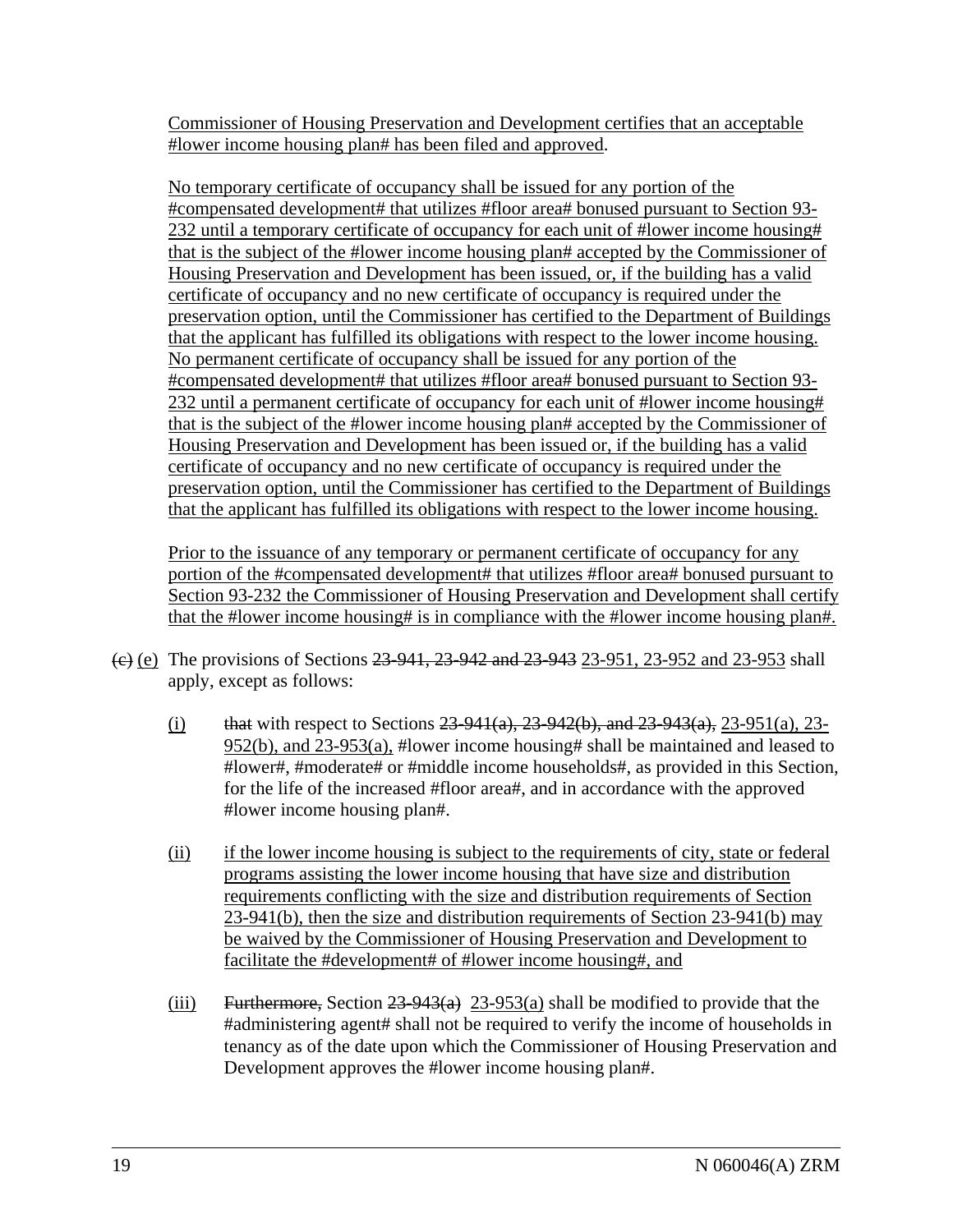Commissioner of Housing Preservation and Development certifies that an acceptable #lower income housing plan# has been filed and approved.

No temporary certificate of occupancy shall be issued for any portion of the #compensated development# that utilizes #floor area# bonused pursuant to Section 93-232 until a temporary certificate of occupancy for each unit of #lower income housing# that is the subject of the #lower income housing plan# accepted by the Commissioner of Housing Preservation and Development has been issued, or, if the building has a valid certificate of occupancy and no new certificate of occupancy is required under the preservation option, until the Commissioner has certified to the Department of Buildings that the applicant has fulfilled its obligations with respect to the lower income housing. No permanent certificate of occupancy shall be issued for any portion of the #compensated development# that utilizes #floor area# bonused pursuant to Section 93-232 until a permanent certificate of occupancy for each unit of #lower income housing# that is the subject of the #lower income housing plan# accepted by the Commissioner of Housing Preservation and Development has been issued or, if the building has a valid certificate of occupancy and no new certificate of occupancy is required under the preservation option, until the Commissioner has certified to the Department of Buildings that the applicant has fulfilled its obligations with respect to the lower income housing.

Prior to the issuance of any temporary or permanent certificate of occupancy for any portion of the #compensated development# that utilizes #floor area# bonused pursuant to Section 93-232 the Commissioner of Housing Preservation and Development shall certify that the #lower income housing# is in compliance with the #lower income housing plan#.

~~(c)~~ (e) The provisions of Sections ~~23-941, 23-942 and 23-943~~ 23-951, 23-952 and 23-953 shall apply, except as follows:

(i) ~~that~~ with respect to Sections ~~23-941(a), 23-942(b), and 23-943(a),~~ 23-951(a), 23-952(b), and 23-953(a), #lower income housing# shall be maintained and leased to #lower#, #moderate# or #middle income households#, as provided in this Section, for the life of the increased #floor area#, and in accordance with the approved #lower income housing plan#.

(ii) if the lower income housing is subject to the requirements of city, state or federal programs assisting the lower income housing that have size and distribution requirements conflicting with the size and distribution requirements of Section 23-941(b), then the size and distribution requirements of Section 23-941(b) may be waived by the Commissioner of Housing Preservation and Development to facilitate the #development# of #lower income housing#, and

(iii) ~~Furthermore,~~ Section ~~23-943(a)~~ 23-953(a) shall be modified to provide that the #administering agent# shall not be required to verify the income of households in tenancy as of the date upon which the Commissioner of Housing Preservation and Development approves the #lower income housing plan#.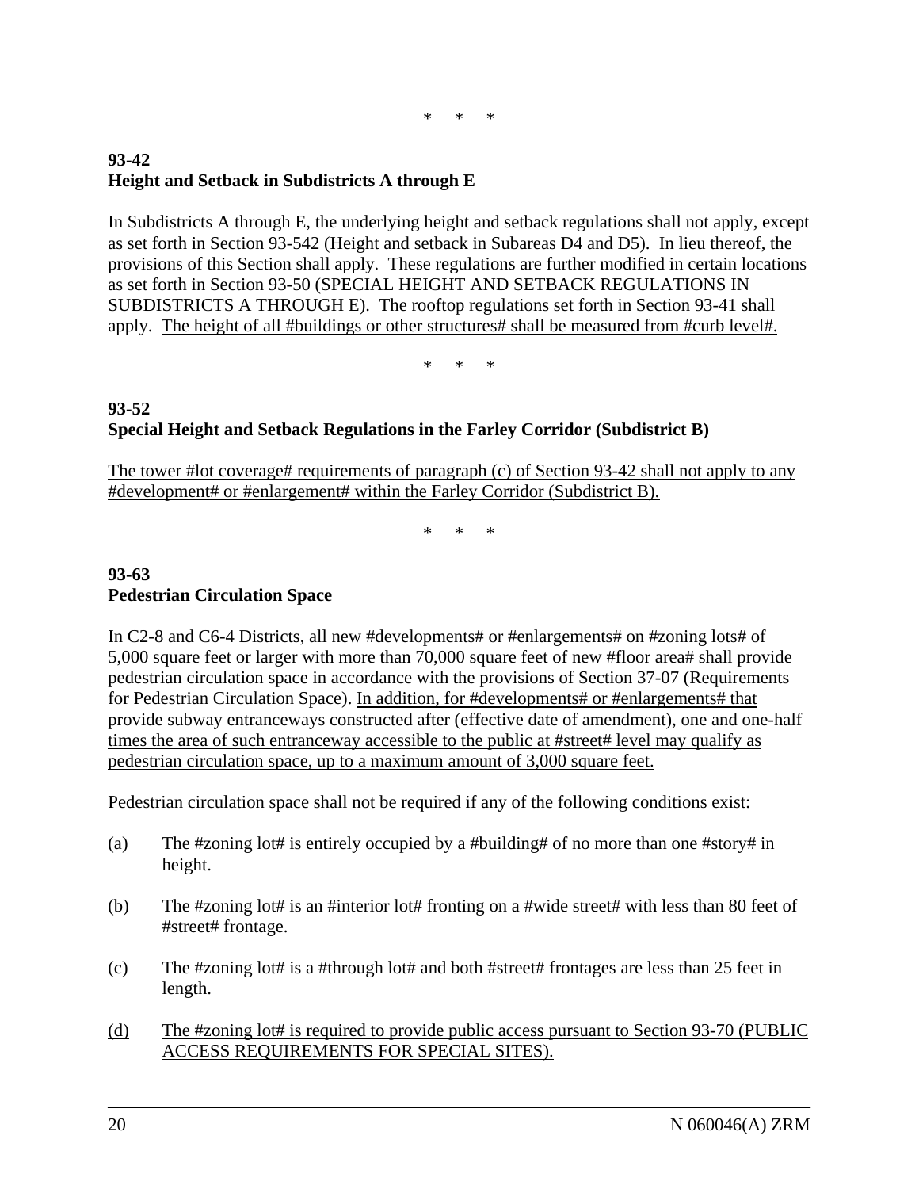\*     \*     \*

**93-42**
**Height and Setback in Subdistricts A through E**

In Subdistricts A through E, the underlying height and setback regulations shall not apply, except as set forth in Section 93-542 (Height and setback in Subareas D4 and D5). In lieu thereof, the provisions of this Section shall apply. These regulations are further modified in certain locations as set forth in Section 93-50 (SPECIAL HEIGHT AND SETBACK REGULATIONS IN SUBDISTRICTS A THROUGH E). The rooftop regulations set forth in Section 93-41 shall apply. <u>The height of all #buildings or other structures# shall be measured from #curb level#.</u>

\*     \*     \*

**93-52**
**Special Height and Setback Regulations in the Farley Corridor (Subdistrict B)**

<u>The tower #lot coverage# requirements of paragraph (c) of Section 93-42 shall not apply to any #development# or #enlargement# within the Farley Corridor (Subdistrict B).</u>

\*     \*     \*

**93-63**
**Pedestrian Circulation Space**

In C2-8 and C6-4 Districts, all new #developments# or #enlargements# on #zoning lots# of 5,000 square feet or larger with more than 70,000 square feet of new #floor area# shall provide pedestrian circulation space in accordance with the provisions of Section 37-07 (Requirements for Pedestrian Circulation Space). <u>In addition, for #developments# or #enlargements# that provide subway entranceways constructed after (effective date of amendment), one and one-half times the area of such entranceway accessible to the public at #street# level may qualify as pedestrian circulation space, up to a maximum amount of 3,000 square feet.</u>

Pedestrian circulation space shall not be required if any of the following conditions exist:

(a) The #zoning lot# is entirely occupied by a #building# of no more than one #story# in height.

(b) The #zoning lot# is an #interior lot# fronting on a #wide street# with less than 80 feet of #street# frontage.

(c) The #zoning lot# is a #through lot# and both #street# frontages are less than 25 feet in length.

<u>(d) The #zoning lot# is required to provide public access pursuant to Section 93-70 (PUBLIC ACCESS REQUIREMENTS FOR SPECIAL SITES).</u>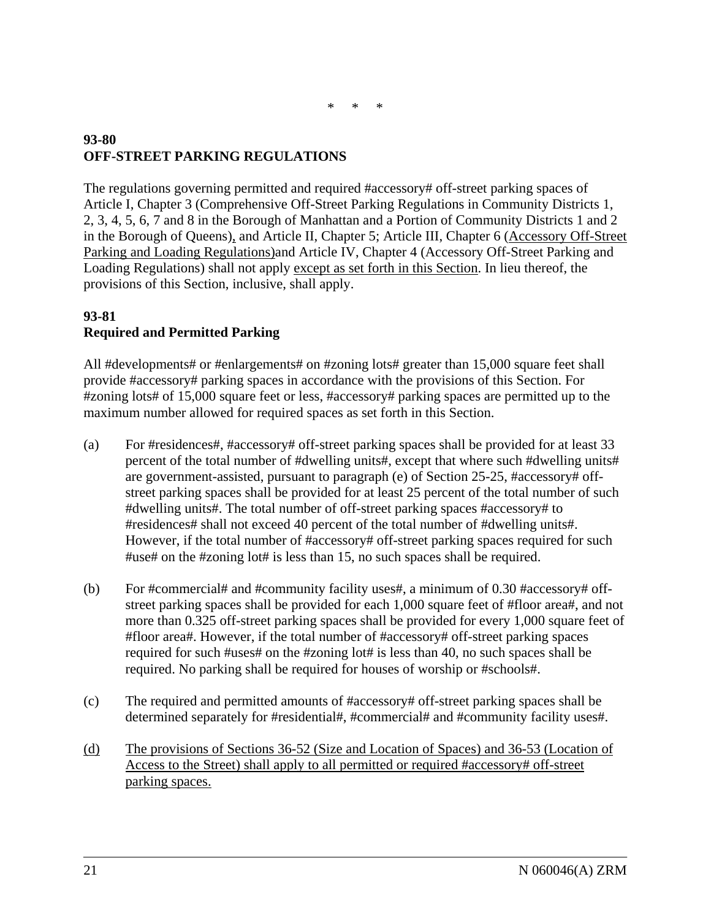\* \* \*

**93-80**
**OFF-STREET PARKING REGULATIONS**

The regulations governing permitted and required #accessory# off-street parking spaces of Article I, Chapter 3 (Comprehensive Off-Street Parking Regulations in Community Districts 1, 2, 3, 4, 5, 6, 7 and 8 in the Borough of Manhattan and a Portion of Community Districts 1 and 2 in the Borough of Queens), and Article II, Chapter 5; Article III, Chapter 6 (Accessory Off-Street Parking and Loading Regulations)and Article IV, Chapter 4 (Accessory Off-Street Parking and Loading Regulations) shall not apply except as set forth in this Section. In lieu thereof, the provisions of this Section, inclusive, shall apply.

**93-81**
**Required and Permitted Parking**

All #developments# or #enlargements# on #zoning lots# greater than 15,000 square feet shall provide #accessory# parking spaces in accordance with the provisions of this Section. For #zoning lots# of 15,000 square feet or less, #accessory# parking spaces are permitted up to the maximum number allowed for required spaces as set forth in this Section.

(a) For #residences#, #accessory# off-street parking spaces shall be provided for at least 33 percent of the total number of #dwelling units#, except that where such #dwelling units# are government-assisted, pursuant to paragraph (e) of Section 25-25, #accessory# off-street parking spaces shall be provided for at least 25 percent of the total number of such #dwelling units#. The total number of off-street parking spaces #accessory# to #residences# shall not exceed 40 percent of the total number of #dwelling units#. However, if the total number of #accessory# off-street parking spaces required for such #use# on the #zoning lot# is less than 15, no such spaces shall be required.

(b) For #commercial# and #community facility uses#, a minimum of 0.30 #accessory# off-street parking spaces shall be provided for each 1,000 square feet of #floor area#, and not more than 0.325 off-street parking spaces shall be provided for every 1,000 square feet of #floor area#. However, if the total number of #accessory# off-street parking spaces required for such #uses# on the #zoning lot# is less than 40, no such spaces shall be required. No parking shall be required for houses of worship or #schools#.

(c) The required and permitted amounts of #accessory# off-street parking spaces shall be determined separately for #residential#, #commercial# and #community facility uses#.

(d) The provisions of Sections 36-52 (Size and Location of Spaces) and 36-53 (Location of Access to the Street) shall apply to all permitted or required #accessory# off-street parking spaces.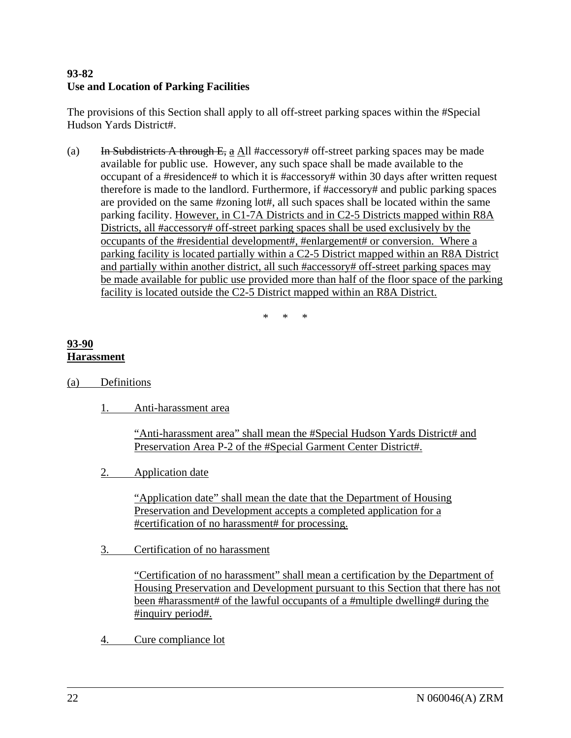**93-82**
**Use and Location of Parking Facilities**

The provisions of this Section shall apply to all off-street parking spaces within the #Special Hudson Yards District#.

(a) ~~In Subdistricts A through E,~~ a All #accessory# off-street parking spaces may be made available for public use. However, any such space shall be made available to the occupant of a #residence# to which it is #accessory# within 30 days after written request therefore is made to the landlord. Furthermore, if #accessory# and public parking spaces are provided on the same #zoning lot#, all such spaces shall be located within the same parking facility. However, in C1-7A Districts and in C2-5 Districts mapped within R8A Districts, all #accessory# off-street parking spaces shall be used exclusively by the occupants of the #residential development#, #enlargement# or conversion. Where a parking facility is located partially within a C2-5 District mapped within an R8A District and partially within another district, all such #accessory# off-street parking spaces may be made available for public use provided more than half of the floor space of the parking facility is located outside the C2-5 District mapped within an R8A District.

\* \* \*

**93-90**
**Harassment**

(a) Definitions

1. Anti-harassment area

   "Anti-harassment area" shall mean the #Special Hudson Yards District# and Preservation Area P-2 of the #Special Garment Center District#.

2. Application date

   "Application date" shall mean the date that the Department of Housing Preservation and Development accepts a completed application for a #certification of no harassment# for processing.

3. Certification of no harassment

   "Certification of no harassment" shall mean a certification by the Department of Housing Preservation and Development pursuant to this Section that there has not been #harassment# of the lawful occupants of a #multiple dwelling# during the #inquiry period#.

4. Cure compliance lot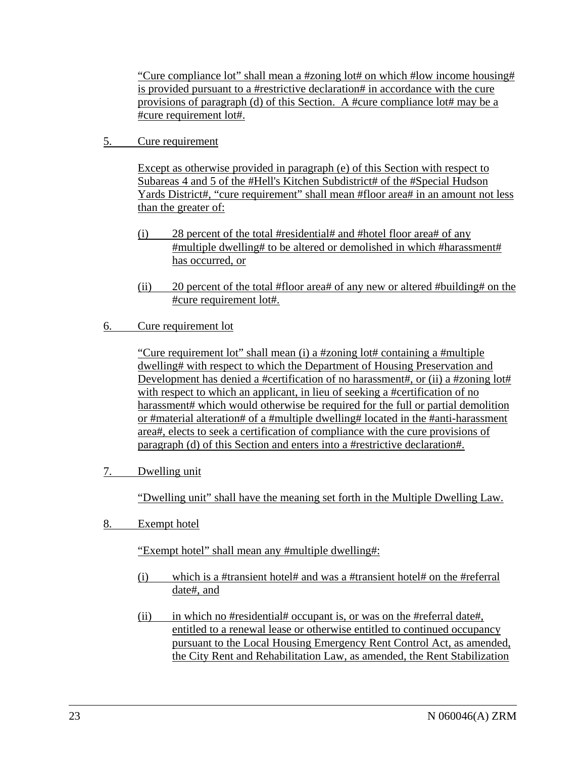"Cure compliance lot" shall mean a #zoning lot# on which #low income housing# is provided pursuant to a #restrictive declaration# in accordance with the cure provisions of paragraph (d) of this Section. A #cure compliance lot# may be a #cure requirement lot#.

5. Cure requirement

Except as otherwise provided in paragraph (e) of this Section with respect to Subareas 4 and 5 of the #Hell's Kitchen Subdistrict# of the #Special Hudson Yards District#, "cure requirement" shall mean #floor area# in an amount not less than the greater of:

(i) 28 percent of the total #residential# and #hotel floor area# of any #multiple dwelling# to be altered or demolished in which #harassment# has occurred, or

(ii) 20 percent of the total #floor area# of any new or altered #building# on the #cure requirement lot#.

6. Cure requirement lot

"Cure requirement lot" shall mean (i) a #zoning lot# containing a #multiple dwelling# with respect to which the Department of Housing Preservation and Development has denied a #certification of no harassment#, or (ii) a #zoning lot# with respect to which an applicant, in lieu of seeking a #certification of no harassment# which would otherwise be required for the full or partial demolition or #material alteration# of a #multiple dwelling# located in the #anti-harassment area#, elects to seek a certification of compliance with the cure provisions of paragraph (d) of this Section and enters into a #restrictive declaration#.

7. Dwelling unit

"Dwelling unit" shall have the meaning set forth in the Multiple Dwelling Law.

8. Exempt hotel

"Exempt hotel" shall mean any #multiple dwelling#:

(i) which is a #transient hotel# and was a #transient hotel# on the #referral date#, and

(ii) in which no #residential# occupant is, or was on the #referral date#, entitled to a renewal lease or otherwise entitled to continued occupancy pursuant to the Local Housing Emergency Rent Control Act, as amended, the City Rent and Rehabilitation Law, as amended, the Rent Stabilization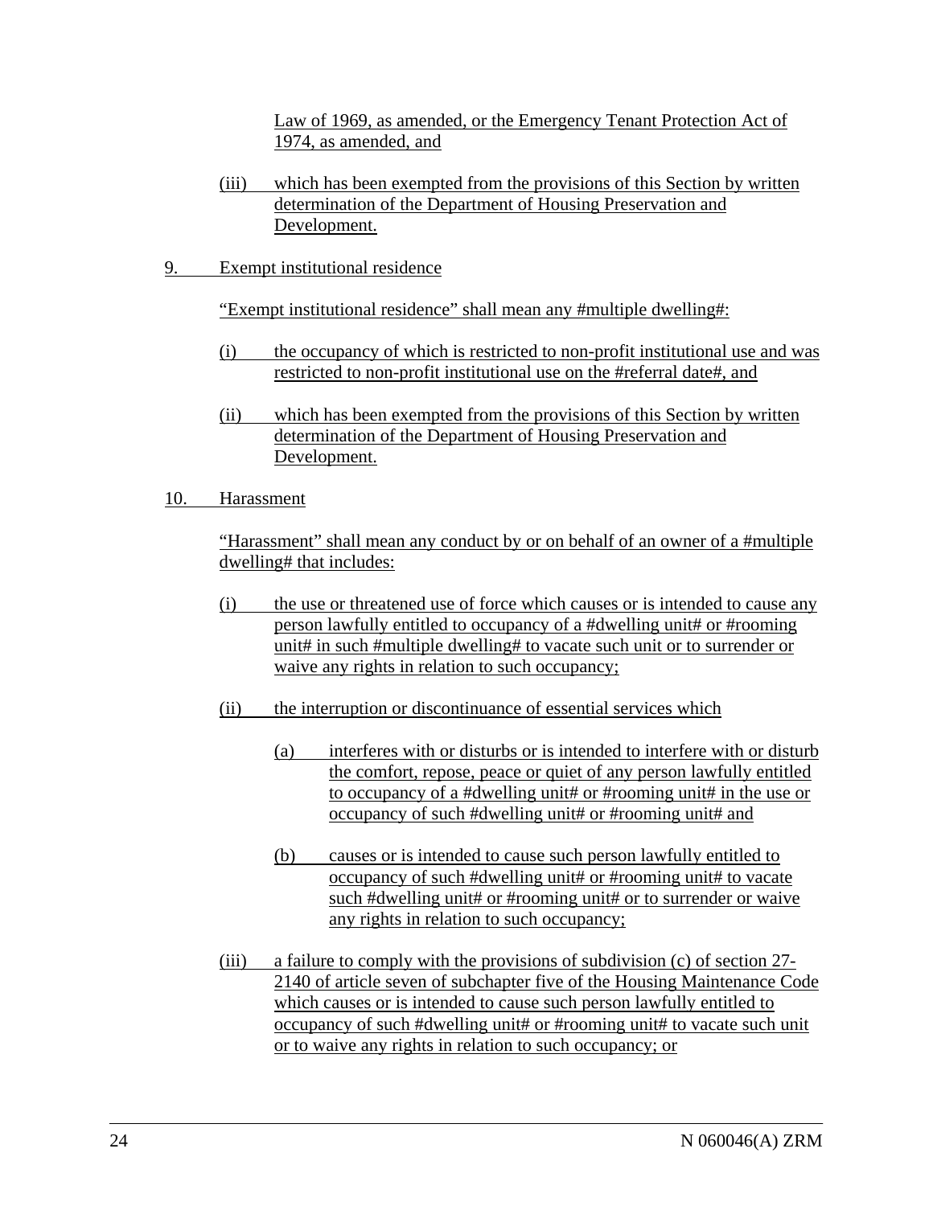Law of 1969, as amended, or the Emergency Tenant Protection Act of 1974, as amended, and

(iii) which has been exempted from the provisions of this Section by written determination of the Department of Housing Preservation and Development.

9. Exempt institutional residence

"Exempt institutional residence" shall mean any #multiple dwelling#:

(i) the occupancy of which is restricted to non-profit institutional use and was restricted to non-profit institutional use on the #referral date#, and

(ii) which has been exempted from the provisions of this Section by written determination of the Department of Housing Preservation and Development.

10. Harassment

"Harassment" shall mean any conduct by or on behalf of an owner of a #multiple dwelling# that includes:

(i) the use or threatened use of force which causes or is intended to cause any person lawfully entitled to occupancy of a #dwelling unit# or #rooming unit# in such #multiple dwelling# to vacate such unit or to surrender or waive any rights in relation to such occupancy;

(ii) the interruption or discontinuance of essential services which

(a) interferes with or disturbs or is intended to interfere with or disturb the comfort, repose, peace or quiet of any person lawfully entitled to occupancy of a #dwelling unit# or #rooming unit# in the use or occupancy of such #dwelling unit# or #rooming unit# and

(b) causes or is intended to cause such person lawfully entitled to occupancy of such #dwelling unit# or #rooming unit# to vacate such #dwelling unit# or #rooming unit# or to surrender or waive any rights in relation to such occupancy;

(iii) a failure to comply with the provisions of subdivision (c) of section 27-2140 of article seven of subchapter five of the Housing Maintenance Code which causes or is intended to cause such person lawfully entitled to occupancy of such #dwelling unit# or #rooming unit# to vacate such unit or to waive any rights in relation to such occupancy; or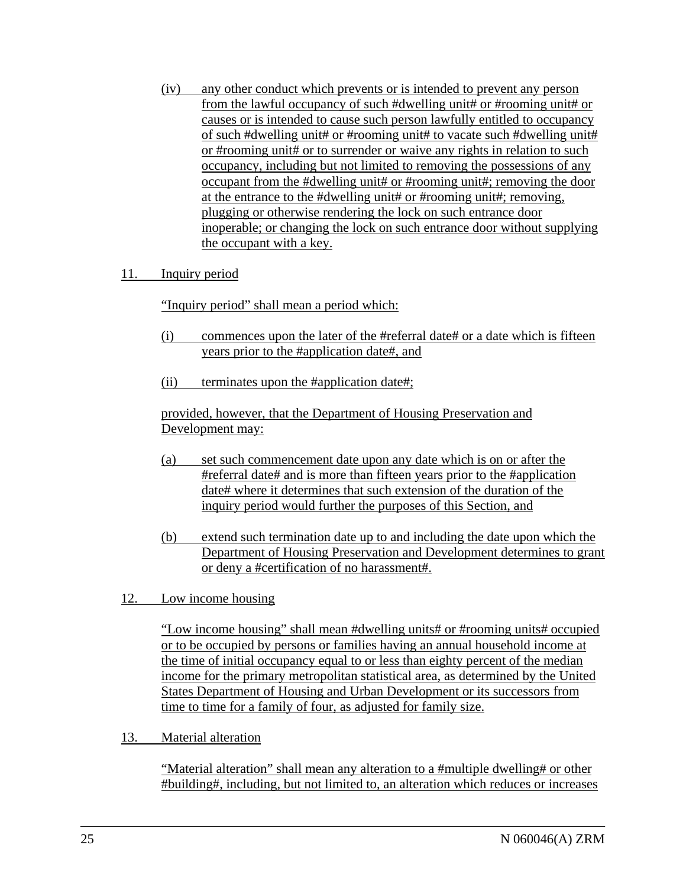(iv) any other conduct which prevents or is intended to prevent any person from the lawful occupancy of such #dwelling unit# or #rooming unit# or causes or is intended to cause such person lawfully entitled to occupancy of such #dwelling unit# or #rooming unit# to vacate such #dwelling unit# or #rooming unit# or to surrender or waive any rights in relation to such occupancy, including but not limited to removing the possessions of any occupant from the #dwelling unit# or #rooming unit#; removing the door at the entrance to the #dwelling unit# or #rooming unit#; removing, plugging or otherwise rendering the lock on such entrance door inoperable; or changing the lock on such entrance door without supplying the occupant with a key.

11. Inquiry period

"Inquiry period" shall mean a period which:

(i) commences upon the later of the #referral date# or a date which is fifteen years prior to the #application date#, and

(ii) terminates upon the #application date#;

provided, however, that the Department of Housing Preservation and Development may:

(a) set such commencement date upon any date which is on or after the #referral date# and is more than fifteen years prior to the #application date# where it determines that such extension of the duration of the inquiry period would further the purposes of this Section, and

(b) extend such termination date up to and including the date upon which the Department of Housing Preservation and Development determines to grant or deny a #certification of no harassment#.

12. Low income housing

"Low income housing" shall mean #dwelling units# or #rooming units# occupied or to be occupied by persons or families having an annual household income at the time of initial occupancy equal to or less than eighty percent of the median income for the primary metropolitan statistical area, as determined by the United States Department of Housing and Urban Development or its successors from time to time for a family of four, as adjusted for family size.

13. Material alteration

"Material alteration" shall mean any alteration to a #multiple dwelling# or other #building#, including, but not limited to, an alteration which reduces or increases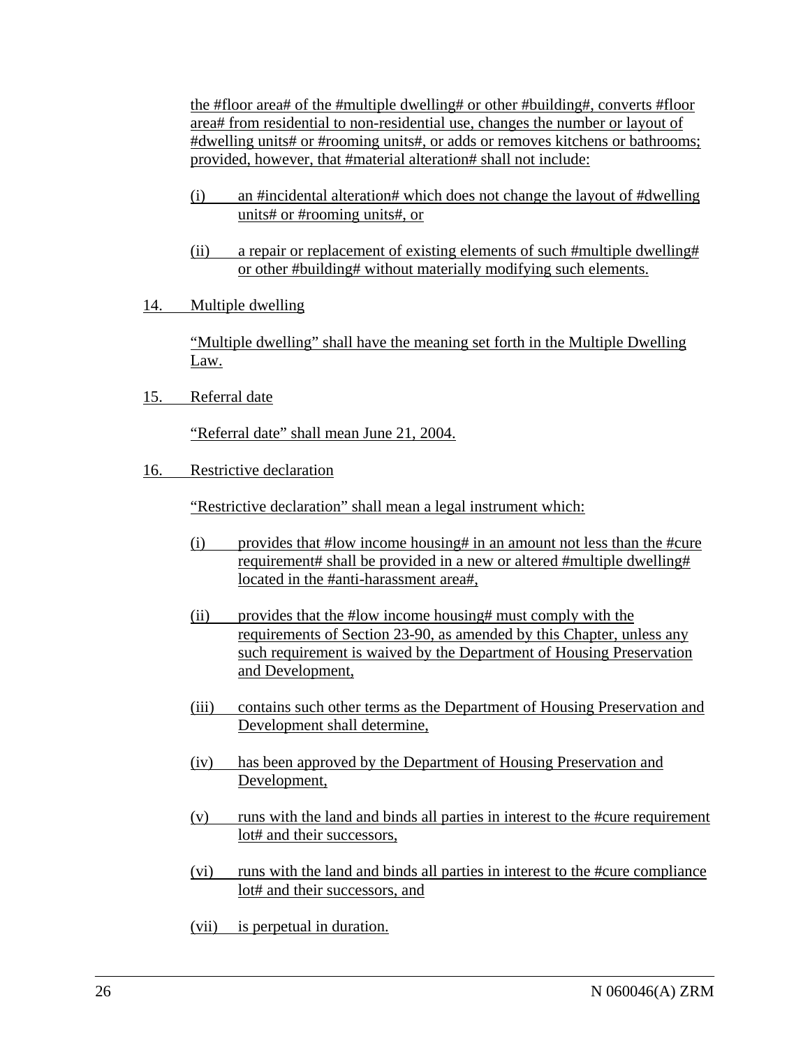the #floor area# of the #multiple dwelling# or other #building#, converts #floor area# from residential to non-residential use, changes the number or layout of #dwelling units# or #rooming units#, or adds or removes kitchens or bathrooms; provided, however, that #material alteration# shall not include:

(i) an #incidental alteration# which does not change the layout of #dwelling units# or #rooming units#, or

(ii) a repair or replacement of existing elements of such #multiple dwelling# or other #building# without materially modifying such elements.

14. Multiple dwelling

"Multiple dwelling" shall have the meaning set forth in the Multiple Dwelling Law.

15. Referral date

"Referral date" shall mean June 21, 2004.

16. Restrictive declaration

"Restrictive declaration" shall mean a legal instrument which:

(i) provides that #low income housing# in an amount not less than the #cure requirement# shall be provided in a new or altered #multiple dwelling# located in the #anti-harassment area#,

(ii) provides that the #low income housing# must comply with the requirements of Section 23-90, as amended by this Chapter, unless any such requirement is waived by the Department of Housing Preservation and Development,

(iii) contains such other terms as the Department of Housing Preservation and Development shall determine,

(iv) has been approved by the Department of Housing Preservation and Development,

(v) runs with the land and binds all parties in interest to the #cure requirement lot# and their successors,

(vi) runs with the land and binds all parties in interest to the #cure compliance lot# and their successors, and

(vii) is perpetual in duration.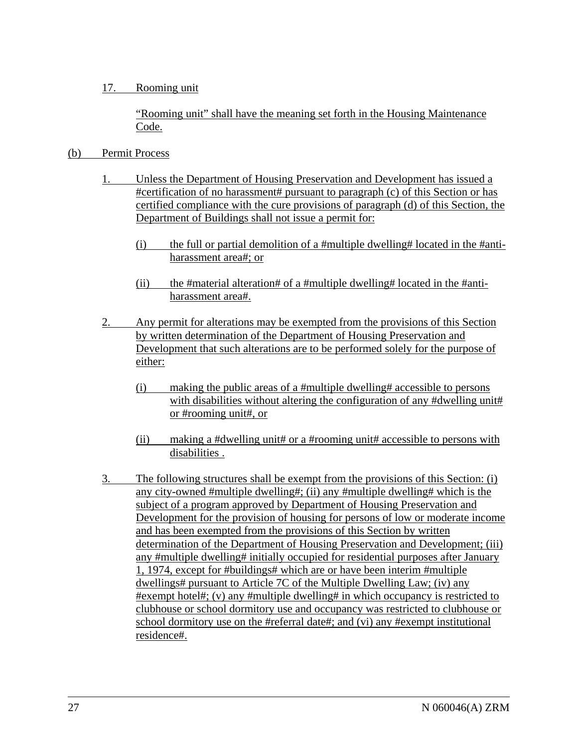17. Rooming unit

"Rooming unit" shall have the meaning set forth in the Housing Maintenance Code.

(b) Permit Process

1. Unless the Department of Housing Preservation and Development has issued a #certification of no harassment# pursuant to paragraph (c) of this Section or has certified compliance with the cure provisions of paragraph (d) of this Section, the Department of Buildings shall not issue a permit for:

   (i) the full or partial demolition of a #multiple dwelling# located in the #anti-harassment area#; or

   (ii) the #material alteration# of a #multiple dwelling# located in the #anti-harassment area#.

2. Any permit for alterations may be exempted from the provisions of this Section by written determination of the Department of Housing Preservation and Development that such alterations are to be performed solely for the purpose of either:

   (i) making the public areas of a #multiple dwelling# accessible to persons with disabilities without altering the configuration of any #dwelling unit# or #rooming unit#, or

   (ii) making a #dwelling unit# or a #rooming unit# accessible to persons with disabilities .

3. The following structures shall be exempt from the provisions of this Section: (i) any city-owned #multiple dwelling#; (ii) any #multiple dwelling# which is the subject of a program approved by Department of Housing Preservation and Development for the provision of housing for persons of low or moderate income and has been exempted from the provisions of this Section by written determination of the Department of Housing Preservation and Development; (iii) any #multiple dwelling# initially occupied for residential purposes after January 1, 1974, except for #buildings# which are or have been interim #multiple dwellings# pursuant to Article 7C of the Multiple Dwelling Law; (iv) any #exempt hotel#; (v) any #multiple dwelling# in which occupancy is restricted to clubhouse or school dormitory use and occupancy was restricted to clubhouse or school dormitory use on the #referral date#; and (vi) any #exempt institutional residence#.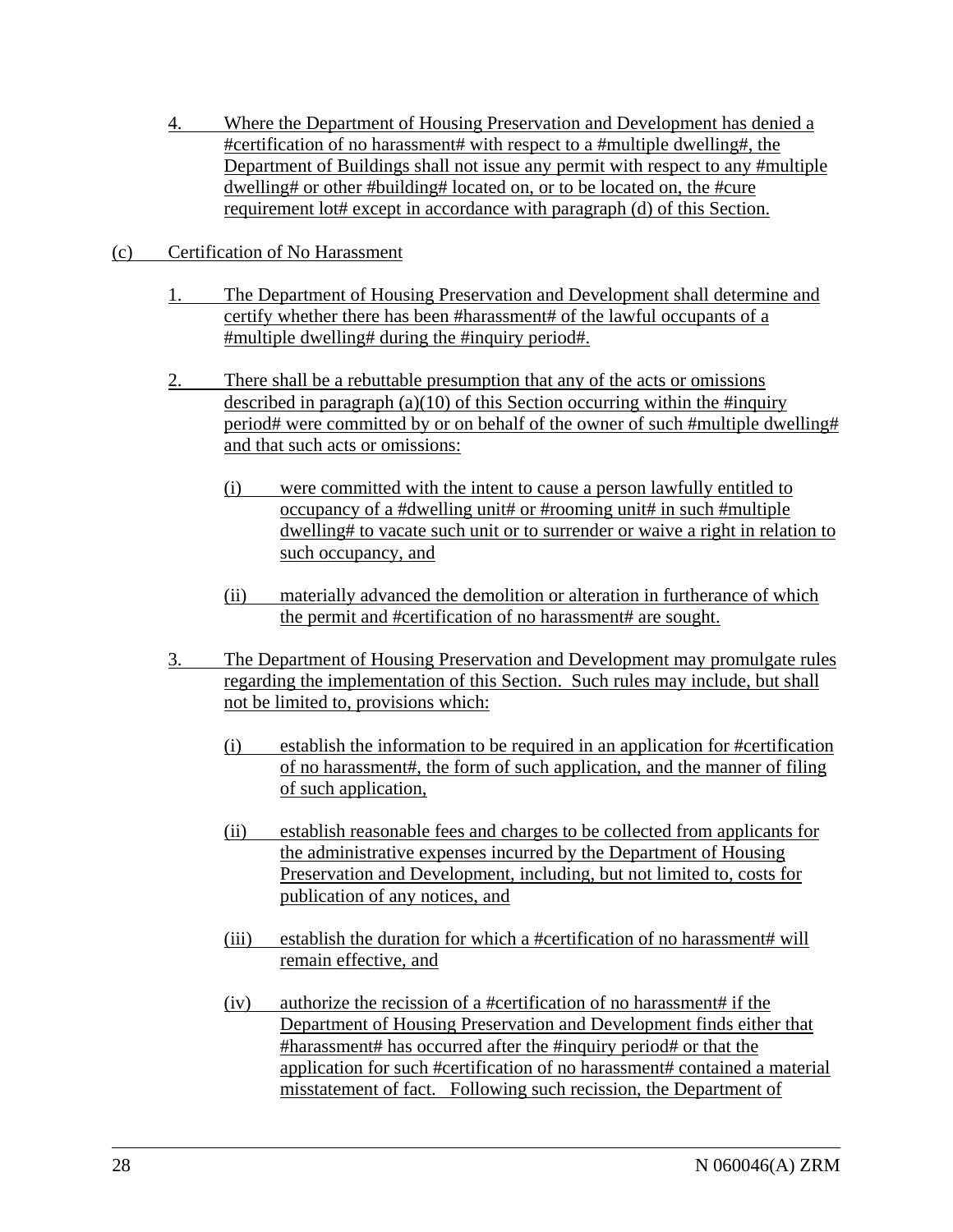4. Where the Department of Housing Preservation and Development has denied a #certification of no harassment# with respect to a #multiple dwelling#, the Department of Buildings shall not issue any permit with respect to any #multiple dwelling# or other #building# located on, or to be located on, the #cure requirement lot# except in accordance with paragraph (d) of this Section.

(c) Certification of No Harassment

1. The Department of Housing Preservation and Development shall determine and certify whether there has been #harassment# of the lawful occupants of a #multiple dwelling# during the #inquiry period#.

2. There shall be a rebuttable presumption that any of the acts or omissions described in paragraph (a)(10) of this Section occurring within the #inquiry period# were committed by or on behalf of the owner of such #multiple dwelling# and that such acts or omissions:

   (i) were committed with the intent to cause a person lawfully entitled to occupancy of a #dwelling unit# or #rooming unit# in such #multiple dwelling# to vacate such unit or to surrender or waive a right in relation to such occupancy, and

   (ii) materially advanced the demolition or alteration in furtherance of which the permit and #certification of no harassment# are sought.

3. The Department of Housing Preservation and Development may promulgate rules regarding the implementation of this Section. Such rules may include, but shall not be limited to, provisions which:

   (i) establish the information to be required in an application for #certification of no harassment#, the form of such application, and the manner of filing of such application,

   (ii) establish reasonable fees and charges to be collected from applicants for the administrative expenses incurred by the Department of Housing Preservation and Development, including, but not limited to, costs for publication of any notices, and

   (iii) establish the duration for which a #certification of no harassment# will remain effective, and

   (iv) authorize the recission of a #certification of no harassment# if the Department of Housing Preservation and Development finds either that #harassment# has occurred after the #inquiry period# or that the application for such #certification of no harassment# contained a material misstatement of fact. Following such recission, the Department of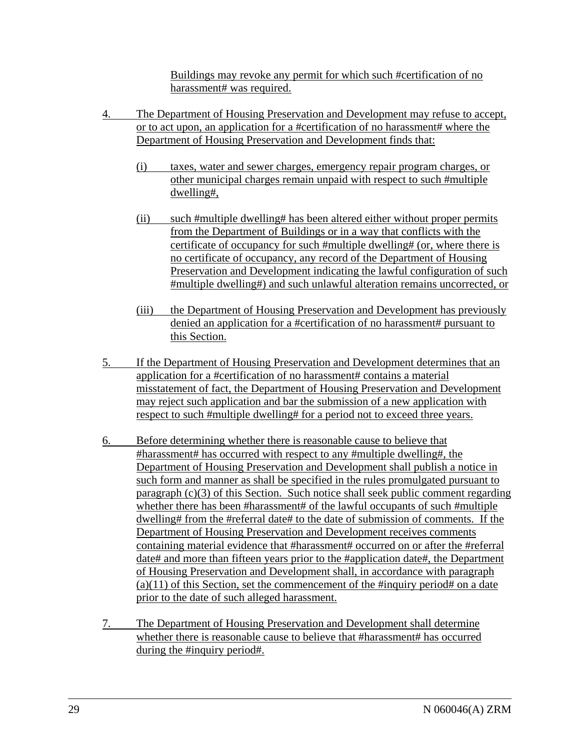Buildings may revoke any permit for which such #certification of no harassment# was required.

4. The Department of Housing Preservation and Development may refuse to accept, or to act upon, an application for a #certification of no harassment# where the Department of Housing Preservation and Development finds that:

   (i) taxes, water and sewer charges, emergency repair program charges, or other municipal charges remain unpaid with respect to such #multiple dwelling#,

   (ii) such #multiple dwelling# has been altered either without proper permits from the Department of Buildings or in a way that conflicts with the certificate of occupancy for such #multiple dwelling# (or, where there is no certificate of occupancy, any record of the Department of Housing Preservation and Development indicating the lawful configuration of such #multiple dwelling#) and such unlawful alteration remains uncorrected, or

   (iii) the Department of Housing Preservation and Development has previously denied an application for a #certification of no harassment# pursuant to this Section.

5. If the Department of Housing Preservation and Development determines that an application for a #certification of no harassment# contains a material misstatement of fact, the Department of Housing Preservation and Development may reject such application and bar the submission of a new application with respect to such #multiple dwelling# for a period not to exceed three years.

6. Before determining whether there is reasonable cause to believe that #harassment# has occurred with respect to any #multiple dwelling#, the Department of Housing Preservation and Development shall publish a notice in such form and manner as shall be specified in the rules promulgated pursuant to paragraph (c)(3) of this Section. Such notice shall seek public comment regarding whether there has been #harassment# of the lawful occupants of such #multiple dwelling# from the #referral date# to the date of submission of comments. If the Department of Housing Preservation and Development receives comments containing material evidence that #harassment# occurred on or after the #referral date# and more than fifteen years prior to the #application date#, the Department of Housing Preservation and Development shall, in accordance with paragraph (a)(11) of this Section, set the commencement of the #inquiry period# on a date prior to the date of such alleged harassment.

7. The Department of Housing Preservation and Development shall determine whether there is reasonable cause to believe that #harassment# has occurred during the #inquiry period#.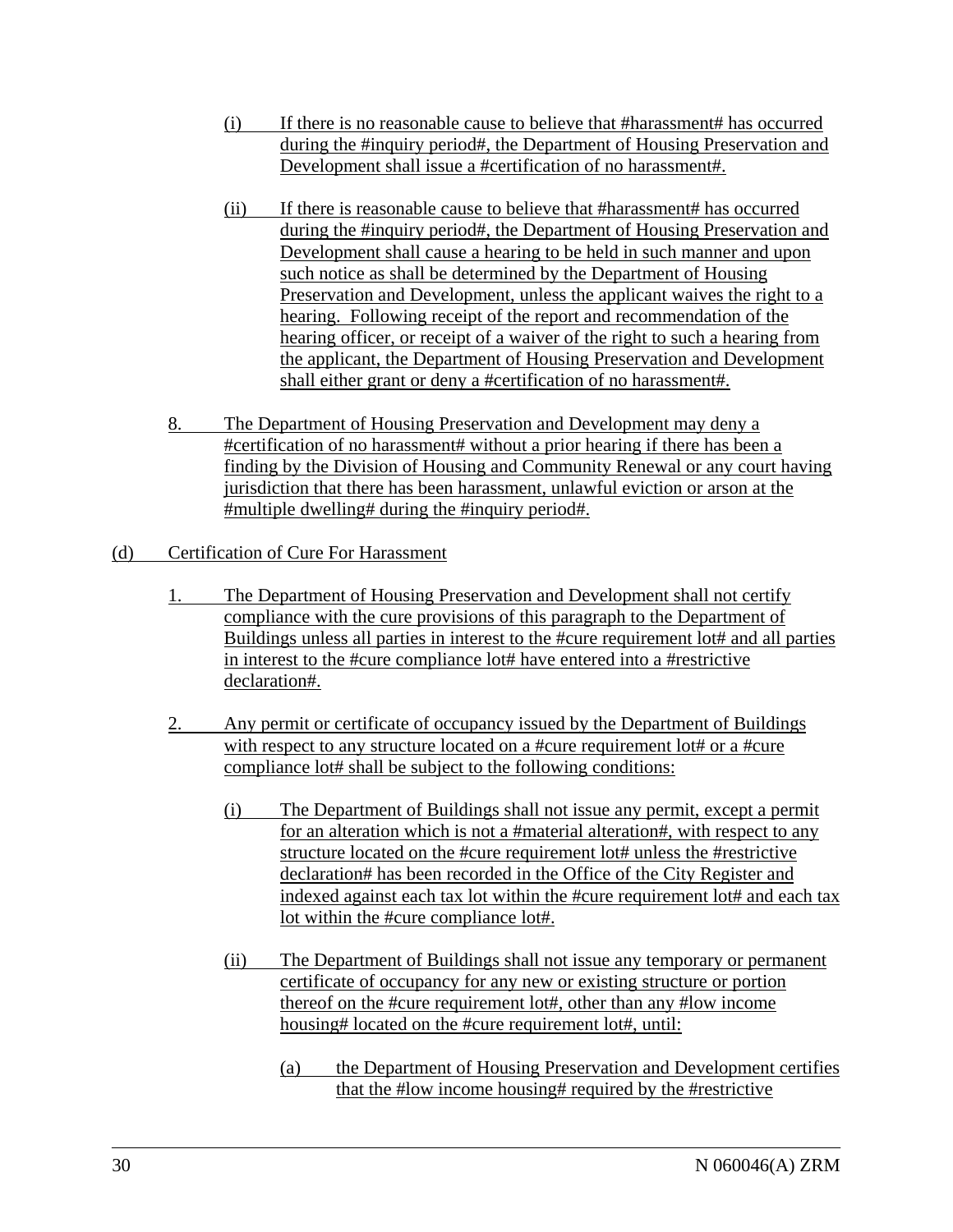(i) If there is no reasonable cause to believe that #harassment# has occurred during the #inquiry period#, the Department of Housing Preservation and Development shall issue a #certification of no harassment#.

(ii) If there is reasonable cause to believe that #harassment# has occurred during the #inquiry period#, the Department of Housing Preservation and Development shall cause a hearing to be held in such manner and upon such notice as shall be determined by the Department of Housing Preservation and Development, unless the applicant waives the right to a hearing. Following receipt of the report and recommendation of the hearing officer, or receipt of a waiver of the right to such a hearing from the applicant, the Department of Housing Preservation and Development shall either grant or deny a #certification of no harassment#.

8. The Department of Housing Preservation and Development may deny a #certification of no harassment# without a prior hearing if there has been a finding by the Division of Housing and Community Renewal or any court having jurisdiction that there has been harassment, unlawful eviction or arson at the #multiple dwelling# during the #inquiry period#.

(d) Certification of Cure For Harassment

1. The Department of Housing Preservation and Development shall not certify compliance with the cure provisions of this paragraph to the Department of Buildings unless all parties in interest to the #cure requirement lot# and all parties in interest to the #cure compliance lot# have entered into a #restrictive declaration#.

2. Any permit or certificate of occupancy issued by the Department of Buildings with respect to any structure located on a #cure requirement lot# or a #cure compliance lot# shall be subject to the following conditions:

(i) The Department of Buildings shall not issue any permit, except a permit for an alteration which is not a #material alteration#, with respect to any structure located on the #cure requirement lot# unless the #restrictive declaration# has been recorded in the Office of the City Register and indexed against each tax lot within the #cure requirement lot# and each tax lot within the #cure compliance lot#.

(ii) The Department of Buildings shall not issue any temporary or permanent certificate of occupancy for any new or existing structure or portion thereof on the #cure requirement lot#, other than any #low income housing# located on the #cure requirement lot#, until:

(a) the Department of Housing Preservation and Development certifies that the #low income housing# required by the #restrictive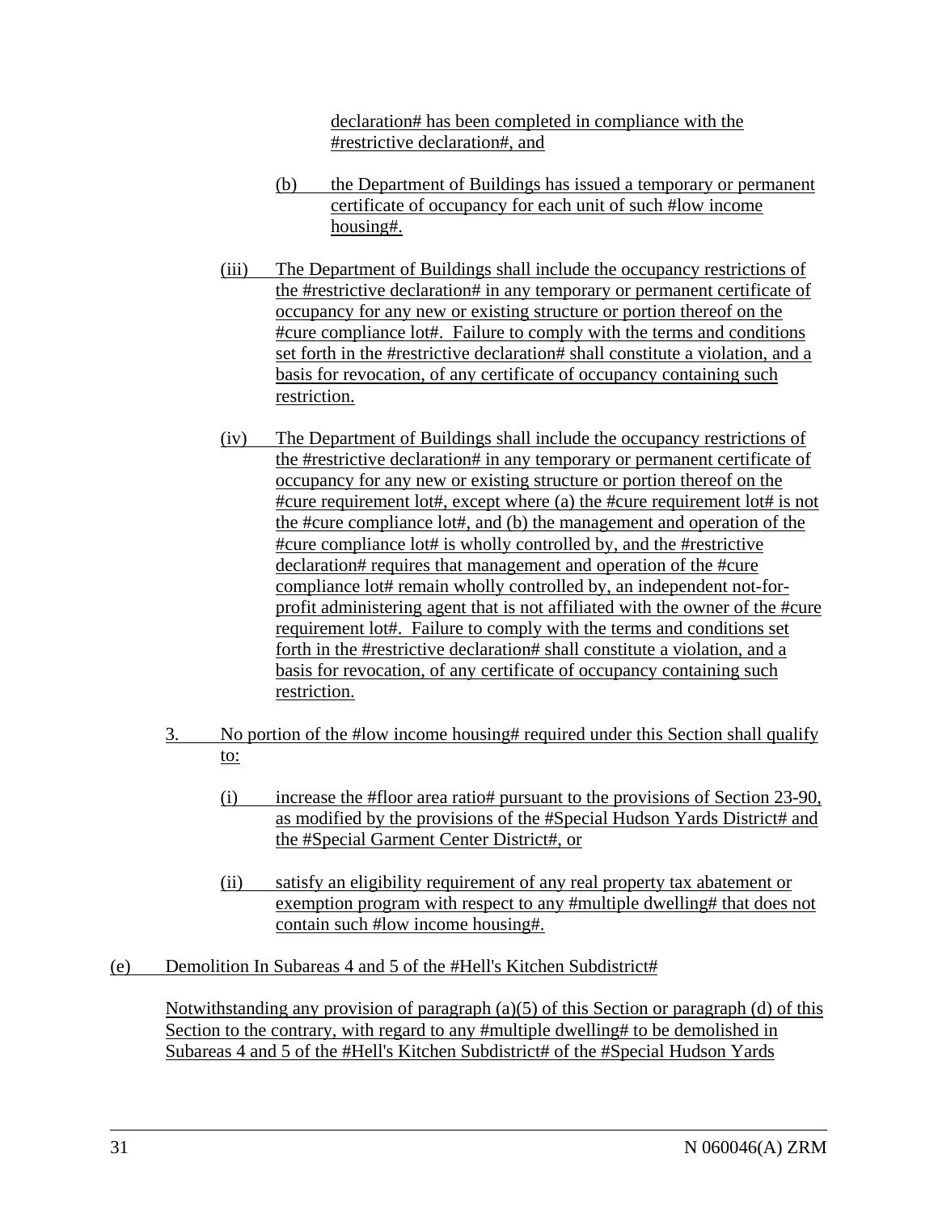declaration# has been completed in compliance with the #restrictive declaration#, and

(b) the Department of Buildings has issued a temporary or permanent certificate of occupancy for each unit of such #low income housing#.

(iii) The Department of Buildings shall include the occupancy restrictions of the #restrictive declaration# in any temporary or permanent certificate of occupancy for any new or existing structure or portion thereof on the #cure compliance lot#. Failure to comply with the terms and conditions set forth in the #restrictive declaration# shall constitute a violation, and a basis for revocation, of any certificate of occupancy containing such restriction.

(iv) The Department of Buildings shall include the occupancy restrictions of the #restrictive declaration# in any temporary or permanent certificate of occupancy for any new or existing structure or portion thereof on the #cure requirement lot#, except where (a) the #cure requirement lot# is not the #cure compliance lot#, and (b) the management and operation of the #cure compliance lot# is wholly controlled by, and the #restrictive declaration# requires that management and operation of the #cure compliance lot# remain wholly controlled by, an independent not-for-profit administering agent that is not affiliated with the owner of the #cure requirement lot#. Failure to comply with the terms and conditions set forth in the #restrictive declaration# shall constitute a violation, and a basis for revocation, of any certificate of occupancy containing such restriction.

3. No portion of the #low income housing# required under this Section shall qualify to:

(i) increase the #floor area ratio# pursuant to the provisions of Section 23-90, as modified by the provisions of the #Special Hudson Yards District# and the #Special Garment Center District#, or

(ii) satisfy an eligibility requirement of any real property tax abatement or exemption program with respect to any #multiple dwelling# that does not contain such #low income housing#.

(e) Demolition In Subareas 4 and 5 of the #Hell's Kitchen Subdistrict#

Notwithstanding any provision of paragraph (a)(5) of this Section or paragraph (d) of this Section to the contrary, with regard to any #multiple dwelling# to be demolished in Subareas 4 and 5 of the #Hell's Kitchen Subdistrict# of the #Special Hudson Yards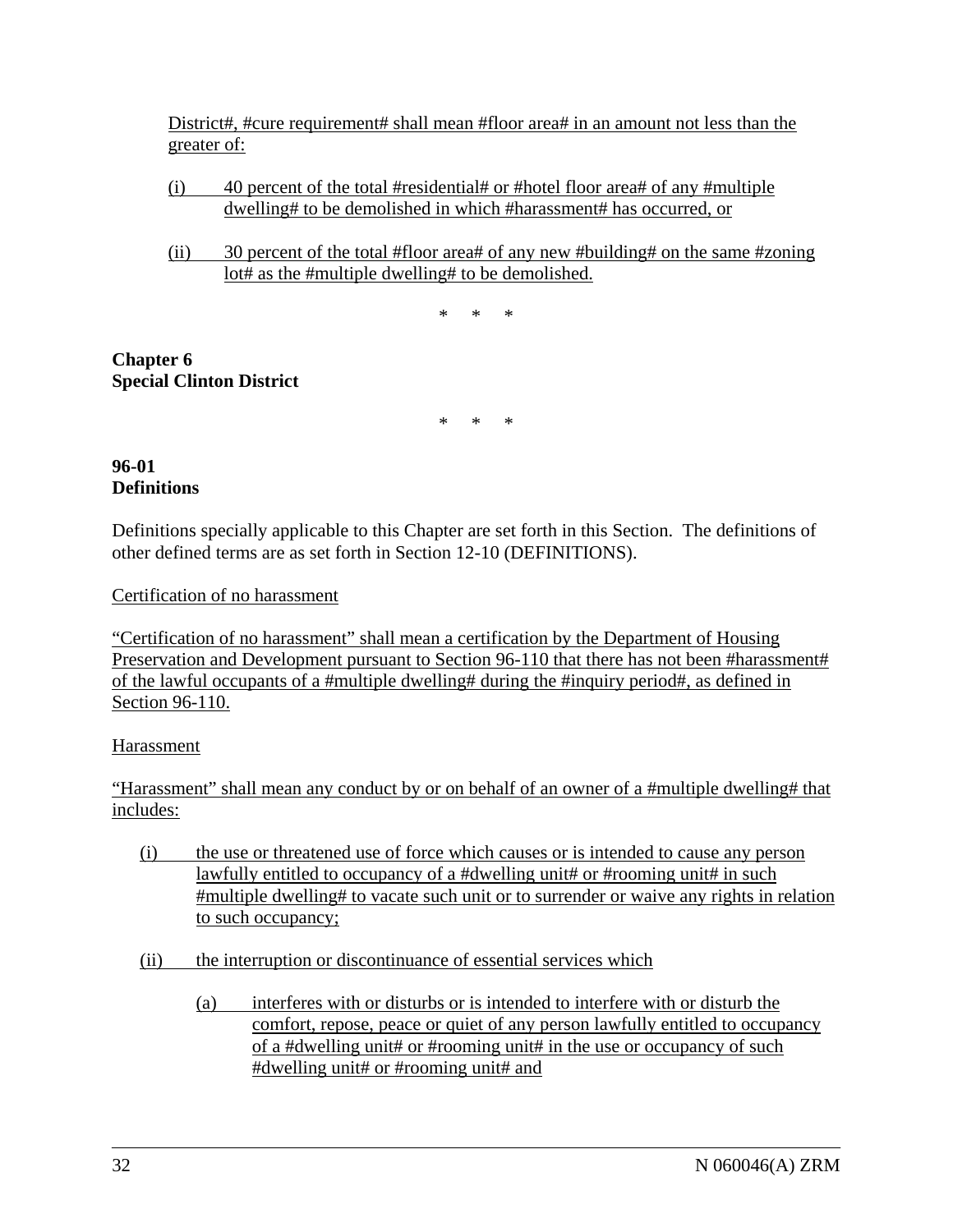District#, #cure requirement# shall mean #floor area# in an amount not less than the greater of:

(i) 40 percent of the total #residential# or #hotel floor area# of any #multiple dwelling# to be demolished in which #harassment# has occurred, or

(ii) 30 percent of the total #floor area# of any new #building# on the same #zoning lot# as the #multiple dwelling# to be demolished.

\* \* \*

**Chapter 6**
**Special Clinton District**

\* \* \*

**96-01**
**Definitions**

Definitions specially applicable to this Chapter are set forth in this Section. The definitions of other defined terms are as set forth in Section 12-10 (DEFINITIONS).

Certification of no harassment

"Certification of no harassment" shall mean a certification by the Department of Housing Preservation and Development pursuant to Section 96-110 that there has not been #harassment# of the lawful occupants of a #multiple dwelling# during the #inquiry period#, as defined in Section 96-110.

Harassment

"Harassment" shall mean any conduct by or on behalf of an owner of a #multiple dwelling# that includes:

(i) the use or threatened use of force which causes or is intended to cause any person lawfully entitled to occupancy of a #dwelling unit# or #rooming unit# in such #multiple dwelling# to vacate such unit or to surrender or waive any rights in relation to such occupancy;

(ii) the interruption or discontinuance of essential services which

(a) interferes with or disturbs or is intended to interfere with or disturb the comfort, repose, peace or quiet of any person lawfully entitled to occupancy of a #dwelling unit# or #rooming unit# in the use or occupancy of such #dwelling unit# or #rooming unit# and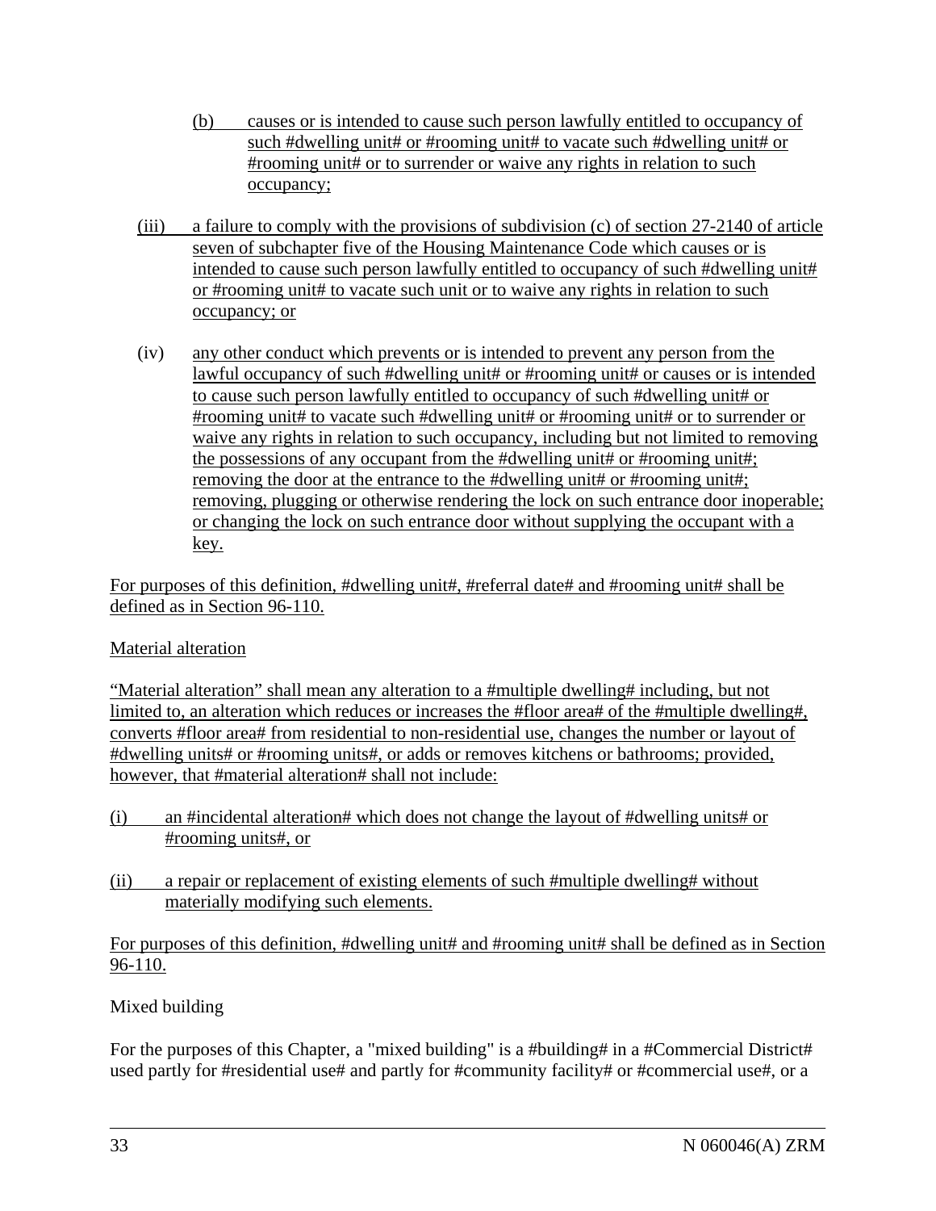(b) causes or is intended to cause such person lawfully entitled to occupancy of such #dwelling unit# or #rooming unit# to vacate such #dwelling unit# or #rooming unit# or to surrender or waive any rights in relation to such occupancy;

(iii) a failure to comply with the provisions of subdivision (c) of section 27-2140 of article seven of subchapter five of the Housing Maintenance Code which causes or is intended to cause such person lawfully entitled to occupancy of such #dwelling unit# or #rooming unit# to vacate such unit or to waive any rights in relation to such occupancy; or

(iv) any other conduct which prevents or is intended to prevent any person from the lawful occupancy of such #dwelling unit# or #rooming unit# or causes or is intended to cause such person lawfully entitled to occupancy of such #dwelling unit# or #rooming unit# to vacate such #dwelling unit# or #rooming unit# or to surrender or waive any rights in relation to such occupancy, including but not limited to removing the possessions of any occupant from the #dwelling unit# or #rooming unit#; removing the door at the entrance to the #dwelling unit# or #rooming unit#; removing, plugging or otherwise rendering the lock on such entrance door inoperable; or changing the lock on such entrance door without supplying the occupant with a key.

For purposes of this definition, #dwelling unit#, #referral date# and #rooming unit# shall be defined as in Section 96-110.

Material alteration

"Material alteration" shall mean any alteration to a #multiple dwelling# including, but not limited to, an alteration which reduces or increases the #floor area# of the #multiple dwelling#, converts #floor area# from residential to non-residential use, changes the number or layout of #dwelling units# or #rooming units#, or adds or removes kitchens or bathrooms; provided, however, that #material alteration# shall not include:

(i) an #incidental alteration# which does not change the layout of #dwelling units# or #rooming units#, or

(ii) a repair or replacement of existing elements of such #multiple dwelling# without materially modifying such elements.

For purposes of this definition, #dwelling unit# and #rooming unit# shall be defined as in Section 96-110.

Mixed building

For the purposes of this Chapter, a "mixed building" is a #building# in a #Commercial District# used partly for #residential use# and partly for #community facility# or #commercial use#, or a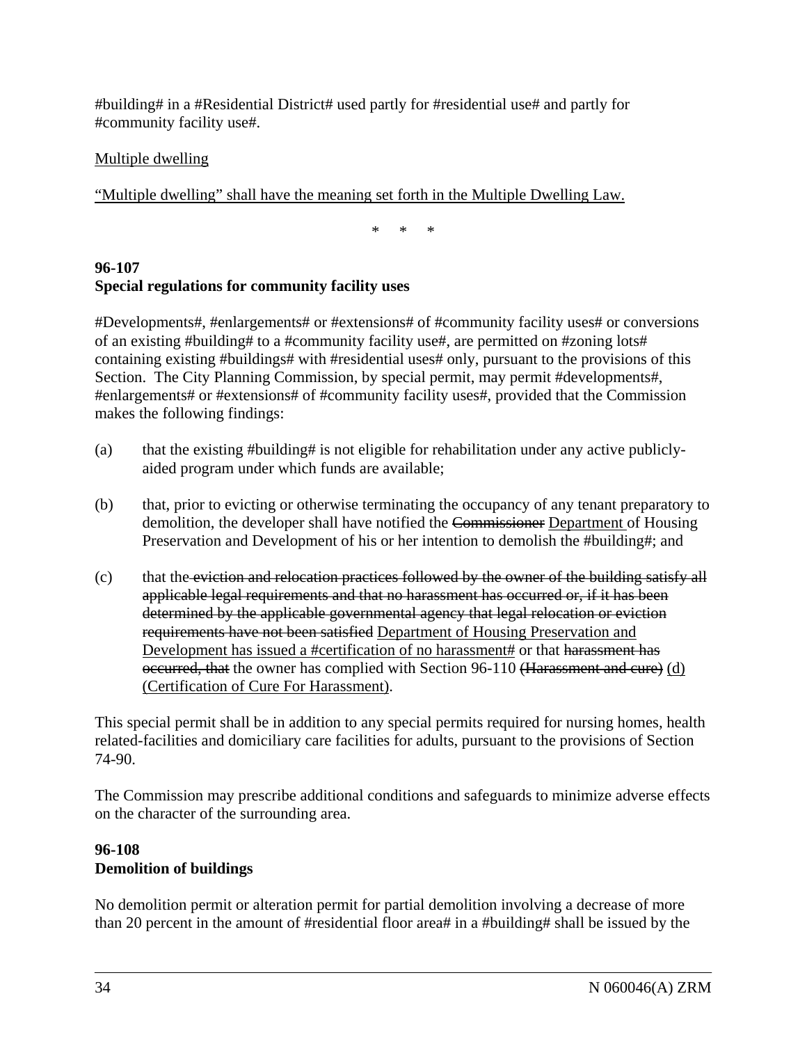#building# in a #Residential District# used partly for #residential use# and partly for #community facility use#.

<u>Multiple dwelling</u>

<u>"Multiple dwelling" shall have the meaning set forth in the Multiple Dwelling Law.</u>

\*     \*     \*

**96-107**
**Special regulations for community facility uses**

#Developments#, #enlargements# or #extensions# of #community facility uses# or conversions of an existing #building# to a #community facility use#, are permitted on #zoning lots# containing existing #buildings# with #residential uses# only, pursuant to the provisions of this Section. The City Planning Commission, by special permit, may permit #developments#, #enlargements# or #extensions# of #community facility uses#, provided that the Commission makes the following findings:

(a) that the existing #building# is not eligible for rehabilitation under any active publicly-aided program under which funds are available;

(b) that, prior to evicting or otherwise terminating the occupancy of any tenant preparatory to demolition, the developer shall have notified the ~~Commissioner~~ <u>Department</u> of Housing Preservation and Development of his or her intention to demolish the #building#; and

(c) that the ~~eviction and relocation practices followed by the owner of the building satisfy all applicable legal requirements and that no harassment has occurred or, if it has been determined by the applicable governmental agency that legal relocation or eviction requirements have not been satisfied~~ <u>Department of Housing Preservation and Development has issued a #certification of no harassment#</u> or that ~~harassment has occurred, that~~ the owner has complied with Section 96-110 ~~(Harassment and cure)~~ <u>(d) (Certification of Cure For Harassment)</u>.

This special permit shall be in addition to any special permits required for nursing homes, health related-facilities and domiciliary care facilities for adults, pursuant to the provisions of Section 74-90.

The Commission may prescribe additional conditions and safeguards to minimize adverse effects on the character of the surrounding area.

**96-108**
**Demolition of buildings**

No demolition permit or alteration permit for partial demolition involving a decrease of more than 20 percent in the amount of #residential floor area# in a #building# shall be issued by the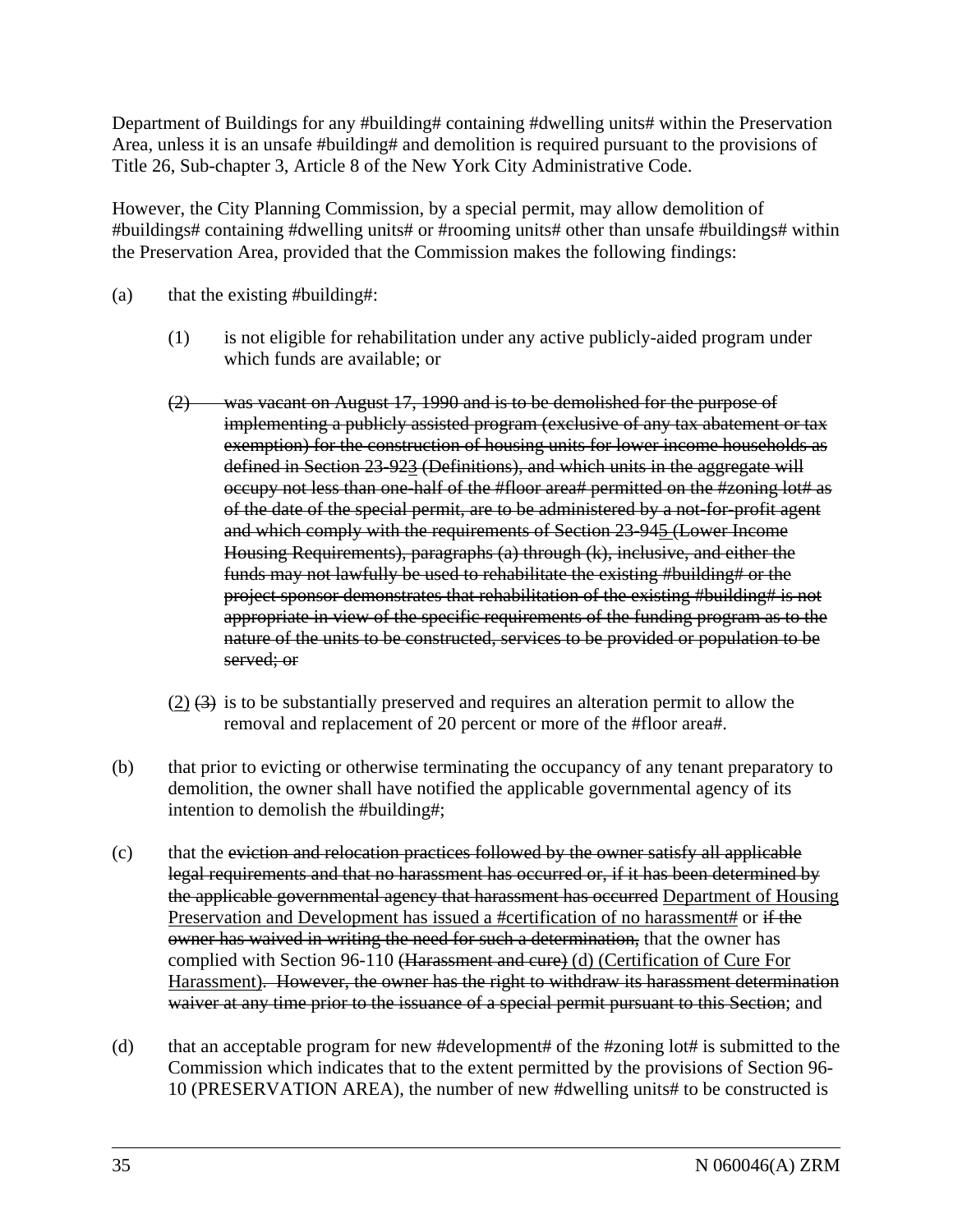Department of Buildings for any #building# containing #dwelling units# within the Preservation Area, unless it is an unsafe #building# and demolition is required pursuant to the provisions of Title 26, Sub-chapter 3, Article 8 of the New York City Administrative Code.

However, the City Planning Commission, by a special permit, may allow demolition of #buildings# containing #dwelling units# or #rooming units# other than unsafe #buildings# within the Preservation Area, provided that the Commission makes the following findings:

(a) that the existing #building#:

(1) is not eligible for rehabilitation under any active publicly-aided program under which funds are available; or

~~(2) was vacant on August 17, 1990 and is to be demolished for the purpose of implementing a publicly assisted program (exclusive of any tax abatement or tax exemption) for the construction of housing units for lower income households as defined in Section 23-92~~<u>3</u> ~~(Definitions), and which units in the aggregate will occupy not less than one-half of the #floor area# permitted on the #zoning lot# as of the date of the special permit, are to be administered by a not-for-profit agent and which comply with the requirements of Section 23-94~~<u>5</u> ~~(Lower Income Housing Requirements), paragraphs (a) through (k), inclusive, and either the funds may not lawfully be used to rehabilitate the existing #building# or the project sponsor demonstrates that rehabilitation of the existing #building# is not appropriate in view of the specific requirements of the funding program as to the nature of the units to be constructed, services to be provided or population to be served; or~~

<u>(2)</u> ~~(3)~~ is to be substantially preserved and requires an alteration permit to allow the removal and replacement of 20 percent or more of the #floor area#.

(b) that prior to evicting or otherwise terminating the occupancy of any tenant preparatory to demolition, the owner shall have notified the applicable governmental agency of its intention to demolish the #building#;

(c) that the ~~eviction and relocation practices followed by the owner satisfy all applicable legal requirements and that no harassment has occurred or, if it has been determined by the applicable governmental agency that harassment has occurred~~ <u>Department of Housing Preservation and Development has issued a #certification of no harassment#</u> or ~~if the owner has waived in writing the need for such a determination,~~ that the owner has complied with Section 96-110 ~~(Harassment and cure)~~ <u>(d) (Certification of Cure For Harassment)</u>. ~~However, the owner has the right to withdraw its harassment determination waiver at any time prior to the issuance of a special permit pursuant to this Section~~; and

(d) that an acceptable program for new #development# of the #zoning lot# is submitted to the Commission which indicates that to the extent permitted by the provisions of Section 96-10 (PRESERVATION AREA), the number of new #dwelling units# to be constructed is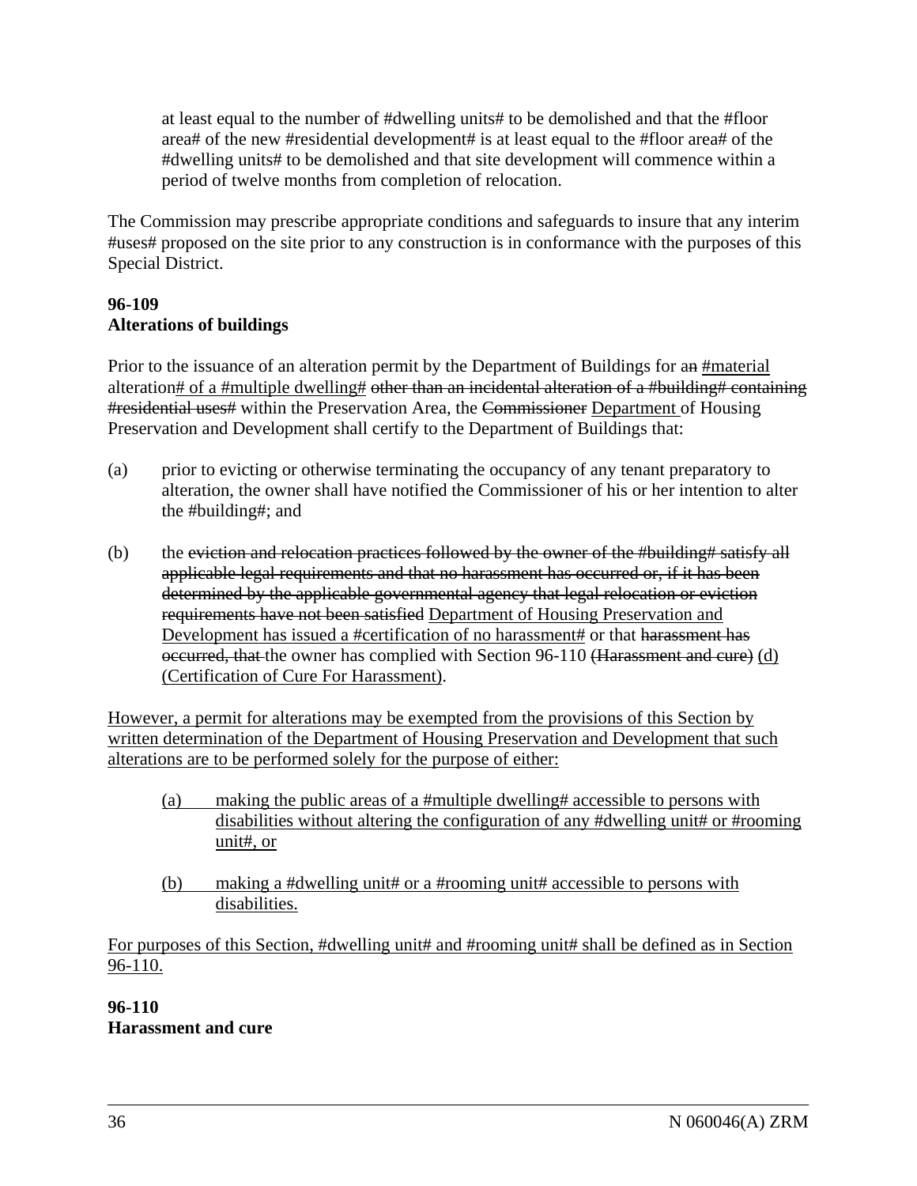at least equal to the number of #dwelling units# to be demolished and that the #floor area# of the new #residential development# is at least equal to the #floor area# of the #dwelling units# to be demolished and that site development will commence within a period of twelve months from completion of relocation.

The Commission may prescribe appropriate conditions and safeguards to insure that any interim #uses# proposed on the site prior to any construction is in conformance with the purposes of this Special District.

**96-109**
**Alterations of buildings**

Prior to the issuance of an alteration permit by the Department of Buildings for a~~n~~ <u>#material</u> alteration<u># of a #multiple dwelling#</u> ~~other than an incidental alteration of a #building# containing #residential uses#~~ within the Preservation Area, the ~~Commissioner~~ <u>Department</u> of Housing Preservation and Development shall certify to the Department of Buildings that:

(a) prior to evicting or otherwise terminating the occupancy of any tenant preparatory to alteration, the owner shall have notified the Commissioner of his or her intention to alter the #building#; and

(b) the ~~eviction and relocation practices followed by the owner of the #building# satisfy all applicable legal requirements and that no harassment has occurred or, if it has been determined by the applicable governmental agency that legal relocation or eviction requirements have not been satisfied~~ <u>Department of Housing Preservation and Development has issued a #certification of no harassment#</u> or that ~~harassment has occurred, that~~ the owner has complied with Section 96-110 ~~(Harassment and cure)~~ <u>(d) (Certification of Cure For Harassment)</u>.

<u>However, a permit for alterations may be exempted from the provisions of this Section by written determination of the Department of Housing Preservation and Development that such alterations are to be performed solely for the purpose of either:</u>

<u>(a) making the public areas of a #multiple dwelling# accessible to persons with disabilities without altering the configuration of any #dwelling unit# or #rooming unit#, or</u>

<u>(b) making a #dwelling unit# or a #rooming unit# accessible to persons with disabilities.</u>

<u>For purposes of this Section, #dwelling unit# and #rooming unit# shall be defined as in Section 96-110.</u>

**96-110**
**Harassment and cure**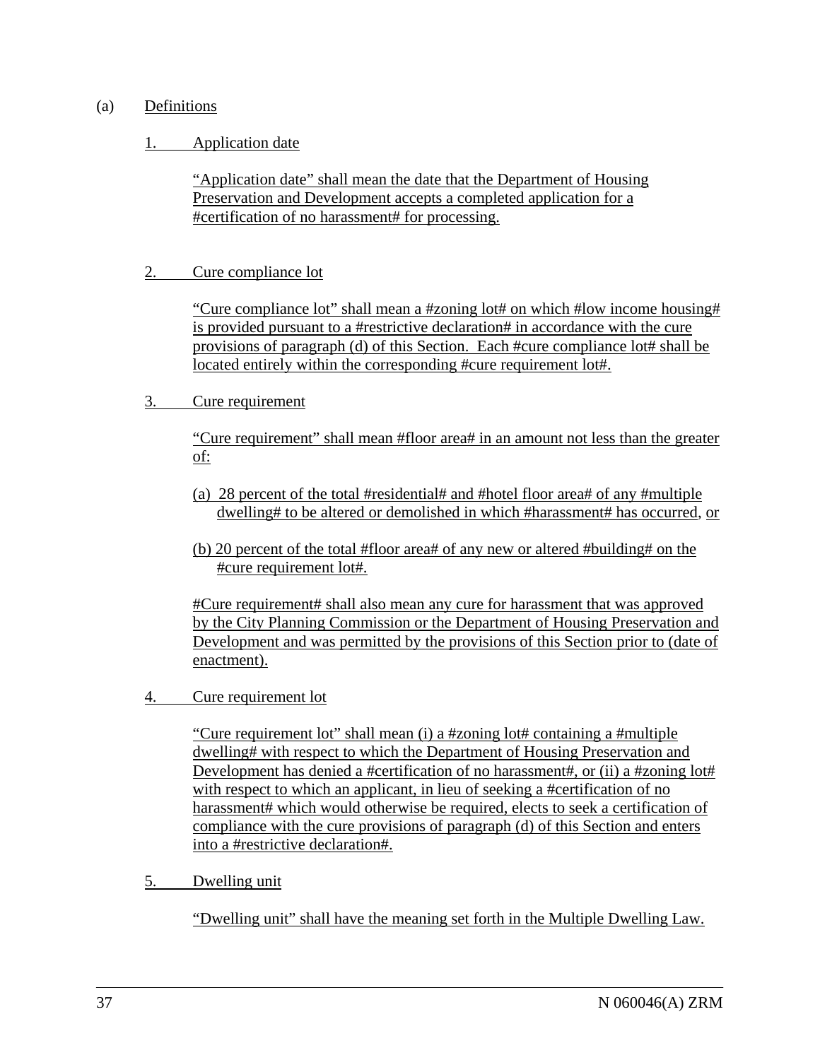(a) Definitions

1. Application date

"Application date" shall mean the date that the Department of Housing Preservation and Development accepts a completed application for a #certification of no harassment# for processing.

2. Cure compliance lot

"Cure compliance lot" shall mean a #zoning lot# on which #low income housing# is provided pursuant to a #restrictive declaration# in accordance with the cure provisions of paragraph (d) of this Section. Each #cure compliance lot# shall be located entirely within the corresponding #cure requirement lot#.

3. Cure requirement

"Cure requirement" shall mean #floor area# in an amount not less than the greater of:

(a) 28 percent of the total #residential# and #hotel floor area# of any #multiple dwelling# to be altered or demolished in which #harassment# has occurred, or

(b) 20 percent of the total #floor area# of any new or altered #building# on the #cure requirement lot#.

#Cure requirement# shall also mean any cure for harassment that was approved by the City Planning Commission or the Department of Housing Preservation and Development and was permitted by the provisions of this Section prior to (date of enactment).

4. Cure requirement lot

"Cure requirement lot" shall mean (i) a #zoning lot# containing a #multiple dwelling# with respect to which the Department of Housing Preservation and Development has denied a #certification of no harassment#, or (ii) a #zoning lot# with respect to which an applicant, in lieu of seeking a #certification of no harassment# which would otherwise be required, elects to seek a certification of compliance with the cure provisions of paragraph (d) of this Section and enters into a #restrictive declaration#.

5. Dwelling unit

"Dwelling unit" shall have the meaning set forth in the Multiple Dwelling Law.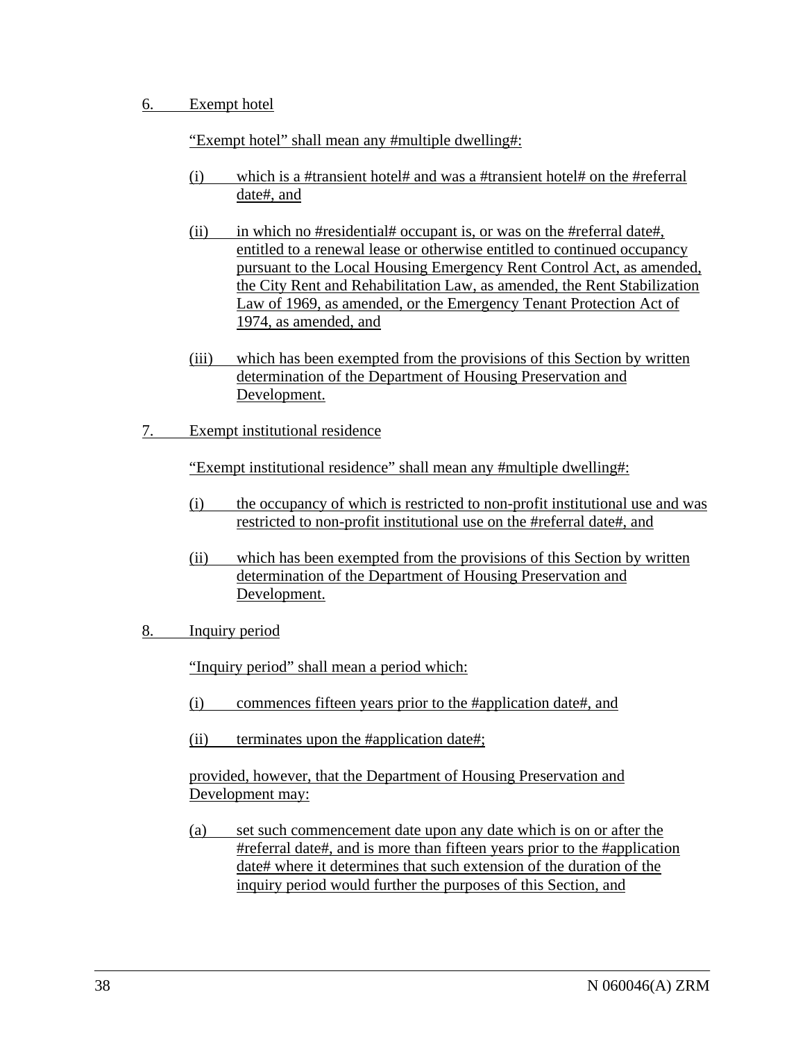6. Exempt hotel

"Exempt hotel" shall mean any #multiple dwelling#:

(i) which is a #transient hotel# and was a #transient hotel# on the #referral date#, and

(ii) in which no #residential# occupant is, or was on the #referral date#, entitled to a renewal lease or otherwise entitled to continued occupancy pursuant to the Local Housing Emergency Rent Control Act, as amended, the City Rent and Rehabilitation Law, as amended, the Rent Stabilization Law of 1969, as amended, or the Emergency Tenant Protection Act of 1974, as amended, and

(iii) which has been exempted from the provisions of this Section by written determination of the Department of Housing Preservation and Development.

7. Exempt institutional residence

"Exempt institutional residence" shall mean any #multiple dwelling#:

(i) the occupancy of which is restricted to non-profit institutional use and was restricted to non-profit institutional use on the #referral date#, and

(ii) which has been exempted from the provisions of this Section by written determination of the Department of Housing Preservation and Development.

8. Inquiry period

"Inquiry period" shall mean a period which:

(i) commences fifteen years prior to the #application date#, and

(ii) terminates upon the #application date#;

provided, however, that the Department of Housing Preservation and Development may:

(a) set such commencement date upon any date which is on or after the #referral date#, and is more than fifteen years prior to the #application date# where it determines that such extension of the duration of the inquiry period would further the purposes of this Section, and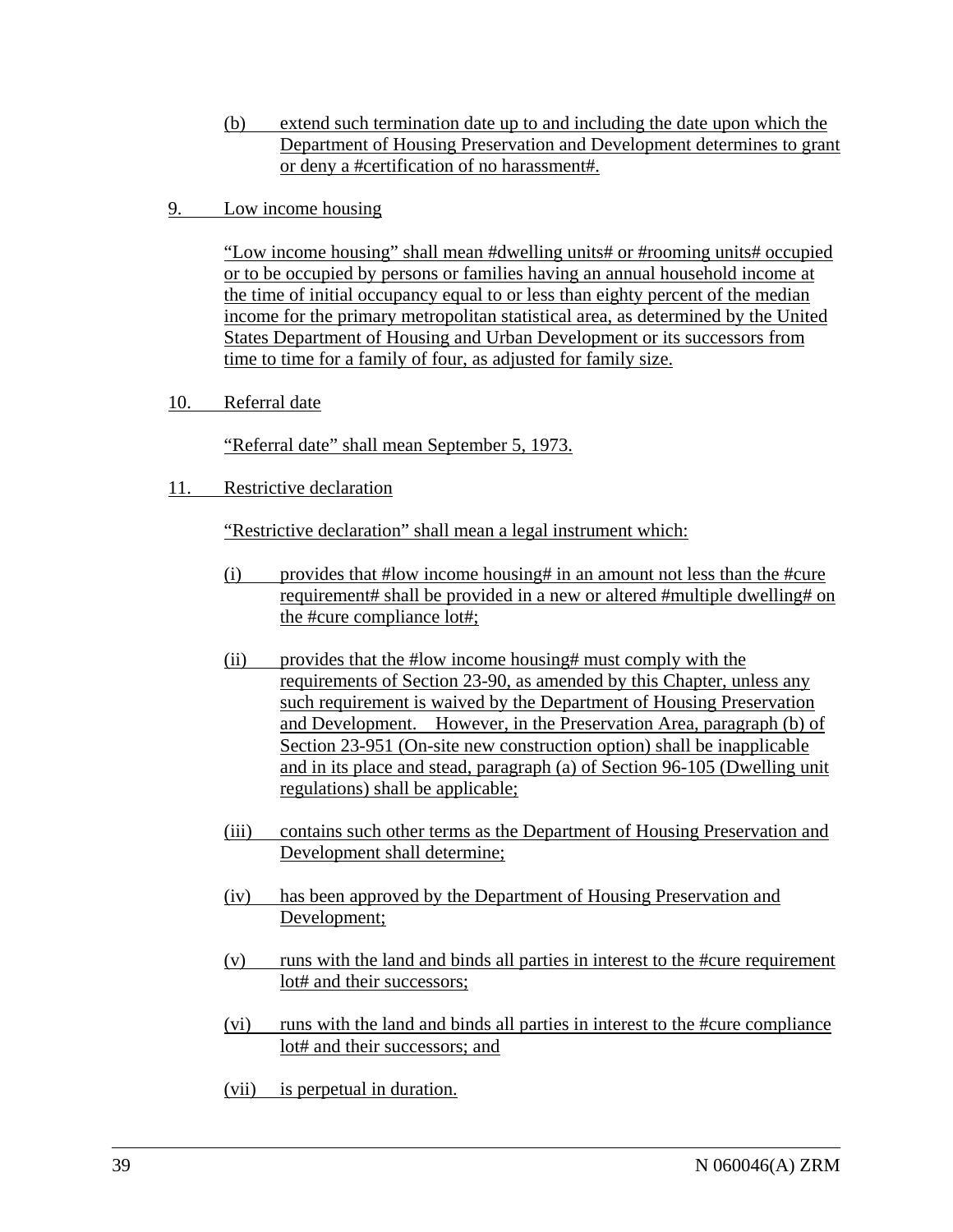(b) extend such termination date up to and including the date upon which the Department of Housing Preservation and Development determines to grant or deny a #certification of no harassment#.

9. Low income housing

"Low income housing" shall mean #dwelling units# or #rooming units# occupied or to be occupied by persons or families having an annual household income at the time of initial occupancy equal to or less than eighty percent of the median income for the primary metropolitan statistical area, as determined by the United States Department of Housing and Urban Development or its successors from time to time for a family of four, as adjusted for family size.

10. Referral date

"Referral date" shall mean September 5, 1973.

11. Restrictive declaration

"Restrictive declaration" shall mean a legal instrument which:

(i) provides that #low income housing# in an amount not less than the #cure requirement# shall be provided in a new or altered #multiple dwelling# on the #cure compliance lot#;

(ii) provides that the #low income housing# must comply with the requirements of Section 23-90, as amended by this Chapter, unless any such requirement is waived by the Department of Housing Preservation and Development. However, in the Preservation Area, paragraph (b) of Section 23-951 (On-site new construction option) shall be inapplicable and in its place and stead, paragraph (a) of Section 96-105 (Dwelling unit regulations) shall be applicable;

(iii) contains such other terms as the Department of Housing Preservation and Development shall determine;

(iv) has been approved by the Department of Housing Preservation and Development;

(v) runs with the land and binds all parties in interest to the #cure requirement lot# and their successors;

(vi) runs with the land and binds all parties in interest to the #cure compliance lot# and their successors; and

(vii) is perpetual in duration.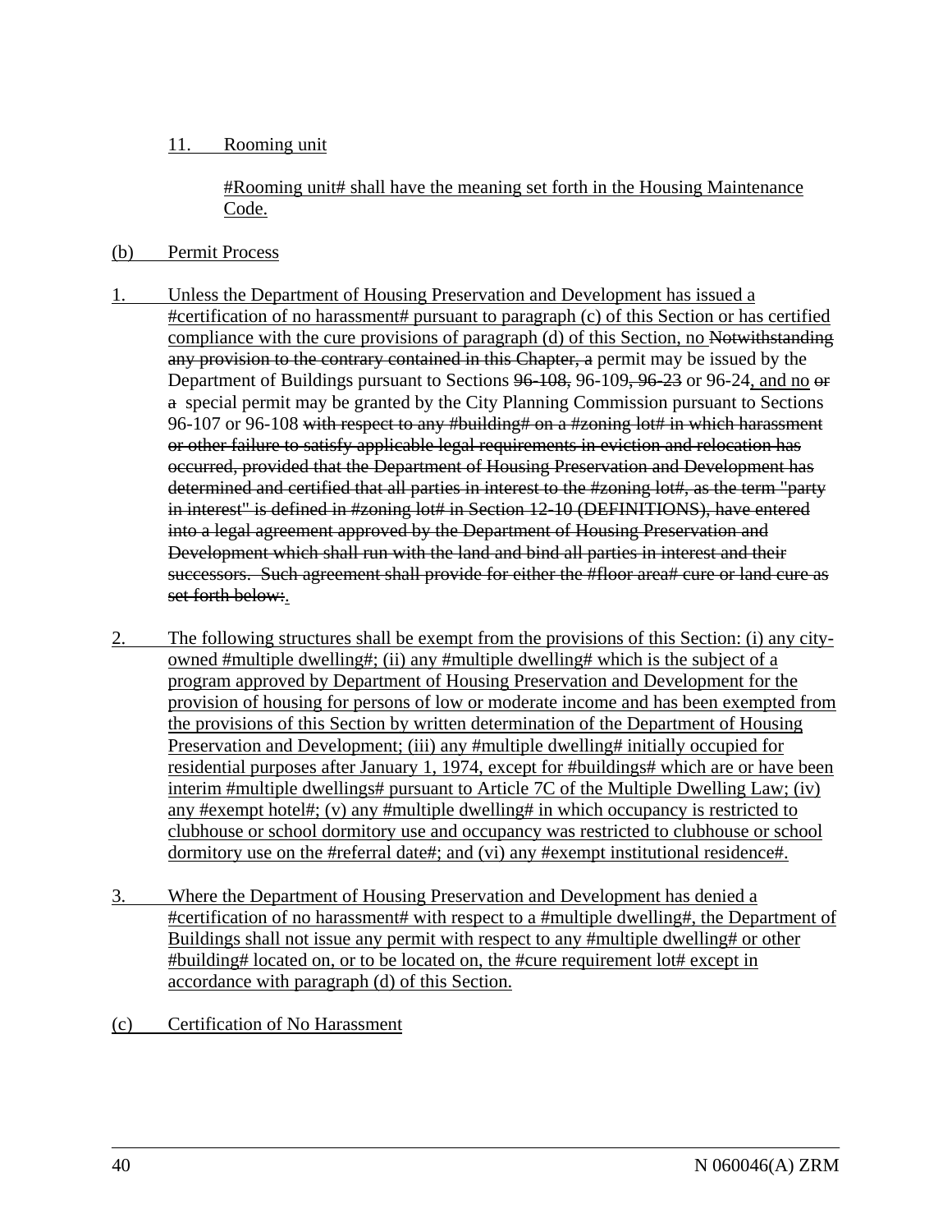11. Rooming unit

#Rooming unit# shall have the meaning set forth in the Housing Maintenance Code.

(b) Permit Process

1. Unless the Department of Housing Preservation and Development has issued a #certification of no harassment# pursuant to paragraph (c) of this Section or has certified compliance with the cure provisions of paragraph (d) of this Section, no ~~Notwithstanding any provision to the contrary contained in this Chapter, a~~ permit may be issued by the Department of Buildings pursuant to Sections ~~96-108,~~ 96-109~~, 96-23~~ or 96-24, and no ~~or a~~ special permit may be granted by the City Planning Commission pursuant to Sections 96-107 or 96-108 ~~with respect to any #building# on a #zoning lot# in which harassment or other failure to satisfy applicable legal requirements in eviction and relocation has occurred, provided that the Department of Housing Preservation and Development has determined and certified that all parties in interest to the #zoning lot#, as the term "party in interest" is defined in #zoning lot# in Section 12-10 (DEFINITIONS), have entered into a legal agreement approved by the Department of Housing Preservation and Development which shall run with the land and bind all parties in interest and their successors. Such agreement shall provide for either the #floor area# cure or land cure as set forth below:~~.

2. The following structures shall be exempt from the provisions of this Section: (i) any city-owned #multiple dwelling#; (ii) any #multiple dwelling# which is the subject of a program approved by Department of Housing Preservation and Development for the provision of housing for persons of low or moderate income and has been exempted from the provisions of this Section by written determination of the Department of Housing Preservation and Development; (iii) any #multiple dwelling# initially occupied for residential purposes after January 1, 1974, except for #buildings# which are or have been interim #multiple dwellings# pursuant to Article 7C of the Multiple Dwelling Law; (iv) any #exempt hotel#; (v) any #multiple dwelling# in which occupancy is restricted to clubhouse or school dormitory use and occupancy was restricted to clubhouse or school dormitory use on the #referral date#; and (vi) any #exempt institutional residence#.

3. Where the Department of Housing Preservation and Development has denied a #certification of no harassment# with respect to a #multiple dwelling#, the Department of Buildings shall not issue any permit with respect to any #multiple dwelling# or other #building# located on, or to be located on, the #cure requirement lot# except in accordance with paragraph (d) of this Section.

(c) Certification of No Harassment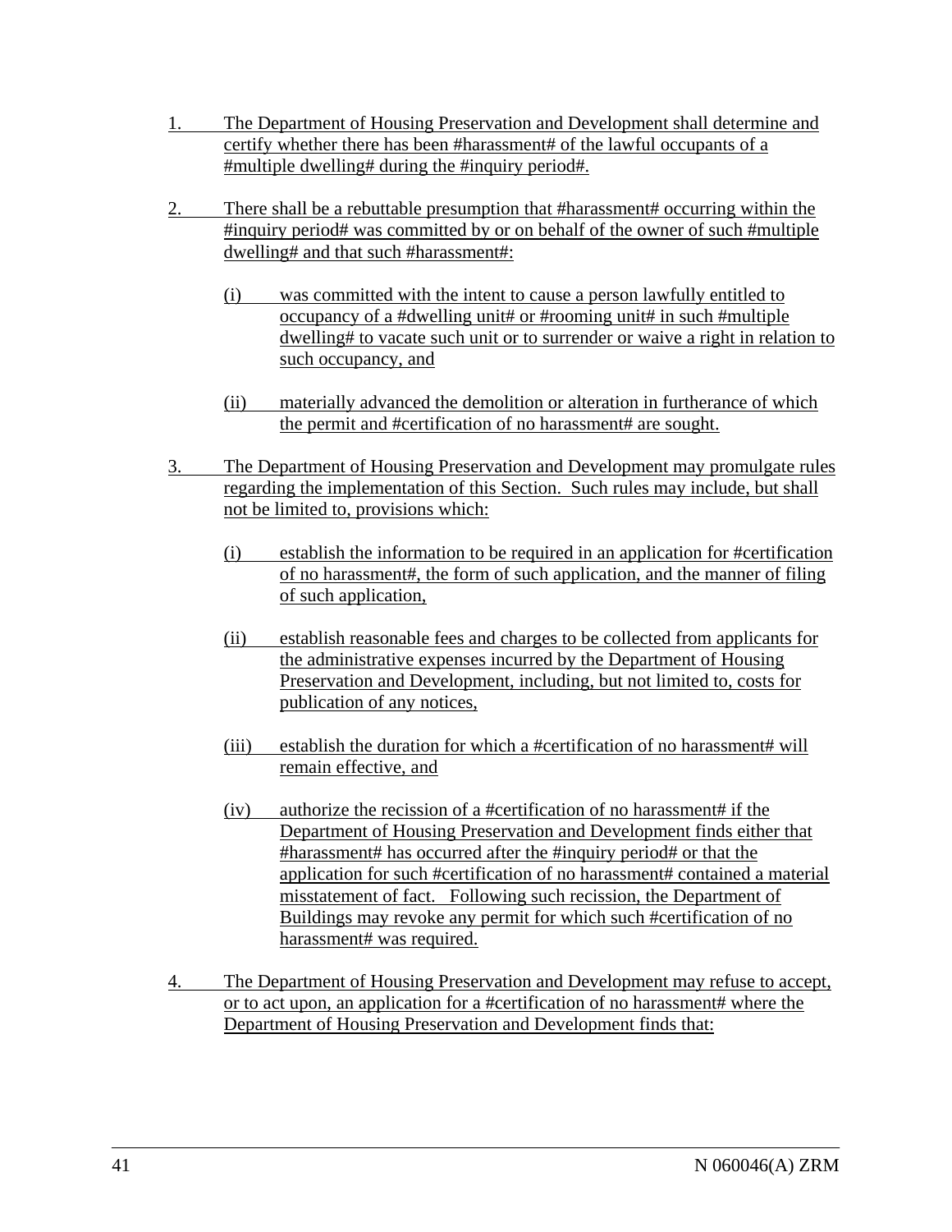1. The Department of Housing Preservation and Development shall determine and certify whether there has been #harassment# of the lawful occupants of a #multiple dwelling# during the #inquiry period#.

2. There shall be a rebuttable presumption that #harassment# occurring within the #inquiry period# was committed by or on behalf of the owner of such #multiple dwelling# and that such #harassment#:

   (i) was committed with the intent to cause a person lawfully entitled to occupancy of a #dwelling unit# or #rooming unit# in such #multiple dwelling# to vacate such unit or to surrender or waive a right in relation to such occupancy, and

   (ii) materially advanced the demolition or alteration in furtherance of which the permit and #certification of no harassment# are sought.

3. The Department of Housing Preservation and Development may promulgate rules regarding the implementation of this Section. Such rules may include, but shall not be limited to, provisions which:

   (i) establish the information to be required in an application for #certification of no harassment#, the form of such application, and the manner of filing of such application,

   (ii) establish reasonable fees and charges to be collected from applicants for the administrative expenses incurred by the Department of Housing Preservation and Development, including, but not limited to, costs for publication of any notices,

   (iii) establish the duration for which a #certification of no harassment# will remain effective, and

   (iv) authorize the recission of a #certification of no harassment# if the Department of Housing Preservation and Development finds either that #harassment# has occurred after the #inquiry period# or that the application for such #certification of no harassment# contained a material misstatement of fact. Following such recission, the Department of Buildings may revoke any permit for which such #certification of no harassment# was required.

4. The Department of Housing Preservation and Development may refuse to accept, or to act upon, an application for a #certification of no harassment# where the Department of Housing Preservation and Development finds that: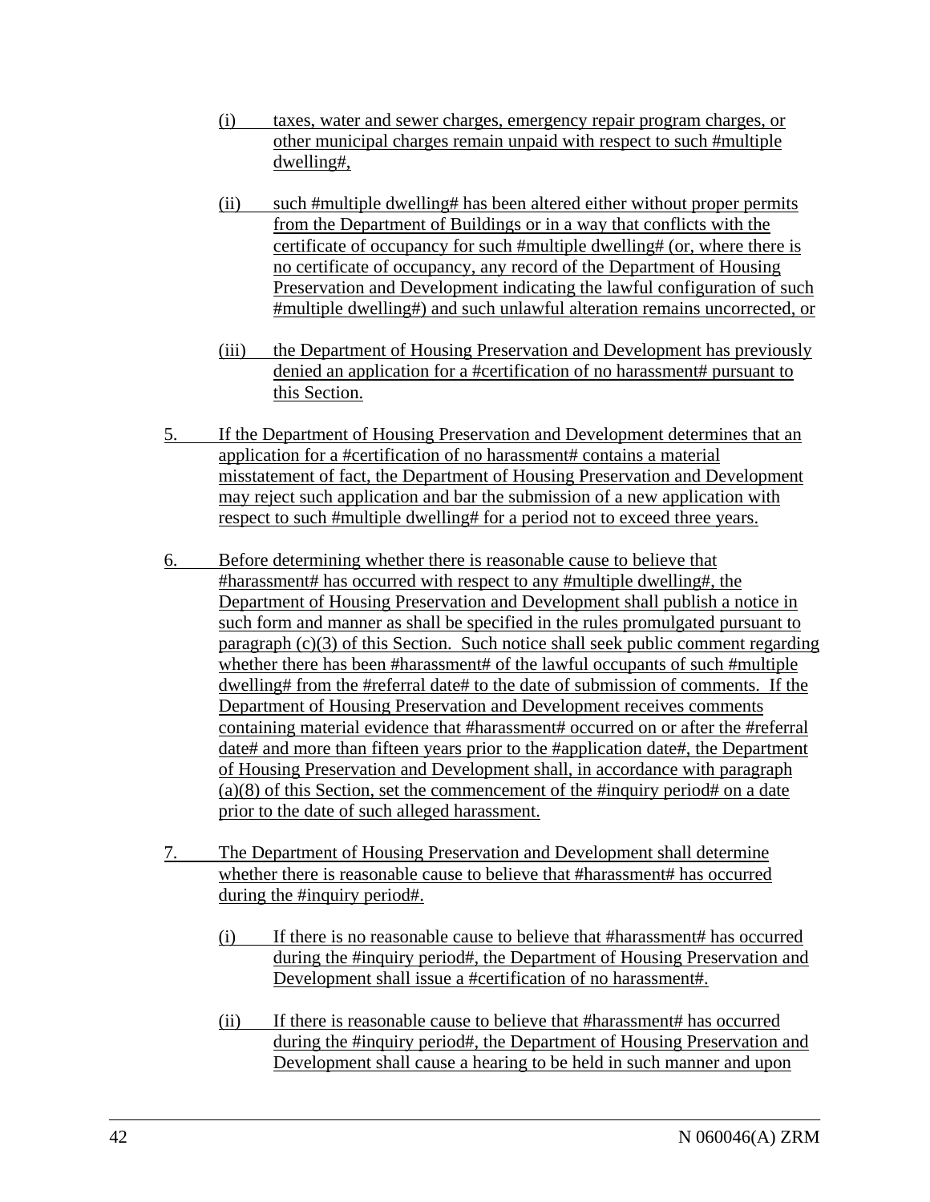(i) taxes, water and sewer charges, emergency repair program charges, or other municipal charges remain unpaid with respect to such #multiple dwelling#,

(ii) such #multiple dwelling# has been altered either without proper permits from the Department of Buildings or in a way that conflicts with the certificate of occupancy for such #multiple dwelling# (or, where there is no certificate of occupancy, any record of the Department of Housing Preservation and Development indicating the lawful configuration of such #multiple dwelling#) and such unlawful alteration remains uncorrected, or

(iii) the Department of Housing Preservation and Development has previously denied an application for a #certification of no harassment# pursuant to this Section.

5. If the Department of Housing Preservation and Development determines that an application for a #certification of no harassment# contains a material misstatement of fact, the Department of Housing Preservation and Development may reject such application and bar the submission of a new application with respect to such #multiple dwelling# for a period not to exceed three years.

6. Before determining whether there is reasonable cause to believe that #harassment# has occurred with respect to any #multiple dwelling#, the Department of Housing Preservation and Development shall publish a notice in such form and manner as shall be specified in the rules promulgated pursuant to paragraph (c)(3) of this Section. Such notice shall seek public comment regarding whether there has been #harassment# of the lawful occupants of such #multiple dwelling# from the #referral date# to the date of submission of comments. If the Department of Housing Preservation and Development receives comments containing material evidence that #harassment# occurred on or after the #referral date# and more than fifteen years prior to the #application date#, the Department of Housing Preservation and Development shall, in accordance with paragraph (a)(8) of this Section, set the commencement of the #inquiry period# on a date prior to the date of such alleged harassment.

7. The Department of Housing Preservation and Development shall determine whether there is reasonable cause to believe that #harassment# has occurred during the #inquiry period#.

(i) If there is no reasonable cause to believe that #harassment# has occurred during the #inquiry period#, the Department of Housing Preservation and Development shall issue a #certification of no harassment#.

(ii) If there is reasonable cause to believe that #harassment# has occurred during the #inquiry period#, the Department of Housing Preservation and Development shall cause a hearing to be held in such manner and upon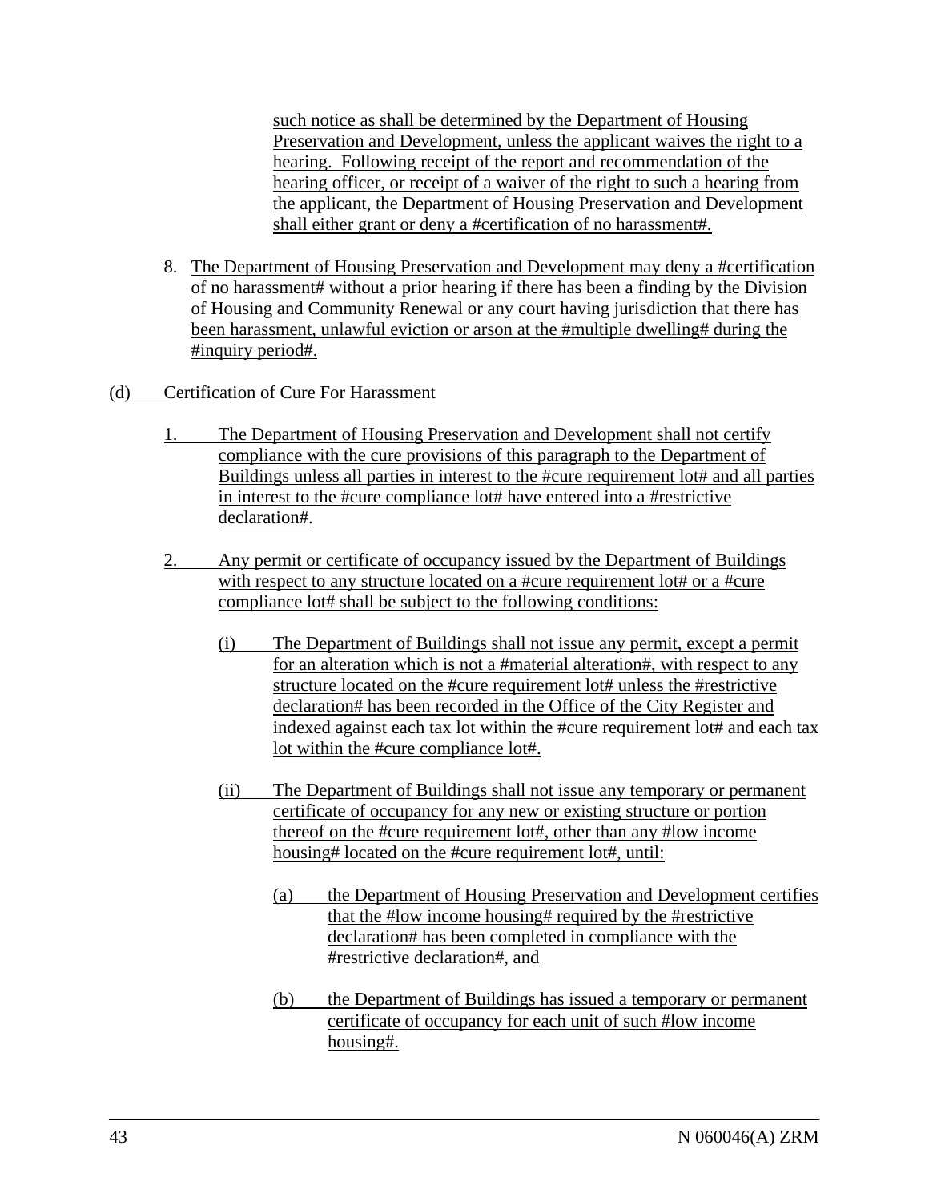such notice as shall be determined by the Department of Housing Preservation and Development, unless the applicant waives the right to a hearing. Following receipt of the report and recommendation of the hearing officer, or receipt of a waiver of the right to such a hearing from the applicant, the Department of Housing Preservation and Development shall either grant or deny a #certification of no harassment#.

8. The Department of Housing Preservation and Development may deny a #certification of no harassment# without a prior hearing if there has been a finding by the Division of Housing and Community Renewal or any court having jurisdiction that there has been harassment, unlawful eviction or arson at the #multiple dwelling# during the #inquiry period#.

(d) Certification of Cure For Harassment

1. The Department of Housing Preservation and Development shall not certify compliance with the cure provisions of this paragraph to the Department of Buildings unless all parties in interest to the #cure requirement lot# and all parties in interest to the #cure compliance lot# have entered into a #restrictive declaration#.

2. Any permit or certificate of occupancy issued by the Department of Buildings with respect to any structure located on a #cure requirement lot# or a #cure compliance lot# shall be subject to the following conditions:

   (i) The Department of Buildings shall not issue any permit, except a permit for an alteration which is not a #material alteration#, with respect to any structure located on the #cure requirement lot# unless the #restrictive declaration# has been recorded in the Office of the City Register and indexed against each tax lot within the #cure requirement lot# and each tax lot within the #cure compliance lot#.

   (ii) The Department of Buildings shall not issue any temporary or permanent certificate of occupancy for any new or existing structure or portion thereof on the #cure requirement lot#, other than any #low income housing# located on the #cure requirement lot#, until:

      (a) the Department of Housing Preservation and Development certifies that the #low income housing# required by the #restrictive declaration# has been completed in compliance with the #restrictive declaration#, and

      (b) the Department of Buildings has issued a temporary or permanent certificate of occupancy for each unit of such #low income housing#.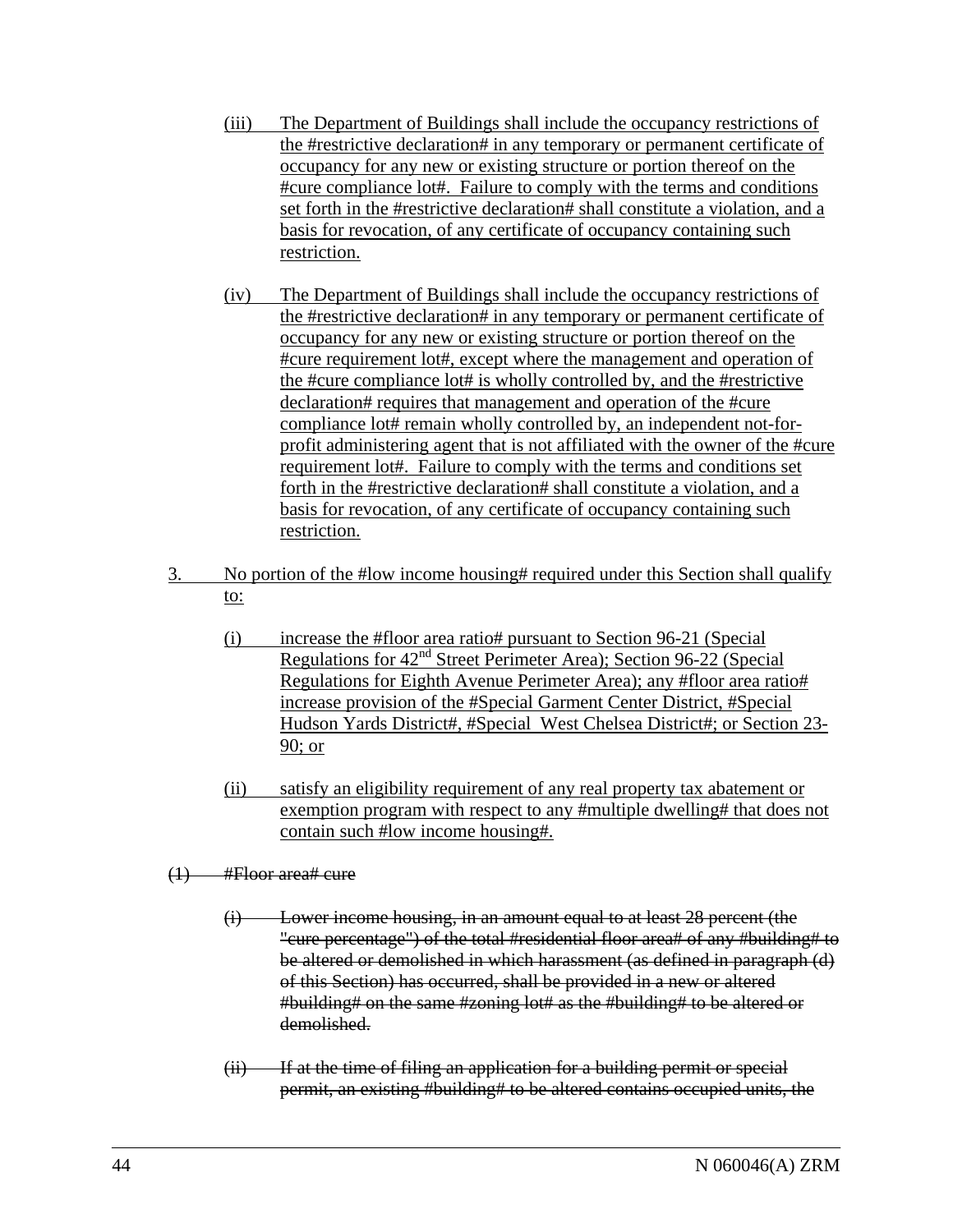(iii) The Department of Buildings shall include the occupancy restrictions of the #restrictive declaration# in any temporary or permanent certificate of occupancy for any new or existing structure or portion thereof on the #cure compliance lot#. Failure to comply with the terms and conditions set forth in the #restrictive declaration# shall constitute a violation, and a basis for revocation, of any certificate of occupancy containing such restriction.

(iv) The Department of Buildings shall include the occupancy restrictions of the #restrictive declaration# in any temporary or permanent certificate of occupancy for any new or existing structure or portion thereof on the #cure requirement lot#, except where the management and operation of the #cure compliance lot# is wholly controlled by, and the #restrictive declaration# requires that management and operation of the #cure compliance lot# remain wholly controlled by, an independent not-for-profit administering agent that is not affiliated with the owner of the #cure requirement lot#. Failure to comply with the terms and conditions set forth in the #restrictive declaration# shall constitute a violation, and a basis for revocation, of any certificate of occupancy containing such restriction.

3. No portion of the #low income housing# required under this Section shall qualify to:

(i) increase the #floor area ratio# pursuant to Section 96-21 (Special Regulations for 42nd Street Perimeter Area); Section 96-22 (Special Regulations for Eighth Avenue Perimeter Area); any #floor area ratio# increase provision of the #Special Garment Center District, #Special Hudson Yards District#, #Special West Chelsea District#; or Section 23-90; or

(ii) satisfy an eligibility requirement of any real property tax abatement or exemption program with respect to any #multiple dwelling# that does not contain such #low income housing#.

~~(1) #Floor area# cure~~

~~(i) Lower income housing, in an amount equal to at least 28 percent (the "cure percentage") of the total #residential floor area# of any #building# to be altered or demolished in which harassment (as defined in paragraph (d) of this Section) has occurred, shall be provided in a new or altered #building# on the same #zoning lot# as the #building# to be altered or demolished.~~

~~(ii) If at the time of filing an application for a building permit or special permit, an existing #building# to be altered contains occupied units, the~~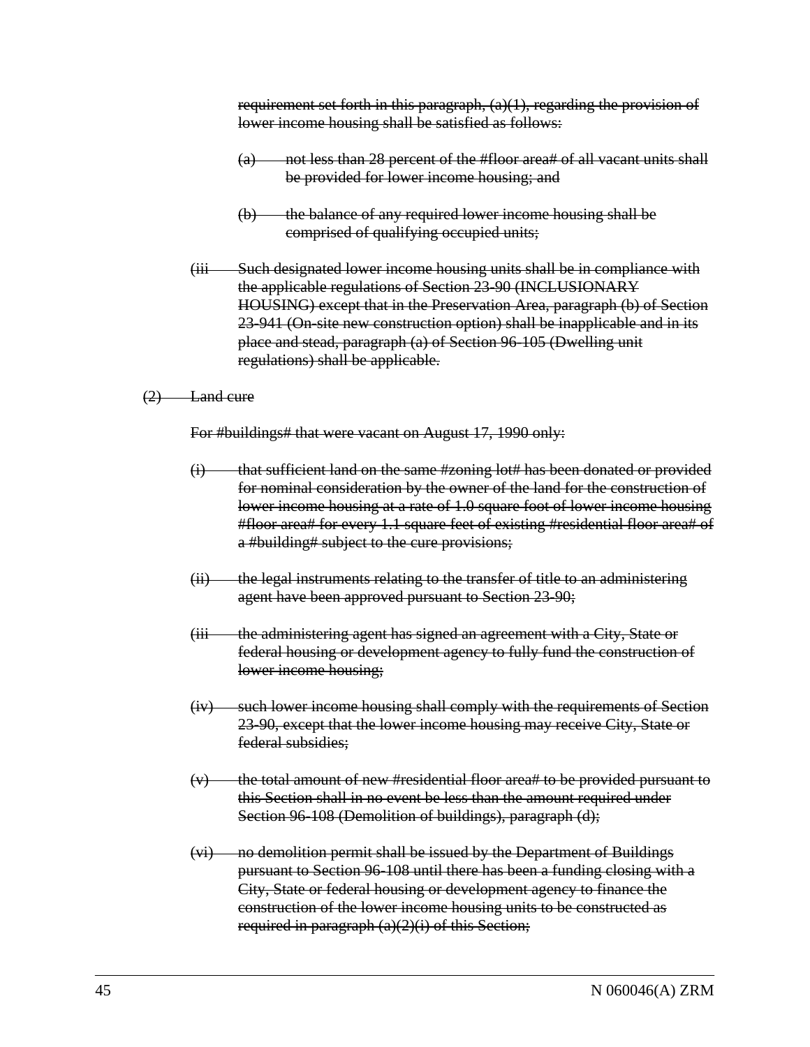~~requirement set forth in this paragraph, (a)(1), regarding the provision of lower income housing shall be satisfied as follows:~~

~~(a) not less than 28 percent of the #floor area# of all vacant units shall be provided for lower income housing; and~~

~~(b) the balance of any required lower income housing shall be comprised of qualifying occupied units;~~

~~(iii Such designated lower income housing units shall be in compliance with the applicable regulations of Section 23-90 (INCLUSIONARY HOUSING) except that in the Preservation Area, paragraph (b) of Section 23-941 (On-site new construction option) shall be inapplicable and in its place and stead, paragraph (a) of Section 96-105 (Dwelling unit regulations) shall be applicable.~~

~~(2) Land cure~~

~~For #buildings# that were vacant on August 17, 1990 only:~~

~~(i) that sufficient land on the same #zoning lot# has been donated or provided for nominal consideration by the owner of the land for the construction of lower income housing at a rate of 1.0 square foot of lower income housing #floor area# for every 1.1 square feet of existing #residential floor area# of a #building# subject to the cure provisions;~~

~~(ii) the legal instruments relating to the transfer of title to an administering agent have been approved pursuant to Section 23-90;~~

~~(iii the administering agent has signed an agreement with a City, State or federal housing or development agency to fully fund the construction of lower income housing;~~

~~(iv) such lower income housing shall comply with the requirements of Section 23-90, except that the lower income housing may receive City, State or federal subsidies;~~

~~(v) the total amount of new #residential floor area# to be provided pursuant to this Section shall in no event be less than the amount required under Section 96-108 (Demolition of buildings), paragraph (d);~~

~~(vi) no demolition permit shall be issued by the Department of Buildings pursuant to Section 96-108 until there has been a funding closing with a City, State or federal housing or development agency to finance the construction of the lower income housing units to be constructed as required in paragraph (a)(2)(i) of this Section;~~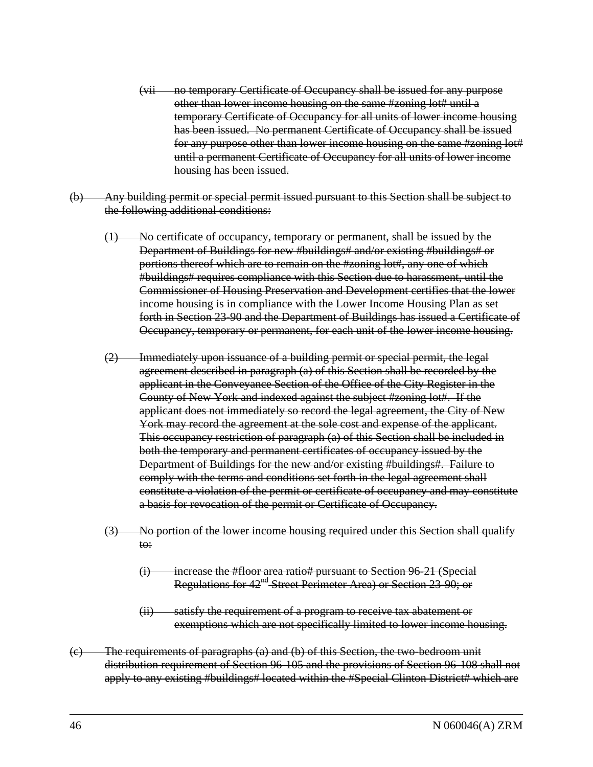~~(vii no temporary Certificate of Occupancy shall be issued for any purpose other than lower income housing on the same #zoning lot# until a temporary Certificate of Occupancy for all units of lower income housing has been issued. No permanent Certificate of Occupancy shall be issued for any purpose other than lower income housing on the same #zoning lot# until a permanent Certificate of Occupancy for all units of lower income housing has been issued.~~

~~(b) Any building permit or special permit issued pursuant to this Section shall be subject to the following additional conditions:~~

~~(1) No certificate of occupancy, temporary or permanent, shall be issued by the Department of Buildings for new #buildings# and/or existing #buildings# or portions thereof which are to remain on the #zoning lot#, any one of which #buildings# requires compliance with this Section due to harassment, until the Commissioner of Housing Preservation and Development certifies that the lower income housing is in compliance with the Lower Income Housing Plan as set forth in Section 23-90 and the Department of Buildings has issued a Certificate of Occupancy, temporary or permanent, for each unit of the lower income housing.~~

~~(2) Immediately upon issuance of a building permit or special permit, the legal agreement described in paragraph (a) of this Section shall be recorded by the applicant in the Conveyance Section of the Office of the City Register in the County of New York and indexed against the subject #zoning lot#. If the applicant does not immediately so record the legal agreement, the City of New York may record the agreement at the sole cost and expense of the applicant. This occupancy restriction of paragraph (a) of this Section shall be included in both the temporary and permanent certificates of occupancy issued by the Department of Buildings for the new and/or existing #buildings#. Failure to comply with the terms and conditions set forth in the legal agreement shall constitute a violation of the permit or certificate of occupancy and may constitute a basis for revocation of the permit or Certificate of Occupancy.~~

~~(3) No portion of the lower income housing required under this Section shall qualify to:~~

~~(i) increase the #floor area ratio# pursuant to Section 96-21 (Special Regulations for 42nd Street Perimeter Area) or Section 23-90; or~~

~~(ii) satisfy the requirement of a program to receive tax abatement or exemptions which are not specifically limited to lower income housing.~~

~~(c) The requirements of paragraphs (a) and (b) of this Section, the two-bedroom unit distribution requirement of Section 96-105 and the provisions of Section 96-108 shall not apply to any existing #buildings# located within the #Special Clinton District# which are~~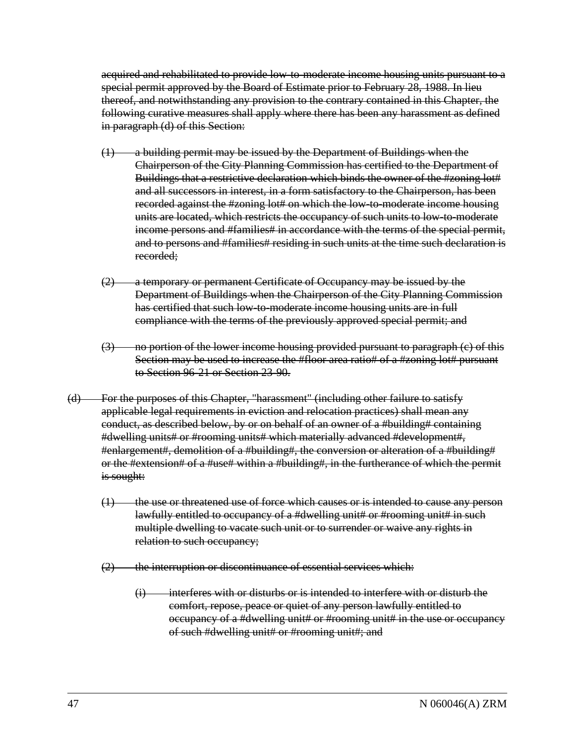~~acquired and rehabilitated to provide low-to-moderate income housing units pursuant to a special permit approved by the Board of Estimate prior to February 28, 1988. In lieu thereof, and notwithstanding any provision to the contrary contained in this Chapter, the following curative measures shall apply where there has been any harassment as defined in paragraph (d) of this Section:~~

~~(1) a building permit may be issued by the Department of Buildings when the Chairperson of the City Planning Commission has certified to the Department of Buildings that a restrictive declaration which binds the owner of the #zoning lot# and all successors in interest, in a form satisfactory to the Chairperson, has been recorded against the #zoning lot# on which the low-to-moderate income housing units are located, which restricts the occupancy of such units to low-to-moderate income persons and #families# in accordance with the terms of the special permit, and to persons and #families# residing in such units at the time such declaration is recorded;~~

~~(2) a temporary or permanent Certificate of Occupancy may be issued by the Department of Buildings when the Chairperson of the City Planning Commission has certified that such low-to-moderate income housing units are in full compliance with the terms of the previously approved special permit; and~~

~~(3) no portion of the lower income housing provided pursuant to paragraph (c) of this Section may be used to increase the #floor area ratio# of a #zoning lot# pursuant to Section 96-21 or Section 23-90.~~

~~(d) For the purposes of this Chapter, "harassment" (including other failure to satisfy applicable legal requirements in eviction and relocation practices) shall mean any conduct, as described below, by or on behalf of an owner of a #building# containing #dwelling units# or #rooming units# which materially advanced #development#, #enlargement#, demolition of a #building#, the conversion or alteration of a #building# or the #extension# of a #use# within a #building#, in the furtherance of which the permit is sought:~~

~~(1) the use or threatened use of force which causes or is intended to cause any person lawfully entitled to occupancy of a #dwelling unit# or #rooming unit# in such multiple dwelling to vacate such unit or to surrender or waive any rights in relation to such occupancy;~~

~~(2) the interruption or discontinuance of essential services which:~~

~~(i) interferes with or disturbs or is intended to interfere with or disturb the comfort, repose, peace or quiet of any person lawfully entitled to occupancy of a #dwelling unit# or #rooming unit# in the use or occupancy of such #dwelling unit# or #rooming unit#; and~~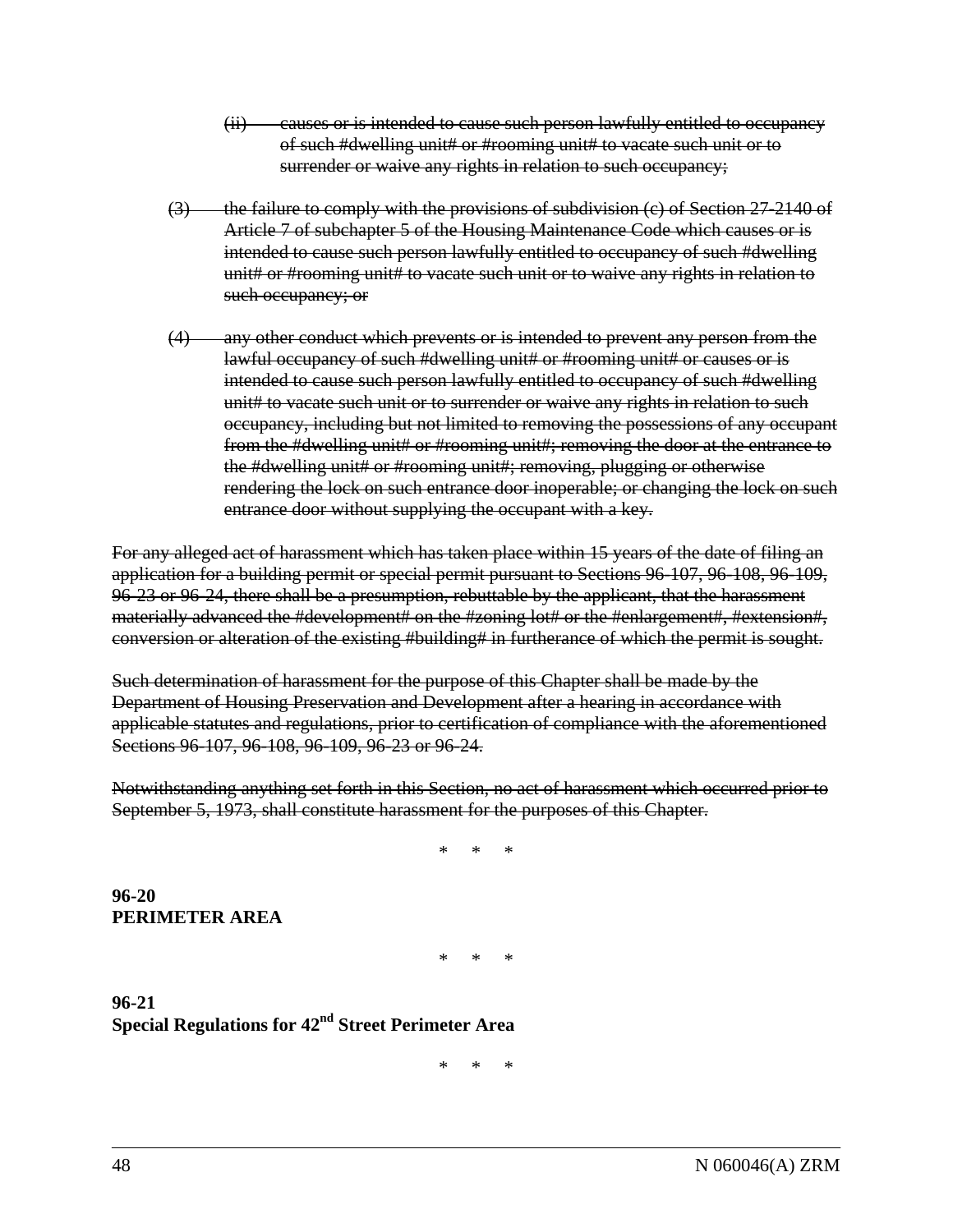~~(ii) causes or is intended to cause such person lawfully entitled to occupancy of such #dwelling unit# or #rooming unit# to vacate such unit or to surrender or waive any rights in relation to such occupancy;~~

~~(3) the failure to comply with the provisions of subdivision (c) of Section 27-2140 of Article 7 of subchapter 5 of the Housing Maintenance Code which causes or is intended to cause such person lawfully entitled to occupancy of such #dwelling unit# or #rooming unit# to vacate such unit or to waive any rights in relation to such occupancy; or~~

~~(4) any other conduct which prevents or is intended to prevent any person from the lawful occupancy of such #dwelling unit# or #rooming unit# or causes or is intended to cause such person lawfully entitled to occupancy of such #dwelling unit# to vacate such unit or to surrender or waive any rights in relation to such occupancy, including but not limited to removing the possessions of any occupant from the #dwelling unit# or #rooming unit#; removing the door at the entrance to the #dwelling unit# or #rooming unit#; removing, plugging or otherwise rendering the lock on such entrance door inoperable; or changing the lock on such entrance door without supplying the occupant with a key.~~

~~For any alleged act of harassment which has taken place within 15 years of the date of filing an application for a building permit or special permit pursuant to Sections 96-107, 96-108, 96-109, 96-23 or 96-24, there shall be a presumption, rebuttable by the applicant, that the harassment materially advanced the #development# on the #zoning lot# or the #enlargement#, #extension#, conversion or alteration of the existing #building# in furtherance of which the permit is sought.~~

~~Such determination of harassment for the purpose of this Chapter shall be made by the Department of Housing Preservation and Development after a hearing in accordance with applicable statutes and regulations, prior to certification of compliance with the aforementioned Sections 96-107, 96-108, 96-109, 96-23 or 96-24.~~

~~Notwithstanding anything set forth in this Section, no act of harassment which occurred prior to September 5, 1973, shall constitute harassment for the purposes of this Chapter.~~

\* \* \*

**96-20**
**PERIMETER AREA**

\* \* \*

**96-21**
**Special Regulations for 42nd Street Perimeter Area**

\* \* \*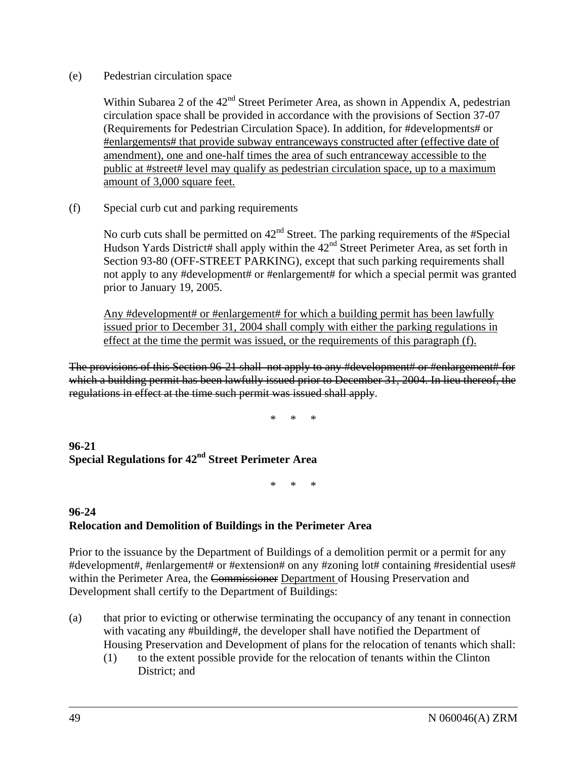(e) Pedestrian circulation space

Within Subarea 2 of the 42nd Street Perimeter Area, as shown in Appendix A, pedestrian circulation space shall be provided in accordance with the provisions of Section 37-07 (Requirements for Pedestrian Circulation Space). In addition, for #developments# or <u>#enlargements# that provide subway entranceways constructed after (effective date of amendment), one and one-half times the area of such entranceway accessible to the public at #street# level may qualify as pedestrian circulation space, up to a maximum amount of 3,000 square feet.</u>

(f) Special curb cut and parking requirements

No curb cuts shall be permitted on 42nd Street. The parking requirements of the #Special Hudson Yards District# shall apply within the 42nd Street Perimeter Area, as set forth in Section 93-80 (OFF-STREET PARKING), except that such parking requirements shall not apply to any #development# or #enlargement# for which a special permit was granted prior to January 19, 2005.

<u>Any #development# or #enlargement# for which a building permit has been lawfully issued prior to December 31, 2004 shall comply with either the parking regulations in effect at the time the permit was issued, or the requirements of this paragraph (f).</u>

~~The provisions of this Section 96-21 shall not apply to any #development# or #enlargement# for which a building permit has been lawfully issued prior to December 31, 2004. In lieu thereof, the regulations in effect at the time such permit was issued shall apply~~.

\* \* \*

**96-21**
**Special Regulations for 42nd Street Perimeter Area**

\* \* \*

**96-24**
**Relocation and Demolition of Buildings in the Perimeter Area**

Prior to the issuance by the Department of Buildings of a demolition permit or a permit for any #development#, #enlargement# or #extension# on any #zoning lot# containing #residential uses# within the Perimeter Area, the ~~Commissioner~~ <u>Department</u> of Housing Preservation and Development shall certify to the Department of Buildings:

(a) that prior to evicting or otherwise terminating the occupancy of any tenant in connection with vacating any #building#, the developer shall have notified the Department of Housing Preservation and Development of plans for the relocation of tenants which shall:
    (1) to the extent possible provide for the relocation of tenants within the Clinton District; and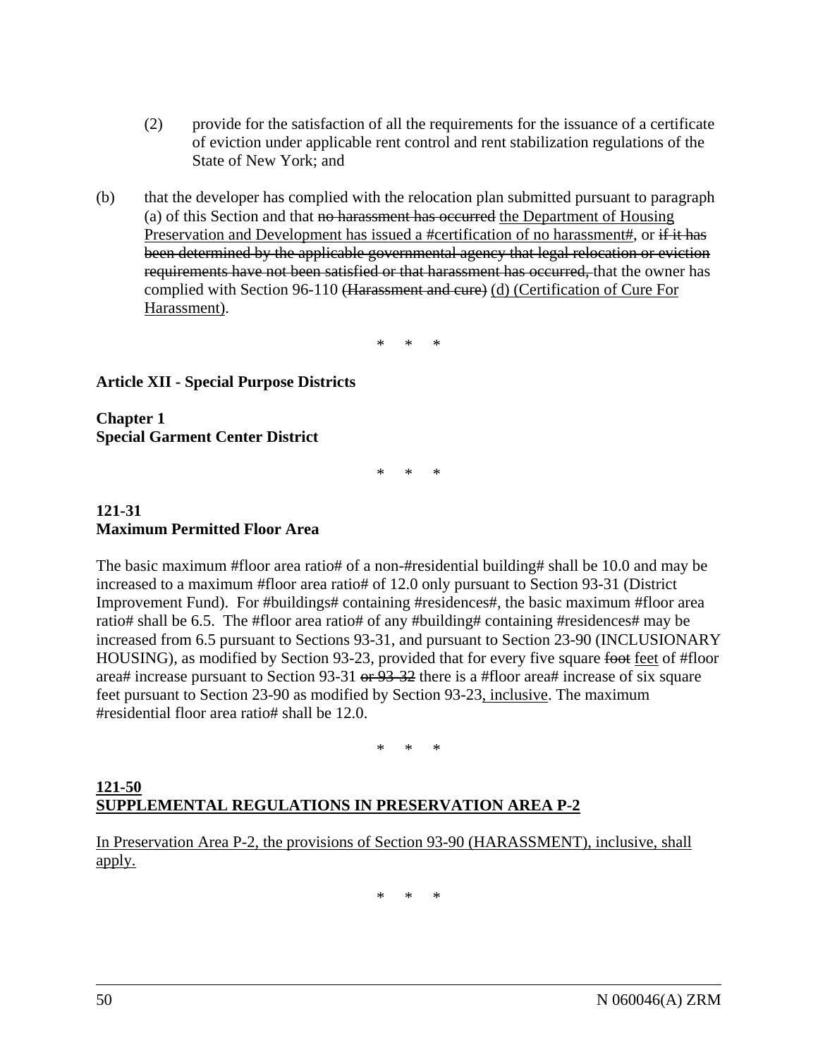(2) provide for the satisfaction of all the requirements for the issuance of a certificate of eviction under applicable rent control and rent stabilization regulations of the State of New York; and

(b) that the developer has complied with the relocation plan submitted pursuant to paragraph (a) of this Section and that ~~no harassment has occurred~~ <u>the Department of Housing Preservation and Development has issued a #certification of no harassment#</u>, or ~~if it has been determined by the applicable governmental agency that legal relocation or eviction requirements have not been satisfied or that harassment has occurred,~~ that the owner has complied with Section 96-110 ~~(Harassment and cure)~~ <u>(d) (Certification of Cure For Harassment)</u>.

\* \* \*

**Article XII - Special Purpose Districts**

**Chapter 1**
**Special Garment Center District**

\* \* \*

**121-31**
**Maximum Permitted Floor Area**

The basic maximum #floor area ratio# of a non-#residential building# shall be 10.0 and may be increased to a maximum #floor area ratio# of 12.0 only pursuant to Section 93-31 (District Improvement Fund). For #buildings# containing #residences#, the basic maximum #floor area ratio# shall be 6.5. The #floor area ratio# of any #building# containing #residences# may be increased from 6.5 pursuant to Sections 93-31, and pursuant to Section 23-90 (INCLUSIONARY HOUSING), as modified by Section 93-23, provided that for every five square ~~foot~~ <u>feet</u> of #floor area# increase pursuant to Section 93-31 ~~or 93-32~~ there is a #floor area# increase of six square feet pursuant to Section 23-90 as modified by Section 93-23<u>, inclusive</u>. The maximum #residential floor area ratio# shall be 12.0.

\* \* \*

<u>**121-50**</u>
<u>**SUPPLEMENTAL REGULATIONS IN PRESERVATION AREA P-2**</u>

<u>In Preservation Area P-2, the provisions of Section 93-90 (HARASSMENT), inclusive, shall apply.</u>

\* \* \*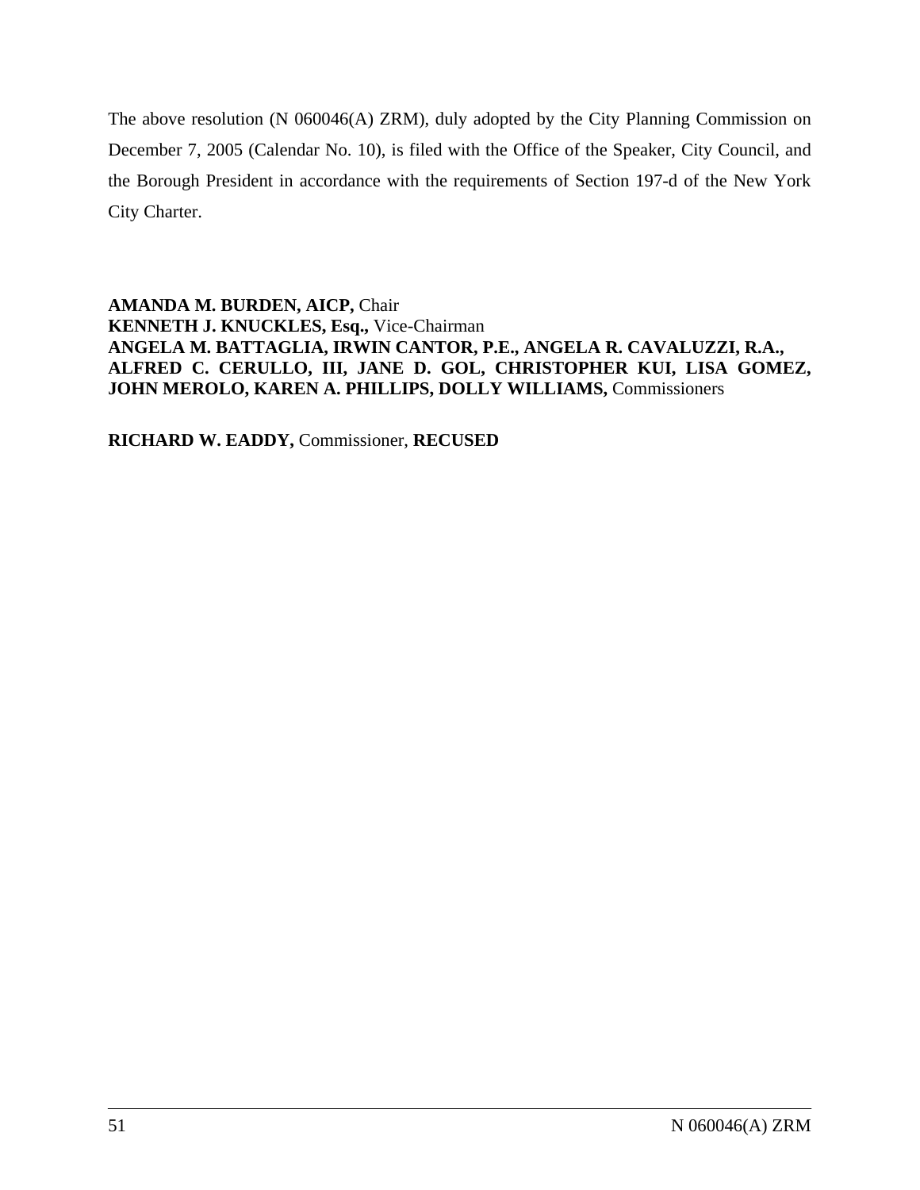The above resolution (N 060046(A) ZRM), duly adopted by the City Planning Commission on December 7, 2005 (Calendar No. 10), is filed with the Office of the Speaker, City Council, and the Borough President in accordance with the requirements of Section 197-d of the New York City Charter.

**AMANDA M. BURDEN, AICP,** Chair
**KENNETH J. KNUCKLES, Esq.,** Vice-Chairman
**ANGELA M. BATTAGLIA, IRWIN CANTOR, P.E., ANGELA R. CAVALUZZI, R.A., ALFRED C. CERULLO, III, JANE D. GOL, CHRISTOPHER KUI, LISA GOMEZ, JOHN MEROLO, KAREN A. PHILLIPS, DOLLY WILLIAMS,** Commissioners

**RICHARD W. EADDY,** Commissioner, **RECUSED**